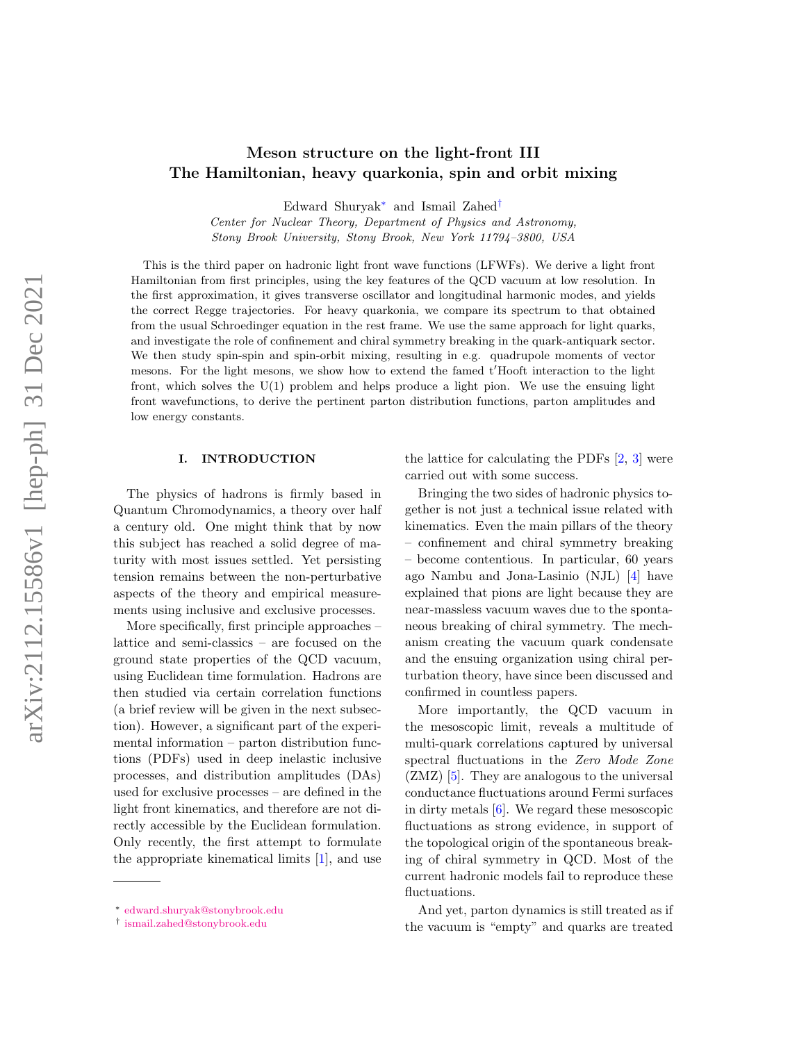# Meson structure on the light-front III
# The Hamiltonian, heavy quarkonia, spin and orbit mixing

Edward Shuryak[*] and Ismail Zahed[†]

*Center for Nuclear Theory, Department of Physics and Astronomy, Stony Brook University, Stony Brook, New York 11794–3800, USA*

This is the third paper on hadronic light front wave functions (LFWFs). We derive a light front Hamiltonian from first principles, using the key features of the QCD vacuum at low resolution. In the first approximation, it gives transverse oscillator and longitudinal harmonic modes, and yields the correct Regge trajectories. For heavy quarkonia, we compare its spectrum to that obtained from the usual Schroedinger equation in the rest frame. We use the same approach for light quarks, and investigate the role of confinement and chiral symmetry breaking in the quark-antiquark sector. We then study spin-spin and spin-orbit mixing, resulting in e.g. quadrupole moments of vector mesons. For the light mesons, we show how to extend the famed t′Hooft interaction to the light front, which solves the U(1) problem and helps produce a light pion. We use the ensuing light front wavefunctions, to derive the pertinent parton distribution functions, parton amplitudes and low energy constants.

## I. INTRODUCTION

The physics of hadrons is firmly based in Quantum Chromodynamics, a theory over half a century old. One might think that by now this subject has reached a solid degree of maturity with most issues settled. Yet persisting tension remains between the non-perturbative aspects of the theory and empirical measurements using inclusive and exclusive processes.

More specifically, first principle approaches – lattice and semi-classics – are focused on the ground state properties of the QCD vacuum, using Euclidean time formulation. Hadrons are then studied via certain correlation functions (a brief review will be given in the next subsection). However, a significant part of the experimental information – parton distribution functions (PDFs) used in deep inelastic inclusive processes, and distribution amplitudes (DAs) used for exclusive processes – are defined in the light front kinematics, and therefore are not directly accessible by the Euclidean formulation. Only recently, the first attempt to formulate the appropriate kinematical limits [1], and use the lattice for calculating the PDFs [2, 3] were carried out with some success.

Bringing the two sides of hadronic physics together is not just a technical issue related with kinematics. Even the main pillars of the theory – confinement and chiral symmetry breaking – become contentious. In particular, 60 years ago Nambu and Jona-Lasinio (NJL) [4] have explained that pions are light because they are near-massless vacuum waves due to the spontaneous breaking of chiral symmetry. The mechanism creating the vacuum quark condensate and the ensuing organization using chiral perturbation theory, have since been discussed and confirmed in countless papers.

More importantly, the QCD vacuum in the mesoscopic limit, reveals a multitude of multi-quark correlations captured by universal spectral fluctuations in the *Zero Mode Zone* (ZMZ) [5]. They are analogous to the universal conductance fluctuations around Fermi surfaces in dirty metals [6]. We regard these mesoscopic fluctuations as strong evidence, in support of the topological origin of the spontaneous breaking of chiral symmetry in QCD. Most of the current hadronic models fail to reproduce these fluctuations.

And yet, parton dynamics is still treated as if the vacuum is "empty" and quarks are treated

---

[*] edward.shuryak@stonybrook.edu
[†] ismail.zahed@stonybrook.edu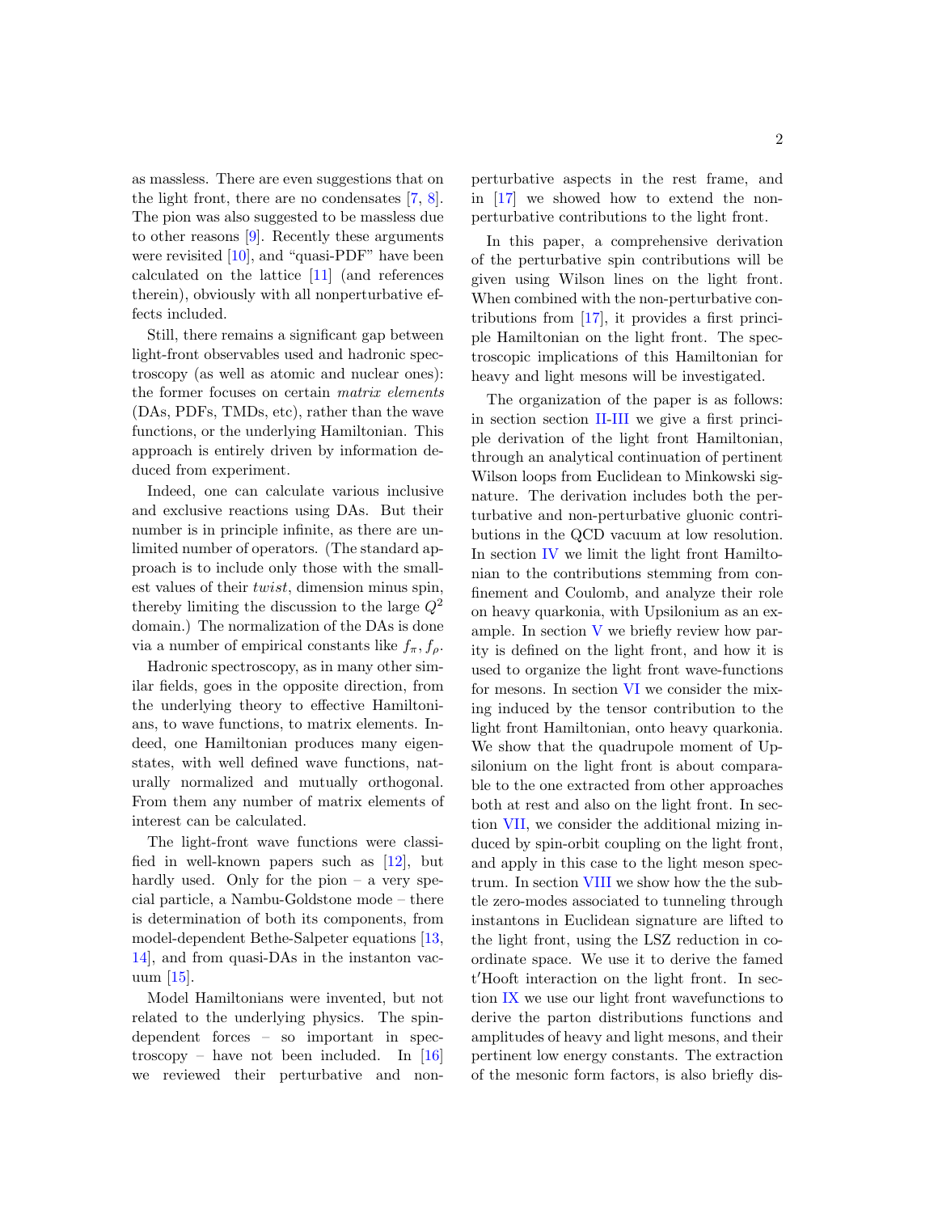as massless. There are even suggestions that on the light front, there are no condensates [7, 8]. The pion was also suggested to be massless due to other reasons [9]. Recently these arguments were revisited [10], and "quasi-PDF" have been calculated on the lattice [11] (and references therein), obviously with all nonperturbative effects included.

Still, there remains a significant gap between light-front observables used and hadronic spectroscopy (as well as atomic and nuclear ones): the former focuses on certain *matrix elements* (DAs, PDFs, TMDs, etc), rather than the wave functions, or the underlying Hamiltonian. This approach is entirely driven by information deduced from experiment.

Indeed, one can calculate various inclusive and exclusive reactions using DAs. But their number is in principle infinite, as there are unlimited number of operators. (The standard approach is to include only those with the smallest values of their *twist*, dimension minus spin, thereby limiting the discussion to the large $Q^2$ domain.) The normalization of the DAs is done via a number of empirical constants like $f_\pi, f_\rho$.

Hadronic spectroscopy, as in many other similar fields, goes in the opposite direction, from the underlying theory to effective Hamiltonians, to wave functions, to matrix elements. Indeed, one Hamiltonian produces many eigenstates, with well defined wave functions, naturally normalized and mutually orthogonal. From them any number of matrix elements of interest can be calculated.

The light-front wave functions were classified in well-known papers such as [12], but hardly used. Only for the pion – a very special particle, a Nambu-Goldstone mode – there is determination of both its components, from model-dependent Bethe-Salpeter equations [13, 14], and from quasi-DAs in the instanton vacuum [15].

Model Hamiltonians were invented, but not related to the underlying physics. The spin-dependent forces – so important in spectroscopy – have not been included. In [16] we reviewed their perturbative and non-perturbative aspects in the rest frame, and in [17] we showed how to extend the non-perturbative contributions to the light front.

In this paper, a comprehensive derivation of the perturbative spin contributions will be given using Wilson lines on the light front. When combined with the non-perturbative contributions from [17], it provides a first principle Hamiltonian on the light front. The spectroscopic implications of this Hamiltonian for heavy and light mesons will be investigated.

The organization of the paper is as follows: in section section II-III we give a first principle derivation of the light front Hamiltonian, through an analytical continuation of pertinent Wilson loops from Euclidean to Minkowski signature. The derivation includes both the perturbative and non-perturbative gluonic contributions in the QCD vacuum at low resolution. In section IV we limit the light front Hamiltonian to the contributions stemming from confinement and Coulomb, and analyze their role on heavy quarkonia, with Upsilonium as an example. In section V we briefly review how parity is defined on the light front, and how it is used to organize the light front wave-functions for mesons. In section VI we consider the mixing induced by the tensor contribution to the light front Hamiltonian, onto heavy quarkonia. We show that the quadrupole moment of Upsilonium on the light front is about comparable to the one extracted from other approaches both at rest and also on the light front. In section VII, we consider the additional mizing induced by spin-orbit coupling on the light front, and apply in this case to the light meson spectrum. In section VIII we show how the the subtle zero-modes associated to tunneling through instantons in Euclidean signature are lifted to the light front, using the LSZ reduction in coordinate space. We use it to derive the famed t'Hooft interaction on the light front. In section IX we use our light front wavefunctions to derive the parton distributions functions and amplitudes of heavy and light mesons, and their pertinent low energy constants. The extraction of the mesonic form factors, is also briefly dis-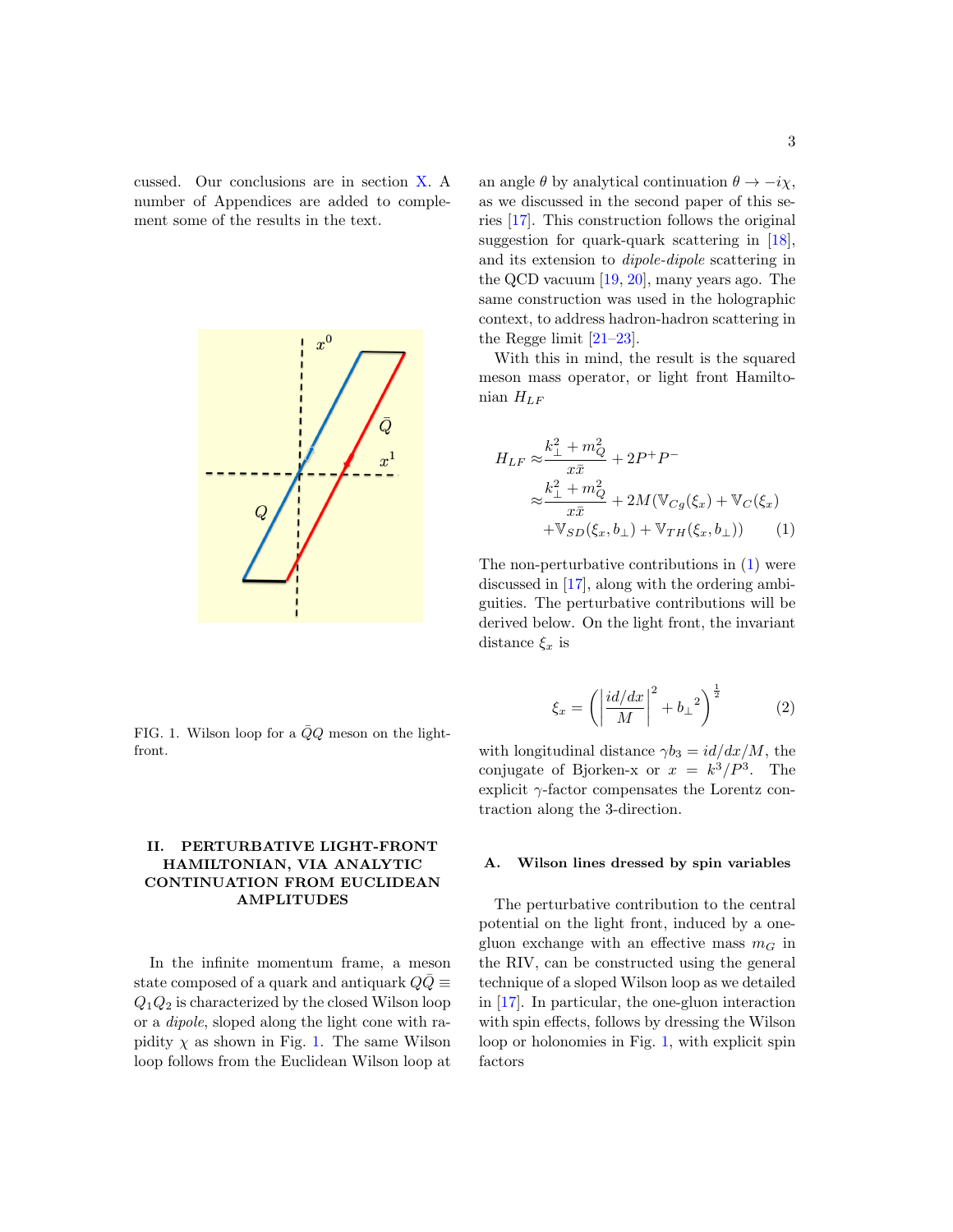cussed. Our conclusions are in section X. A number of Appendices are added to complement some of the results in the text.

FIG. 1. Wilson loop for a $\bar{Q}Q$ meson on the light-front.

## II. PERTURBATIVE LIGHT-FRONT HAMILTONIAN, VIA ANALYTIC CONTINUATION FROM EUCLIDEAN AMPLITUDES

In the infinite momentum frame, a meson state composed of a quark and antiquark $Q\bar{Q} \equiv Q_1Q_2$ is characterized by the closed Wilson loop or a *dipole*, sloped along the light cone with rapidity $\chi$ as shown in Fig. 1. The same Wilson loop follows from the Euclidean Wilson loop at an angle $\theta$ by analytical continuation $\theta \to -i\chi$, as we discussed in the second paper of this series [17]. This construction follows the original suggestion for quark-quark scattering in [18], and its extension to *dipole-dipole* scattering in the QCD vacuum [19, 20], many years ago. The same construction was used in the holographic context, to address hadron-hadron scattering in the Regge limit [21–23].

With this in mind, the result is the squared meson mass operator, or light front Hamiltonian $H_{LF}$

$$
\begin{aligned}
H_{LF} \approx & \frac{k_\perp^2 + m_Q^2}{x\bar{x}} + 2P^+P^- \\
\approx & \frac{k_\perp^2 + m_Q^2}{x\bar{x}} + 2M(\mathbb{V}_{Cg}(\xi_x) + \mathbb{V}_C(\xi_x) \\
& + \mathbb{V}_{SD}(\xi_x, b_\perp) + \mathbb{V}_{TH}(\xi_x, b_\perp))
\end{aligned}
\tag{1}
$$

The non-perturbative contributions in (1) were discussed in [17], along with the ordering ambiguities. The perturbative contributions will be derived below. On the light front, the invariant distance $\xi_x$ is

$$
\xi_x = \left( \left| \frac{id/dx}{M} \right|^2 + {b_\perp}^2 \right)^{\frac{1}{2}}
\tag{2}
$$

with longitudinal distance $\gamma b_3 = id/dx/M$, the conjugate of Bjorken-x or $x = k^3/P^3$. The explicit $\gamma$-factor compensates the Lorentz contraction along the 3-direction.

### A. Wilson lines dressed by spin variables

The perturbative contribution to the central potential on the light front, induced by a one-gluon exchange with an effective mass $m_G$ in the RIV, can be constructed using the general technique of a sloped Wilson loop as we detailed in [17]. In particular, the one-gluon interaction with spin effects, follows by dressing the Wilson loop or holonomies in Fig. 1, with explicit spin factors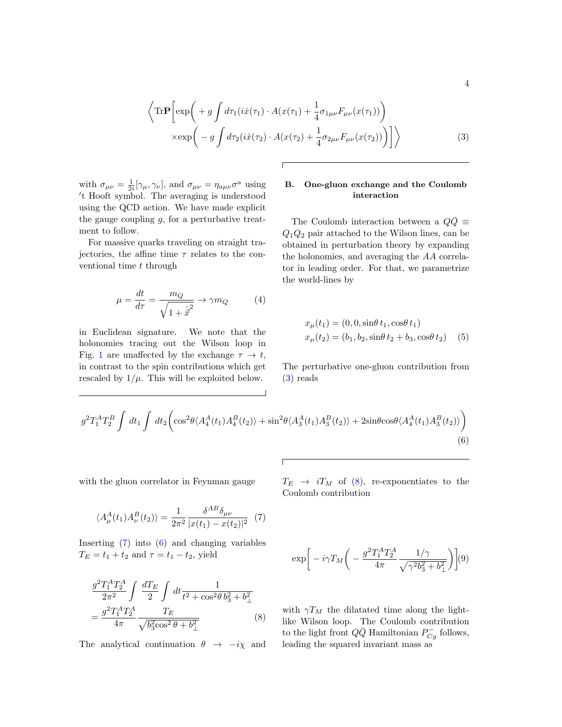$$
\left\langle \mathrm{Tr}\mathbf{P}\left[\exp\left( +g\int d\tau_1 (i\dot{x}(\tau_1)\cdot A(x(\tau_1) + \frac{1}{4}\sigma_{1\mu\nu}F_{\mu\nu}(x(\tau_1))\right) \times\exp\left( -g\int d\tau_2 (i\dot{x}(\tau_2)\cdot A(x(\tau_2) + \frac{1}{4}\sigma_{2\mu\nu}F_{\mu\nu}(x(\tau_2))\right)\right]\right\rangle \tag{3}
$$

with $\sigma_{\mu\nu} = \frac{1}{2i}[\gamma_\mu, \gamma_\nu]$, and $\sigma_{\mu\nu} = \eta_{a\mu\nu}\sigma^a$ using $'$t Hooft symbol. The averaging is understood using the QCD action. We have made explicit the gauge coupling $g$, for a perturbative treatment to follow.

For massive quarks traveling on straight trajectories, the affine time $\tau$ relates to the conventional time $t$ through

$$
\mu = \frac{dt}{d\tau} = \frac{m_Q}{\sqrt{1+\dot{\vec{x}}^2}} \to \gamma m_Q \tag{4}
$$

in Euclidean signature. We note that the holonomies tracing out the Wilson loop in Fig. 1 are unaffected by the exchange $\tau \to t$, in contrast to the spin contributions which get rescaled by $1/\mu$. This will be exploited below.

## B. One-gluon exchange and the Coulomb interaction

The Coulomb interaction between a $Q\bar{Q} \equiv Q_1Q_2$ pair attached to the Wilson lines, can be obtained in perturbation theory by expanding the holonomies, and averaging the $AA$ correlator in leading order. For that, we parametrize the world-lines by

$$
\begin{aligned}
x_\mu(t_1) &= (0, 0, \sin\theta\, t_1, \cos\theta\, t_1) \\
x_\mu(t_2) &= (b_1, b_2, \sin\theta\, t_2 + b_3, \cos\theta\, t_2)
\end{aligned} \tag{5}
$$

The perturbative one-gluon contribution from (3) reads

$$
g^2 T_1^A T_2^B \int dt_1 \int dt_2 \left( \cos^2\theta \langle A_4^A(t_1) A_4^B(t_2)\rangle + \sin^2\theta \langle A_3^A(t_1) A_3^B(t_2)\rangle + 2\sin\theta\cos\theta \langle A_4^A(t_1) A_3^B(t_2)\rangle \right) \tag{6}
$$

with the gluon correlator in Feynman gauge

$$
\langle A_\mu^A(t_1) A_\nu^B(t_2)\rangle = \frac{1}{2\pi^2}\frac{\delta^{AB}\delta_{\mu\nu}}{|x(t_1)-x(t_2)|^2} \tag{7}
$$

Inserting (7) into (6) and changing variables $T_E = t_1 + t_2$ and $\tau = t_1 - t_2$, yield

$$
\begin{aligned}
&\frac{g^2 T_1^A T_2^A}{2\pi^2} \int \frac{dT_E}{2} \int dt \frac{1}{t^2 + \cos^2\theta\, b_3^2 + b_\perp^2} \\
&= \frac{g^2 T_1^A T_2^A}{4\pi} \frac{T_E}{\sqrt{b_3^2 \cos^2\theta + b_\perp^2}}
\end{aligned} \tag{8}
$$

The analytical continuation $\theta \to -i\chi$ and $T_E \to iT_M$ of (8), re-exponentiates to the Coulomb contribution

$$
\exp\left[ -i\gamma T_M \left( -\frac{g^2 T_1^A T_2^A}{4\pi} \frac{1/\gamma}{\sqrt{\gamma^2 b_3^2 + b_\perp^2}} \right)\right] \tag{9}
$$

with $\gamma T_M$ the dilatated time along the light-like Wilson loop. The Coulomb contribution to the light front $Q\bar{Q}$ Hamiltonian $P_{Cg}^-$ follows, leading the squared invariant mass as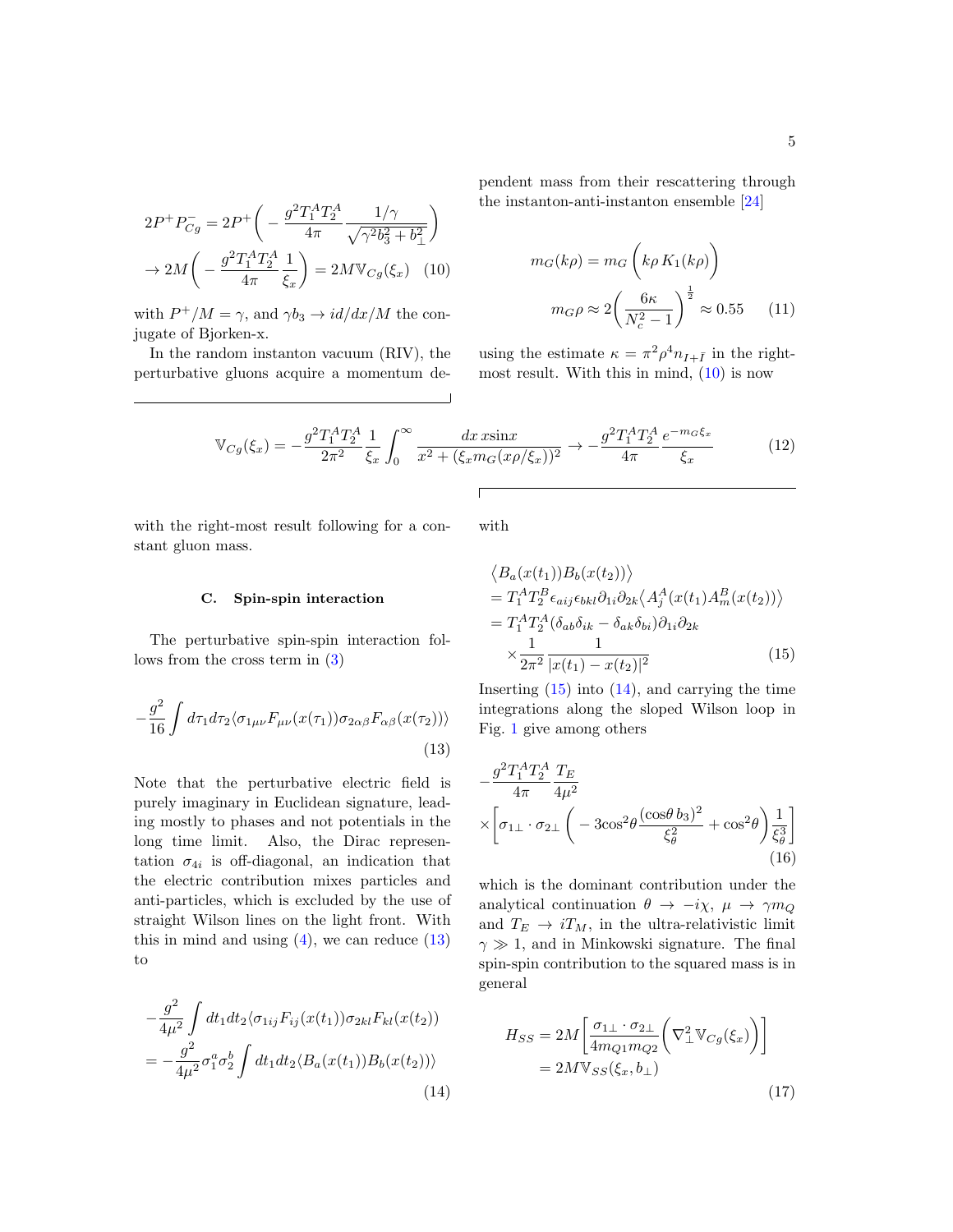$$
\begin{aligned}
2P^+P^-_{Cg} &= 2P^+\bigg(-\frac{g^2T_1^AT_2^A}{4\pi}\frac{1/\gamma}{\sqrt{\gamma^2b_3^2+b_\perp^2}}\bigg)\\
&\to 2M\bigg(-\frac{g^2T_1^AT_2^A}{4\pi}\frac{1}{\xi_x}\bigg) = 2M\mathbb{V}_{Cg}(\xi_x)
\end{aligned}
\tag{10}
$$

with $P^+/M=\gamma$, and $\gamma b_3 \to id/dx/M$ the conjugate of Bjorken-x.

In the random instanton vacuum (RIV), the perturbative gluons acquire a momentum dependent mass from their rescattering through the instanton-anti-instanton ensemble [24]

$$
\begin{aligned}
m_G(k\rho) &= m_G\bigg(k\rho\, K_1(k\rho)\bigg)\\
m_G\rho &\approx 2\bigg(\frac{6\kappa}{N_c^2-1}\bigg)^{\frac{1}{2}} \approx 0.55
\end{aligned}
\tag{11}
$$

using the estimate $\kappa=\pi^2\rho^4 n_{I+\bar I}$ in the right-most result. With this in mind, (10) is now

$$
\mathbb{V}_{Cg}(\xi_x) = -\frac{g^2T_1^AT_2^A}{2\pi^2}\frac{1}{\xi_x}\int_0^\infty \frac{dx\, x\sin x}{x^2+(\xi_x m_G(x\rho/\xi_x))^2} \to -\frac{g^2T_1^AT_2^A}{4\pi}\frac{e^{-m_G\xi_x}}{\xi_x}
\tag{12}
$$

with the right-most result following for a constant gluon mass.

### C. Spin-spin interaction

The perturbative spin-spin interaction follows from the cross term in (3)

$$
-\frac{g^2}{16}\int d\tau_1 d\tau_2 \langle \sigma_{1\mu\nu}F_{\mu\nu}(x(\tau_1))\sigma_{2\alpha\beta}F_{\alpha\beta}(x(\tau_2))\rangle
\tag{13}
$$

Note that the perturbative electric field is purely imaginary in Euclidean signature, leading mostly to phases and not potentials in the long time limit. Also, the Dirac representation $\sigma_{4i}$ is off-diagonal, an indication that the electric contribution mixes particles and anti-particles, which is excluded by the use of straight Wilson lines on the light front. With this in mind and using (4), we can reduce (13) to

$$
\begin{aligned}
&-\frac{g^2}{4\mu^2}\int dt_1 dt_2 \langle \sigma_{1ij}F_{ij}(x(t_1))\sigma_{2kl}F_{kl}(x(t_2))\\
&= -\frac{g^2}{4\mu^2}\sigma_1^a\sigma_2^b\int dt_1dt_2\langle B_a(x(t_1))B_b(x(t_2))\rangle
\end{aligned}
\tag{14}
$$

with

$$
\begin{aligned}
&\big\langle B_a(x(t_1))B_b(x(t_2))\big\rangle\\
&= T_1^AT_2^B\epsilon_{aij}\epsilon_{bkl}\partial_{1i}\partial_{2k}\big\langle A_j^A(x(t_1))A_m^B(x(t_2))\big\rangle\\
&= T_1^AT_2^A(\delta_{ab}\delta_{ik}-\delta_{ak}\delta_{bi})\partial_{1i}\partial_{2k}\\
&\quad\times\frac{1}{2\pi^2}\frac{1}{|x(t_1)-x(t_2)|^2}
\end{aligned}
\tag{15}
$$

Inserting (15) into (14), and carrying the time integrations along the sloped Wilson loop in Fig. 1 give among others

$$
\begin{aligned}
&-\frac{g^2T_1^AT_2^A}{4\pi}\frac{T_E}{4\mu^2}\\
&\times\bigg[\sigma_{1\perp}\cdot\sigma_{2\perp}\bigg(-3\cos^2\theta\frac{(\cos\theta\, b_3)^2}{\xi_\theta^2}+\cos^2\theta\bigg)\frac{1}{\xi_\theta^3}\bigg]
\end{aligned}
\tag{16}
$$

which is the dominant contribution under the analytical continuation $\theta\to -i\chi$, $\mu\to\gamma m_Q$ and $T_E\to iT_M$, in the ultra-relativistic limit $\gamma\gg 1$, and in Minkowski signature. The final spin-spin contribution to the squared mass is in general

$$
\begin{aligned}
H_{SS} &= 2M\bigg[\frac{\sigma_{1\perp}\cdot\sigma_{2\perp}}{4m_{Q1}m_{Q2}}\bigg(\nabla_\perp^2\mathbb{V}_{Cg}(\xi_x)\bigg)\bigg]\\
&= 2M\mathbb{V}_{SS}(\xi_x,b_\perp)
\end{aligned}
\tag{17}
$$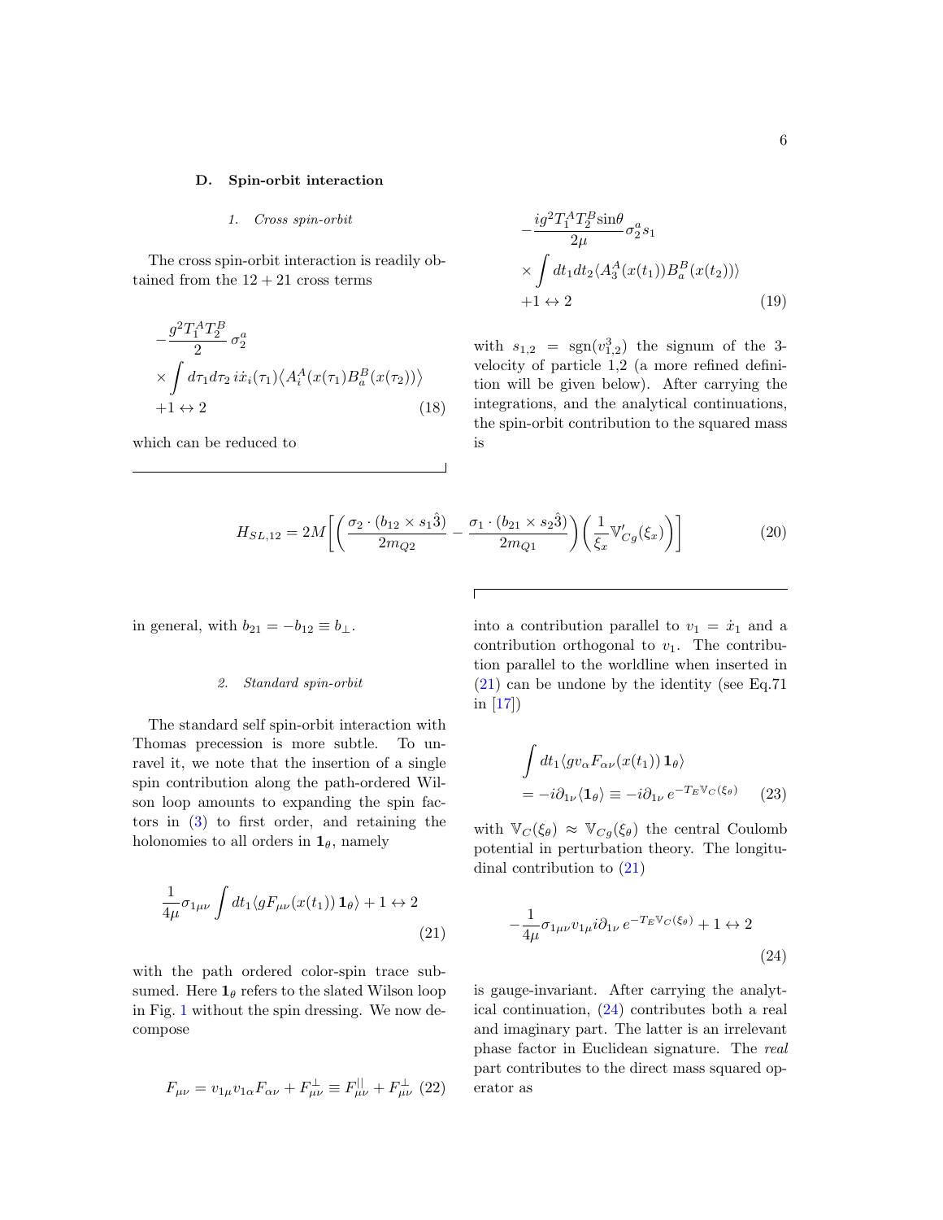### D. Spin-orbit interaction

#### 1. Cross spin-orbit

The cross spin-orbit interaction is readily obtained from the $12+21$ cross terms

$$
\begin{aligned}
&-\frac{g^2 T_1^A T_2^B}{2}\,\sigma_2^a \\
&\times \int d\tau_1 d\tau_2\, i\dot{x}_i(\tau_1)\big\langle A_i^A(x(\tau_1) B_a^B(x(\tau_2))\big\rangle \\
&+1 \leftrightarrow 2
\end{aligned}
\tag{18}
$$

which can be reduced to

$$
\begin{aligned}
&-\frac{ig^2 T_1^A T_2^B \sin\theta}{2\mu}\sigma_2^a s_1 \\
&\times \int dt_1 dt_2 \langle A_3^A(x(t_1)) B_a^B(x(t_2))\rangle \\
&+1 \leftrightarrow 2
\end{aligned}
\tag{19}
$$

with $s_{1,2} = \mathrm{sgn}(v_{1,2}^3)$ the signum of the 3-velocity of particle 1,2 (a more refined definition will be given below). After carrying the integrations, and the analytical continuations, the spin-orbit contribution to the squared mass is

$$
H_{SL,12} = 2M\Bigg[\bigg(\frac{\sigma_2\cdot(b_{12}\times s_1\hat{3})}{2m_{Q2}} - \frac{\sigma_1\cdot(b_{21}\times s_2\hat{3})}{2m_{Q1}}\bigg)\bigg(\frac{1}{\xi_x}\mathbb{V}_{Cg}'(\xi_x)\bigg)\Bigg]
\tag{20}
$$

in general, with $b_{21} = -b_{12} \equiv b_\perp$.

#### 2. Standard spin-orbit

The standard self spin-orbit interaction with Thomas precession is more subtle. To unravel it, we note that the insertion of a single spin contribution along the path-ordered Wilson loop amounts to expanding the spin factors in (3) to first order, and retaining the holonomies to all orders in $\mathbf{1}_\theta$, namely

$$
\frac{1}{4\mu}\sigma_{1\mu\nu}\int dt_1 \langle gF_{\mu\nu}(x(t_1))\,\mathbf{1}_\theta\rangle + 1 \leftrightarrow 2
\tag{21}
$$

with the path ordered color-spin trace subsumed. Here $\mathbf{1}_\theta$ refers to the slated Wilson loop in Fig. 1 without the spin dressing. We now decompose

$$
F_{\mu\nu} = v_{1\mu}v_{1\alpha}F_{\alpha\nu} + F_{\mu\nu}^\perp \equiv F_{\mu\nu}^{||} + F_{\mu\nu}^\perp
\tag{22}
$$

into a contribution parallel to $v_1 = \dot{x}_1$ and a contribution orthogonal to $v_1$. The contribution parallel to the worldline when inserted in (21) can be undone by the identity (see Eq.71 in [17])

$$
\begin{aligned}
&\int dt_1 \langle g v_\alpha F_{\alpha\nu}(x(t_1))\,\mathbf{1}_\theta\rangle \\
&= -i\partial_{1\nu}\langle\mathbf{1}_\theta\rangle \equiv -i\partial_{1\nu}\, e^{-T_E\mathbb{V}_C(\xi_\theta)}
\end{aligned}
\tag{23}
$$

with $\mathbb{V}_C(\xi_\theta) \approx \mathbb{V}_{Cg}(\xi_\theta)$ the central Coulomb potential in perturbation theory. The longitudinal contribution to (21)

$$
-\frac{1}{4\mu}\sigma_{1\mu\nu}v_{1\mu}i\partial_{1\nu}\, e^{-T_E\mathbb{V}_C(\xi_\theta)} + 1 \leftrightarrow 2
\tag{24}
$$

is gauge-invariant. After carrying the analytical continuation, (24) contributes both a real and imaginary part. The latter is an irrelevant phase factor in Euclidean signature. The *real* part contributes to the direct mass squared operator as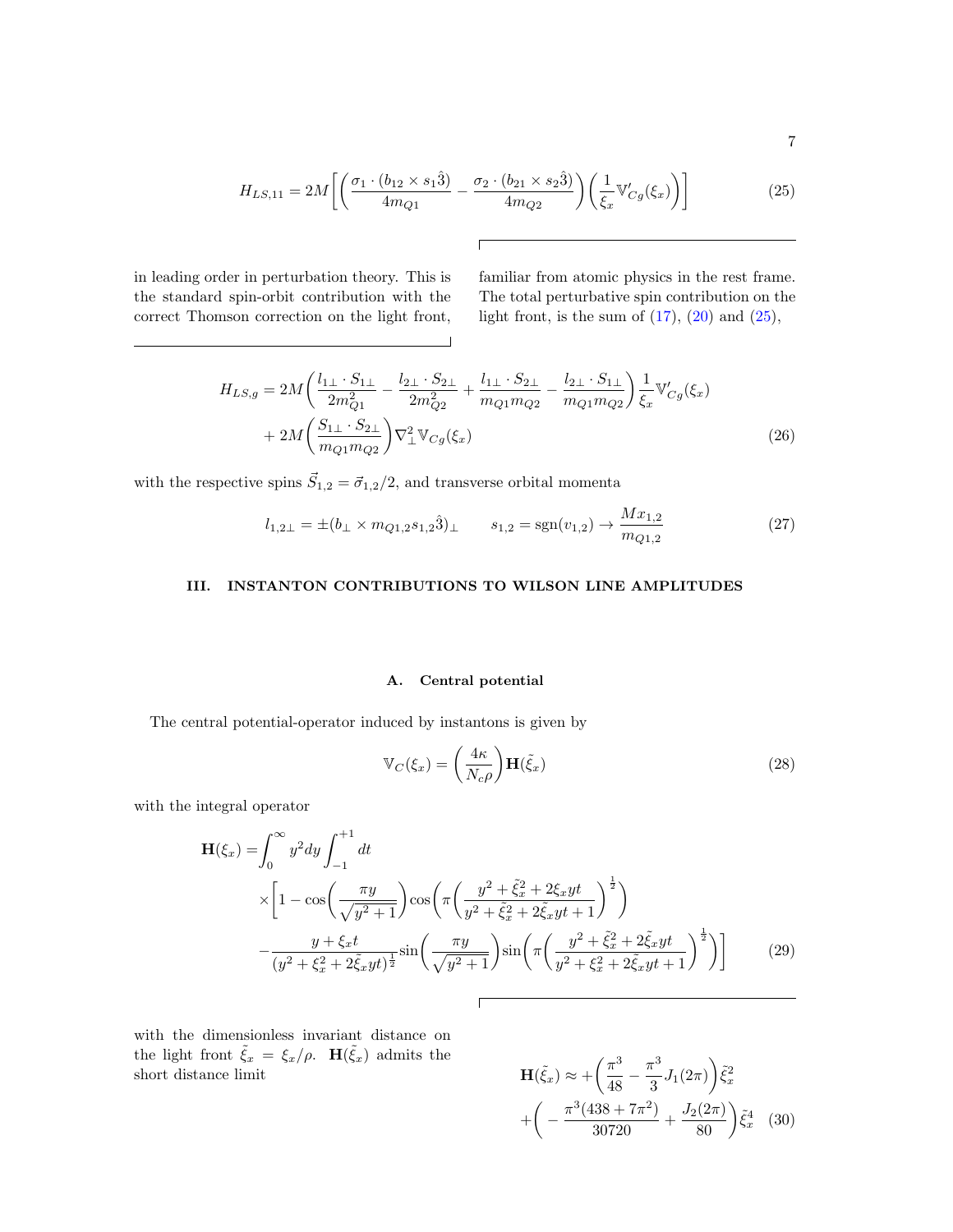$$H_{LS,11} = 2M\Bigg[\bigg(\frac{\sigma_1\cdot(b_{12}\times s_1\hat{3})}{4m_{Q1}} - \frac{\sigma_2\cdot(b_{21}\times s_2\hat{3})}{4m_{Q2}}\bigg)\bigg(\frac{1}{\xi_x}\mathbb{V}'_{Cg}(\xi_x)\bigg)\Bigg] \tag{25}$$

in leading order in perturbation theory. This is the standard spin-orbit contribution with the correct Thomson correction on the light front, familiar from atomic physics in the rest frame. The total perturbative spin contribution on the light front, is the sum of (17), (20) and (25),

$$\begin{aligned} H_{LS,g} =& \, 2M\bigg(\frac{l_{1\perp}\cdot S_{1\perp}}{2m_{Q1}^2} - \frac{l_{2\perp}\cdot S_{2\perp}}{2m_{Q2}^2} + \frac{l_{1\perp}\cdot S_{2\perp}}{m_{Q1}m_{Q2}} - \frac{l_{2\perp}\cdot S_{1\perp}}{m_{Q1}m_{Q2}}\bigg)\frac{1}{\xi_x}\mathbb{V}'_{Cg}(\xi_x) \\ &+ 2M\bigg(\frac{S_{1\perp}\cdot S_{2\perp}}{m_{Q1}m_{Q2}}\bigg)\nabla_\perp^2\mathbb{V}_{Cg}(\xi_x) \end{aligned} \tag{26}$$

with the respective spins $\vec{S}_{1,2} = \vec{\sigma}_{1,2}/2$, and transverse orbital momenta

$$l_{1,2\perp} = \pm(b_\perp \times m_{Q1,2}s_{1,2}\hat{3})_\perp \qquad s_{1,2} = \mathrm{sgn}(v_{1,2}) \rightarrow \frac{Mx_{1,2}}{m_{Q1,2}} \tag{27}$$

## III. INSTANTON CONTRIBUTIONS TO WILSON LINE AMPLITUDES

### A. Central potential

The central potential-operator induced by instantons is given by

$$\mathbb{V}_C(\xi_x) = \bigg(\frac{4\kappa}{N_c\rho}\bigg)\mathbf{H}(\tilde{\xi}_x) \tag{28}$$

with the integral operator

$$\begin{aligned} \mathbf{H}(\xi_x) =& \int_0^\infty y^2 dy \int_{-1}^{+1} dt \\ &\times\Bigg[1 - \cos\bigg(\frac{\pi y}{\sqrt{y^2+1}}\bigg)\cos\Bigg(\pi\bigg(\frac{y^2+\tilde{\xi}_x^2+2\xi_x yt}{y^2+\tilde{\xi}_x^2+2\tilde{\xi}_x yt+1}\bigg)^{\frac{1}{2}}\Bigg) \\ &-\frac{y+\xi_x t}{(y^2+\xi_x^2+2\tilde{\xi}_x yt)^{\frac{1}{2}}}\sin\bigg(\frac{\pi y}{\sqrt{y^2+1}}\bigg)\sin\Bigg(\pi\bigg(\frac{y^2+\tilde{\xi}_x^2+2\tilde{\xi}_x yt}{y^2+\xi_x^2+2\tilde{\xi}_x yt+1}\bigg)^{\frac{1}{2}}\Bigg)\Bigg] \end{aligned} \tag{29}$$

with the dimensionless invariant distance on the light front $\tilde{\xi}_x = \xi_x/\rho$. $\mathbf{H}(\tilde{\xi}_x)$ admits the short distance limit

$$\begin{aligned} \mathbf{H}(\tilde{\xi}_x) \approx& +\bigg(\frac{\pi^3}{48} - \frac{\pi^3}{3}J_1(2\pi)\bigg)\tilde{\xi}_x^2 \\ &+\bigg(-\frac{\pi^3(438+7\pi^2)}{30720} + \frac{J_2(2\pi)}{80}\bigg)\tilde{\xi}_x^4 \end{aligned} \tag{30}$$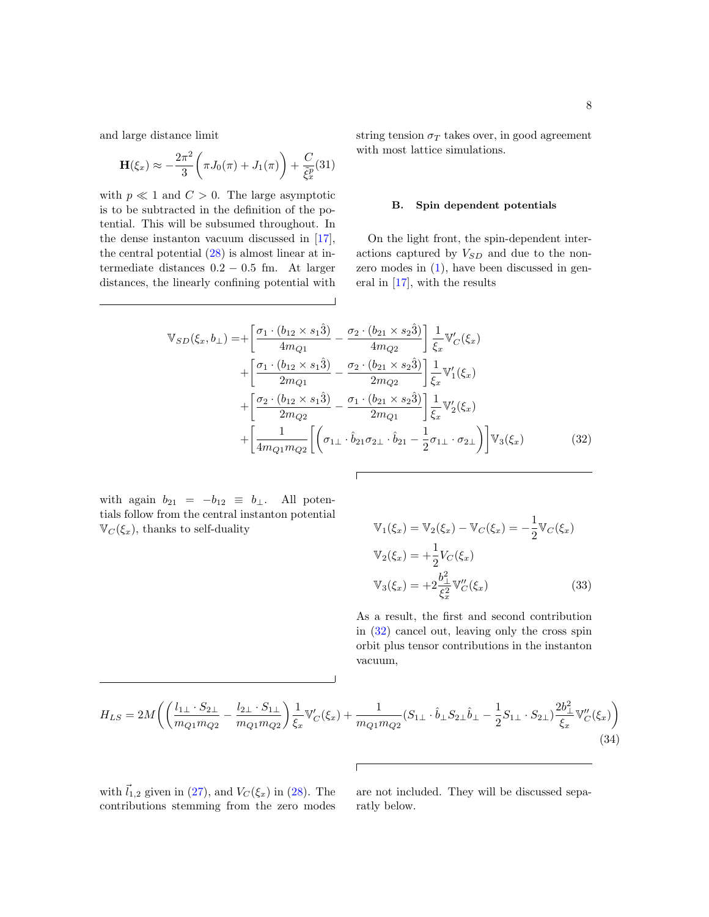and large distance limit

$$\mathbf{H}(\xi_x) \approx -\frac{2\pi^2}{3}\bigg(\pi J_0(\pi) + J_1(\pi)\bigg) + \frac{C}{\xi_x^p} \quad (31)$$

with $p \ll 1$ and $C > 0$. The large asymptotic is to be subtracted in the definition of the potential. This will be subsumed throughout. In the dense instanton vacuum discussed in [17], the central potential (28) is almost linear at intermediate distances $0.2 - 0.5$ fm. At larger distances, the linearly confining potential with string tension $\sigma_T$ takes over, in good agreement with most lattice simulations.

### B. Spin dependent potentials

On the light front, the spin-dependent interactions captured by $V_{SD}$ and due to the non-zero modes in (1), have been discussed in general in [17], with the results

$$\begin{aligned}
\mathbb{V}_{SD}(\xi_x, b_\perp) =& +\bigg[\frac{\sigma_1\cdot(b_{12}\times s_1\hat{3})}{4m_{Q1}} - \frac{\sigma_2\cdot(b_{21}\times s_2\hat{3})}{4m_{Q2}}\bigg]\frac{1}{\xi_x}\mathbb{V}_C'(\xi_x)\\
&+\bigg[\frac{\sigma_1\cdot(b_{12}\times s_1\hat{3})}{2m_{Q1}} - \frac{\sigma_2\cdot(b_{21}\times s_2\hat{3})}{2m_{Q2}}\bigg]\frac{1}{\xi_x}\mathbb{V}_1'(\xi_x)\\
&+\bigg[\frac{\sigma_2\cdot(b_{12}\times s_1\hat{3})}{2m_{Q2}} - \frac{\sigma_1\cdot(b_{21}\times s_2\hat{3})}{2m_{Q1}}\bigg]\frac{1}{\xi_x}\mathbb{V}_2'(\xi_x)\\
&+\bigg[\frac{1}{4m_{Q1}m_{Q2}}\bigg[\bigg(\sigma_{1\perp}\cdot\hat{b}_{21}\sigma_{2\perp}\cdot\hat{b}_{21} - \frac{1}{2}\sigma_{1\perp}\cdot\sigma_{2\perp}\bigg)\bigg]\mathbb{V}_3(\xi_x)
\end{aligned} \quad (32)$$

with again $b_{21} = -b_{12} \equiv b_\perp$. All potentials follow from the central instanton potential $\mathbb{V}_C(\xi_x)$, thanks to self-duality

$$\begin{aligned}
\mathbb{V}_1(\xi_x) &= \mathbb{V}_2(\xi_x) - \mathbb{V}_C(\xi_x) = -\frac{1}{2}\mathbb{V}_C(\xi_x)\\
\mathbb{V}_2(\xi_x) &= +\frac{1}{2}V_C(\xi_x)\\
\mathbb{V}_3(\xi_x) &= +2\frac{b_\perp^2}{\xi_x^2}\mathbb{V}_C''(\xi_x)
\end{aligned} \quad (33)$$

As a result, the first and second contribution in (32) cancel out, leaving only the cross spin orbit plus tensor contributions in the instanton vacuum,

$$H_{LS} = 2M\bigg(\bigg(\frac{l_{1\perp}\cdot S_{2\perp}}{m_{Q1}m_{Q2}} - \frac{l_{2\perp}\cdot S_{1\perp}}{m_{Q1}m_{Q2}}\bigg)\frac{1}{\xi_x}\mathbb{V}_C'(\xi_x) + \frac{1}{m_{Q1}m_{Q2}}(S_{1\perp}\cdot\hat{b}_\perp S_{2\perp}\hat{b}_\perp - \frac{1}{2}S_{1\perp}\cdot S_{2\perp})\frac{2b_\perp^2}{\xi_x}\mathbb{V}_C''(\xi_x)\bigg) \quad (34)$$

with $\vec{l}_{1,2}$ given in (27), and $V_C(\xi_x)$ in (28). The contributions stemming from the zero modes are not included. They will be discussed separatly below.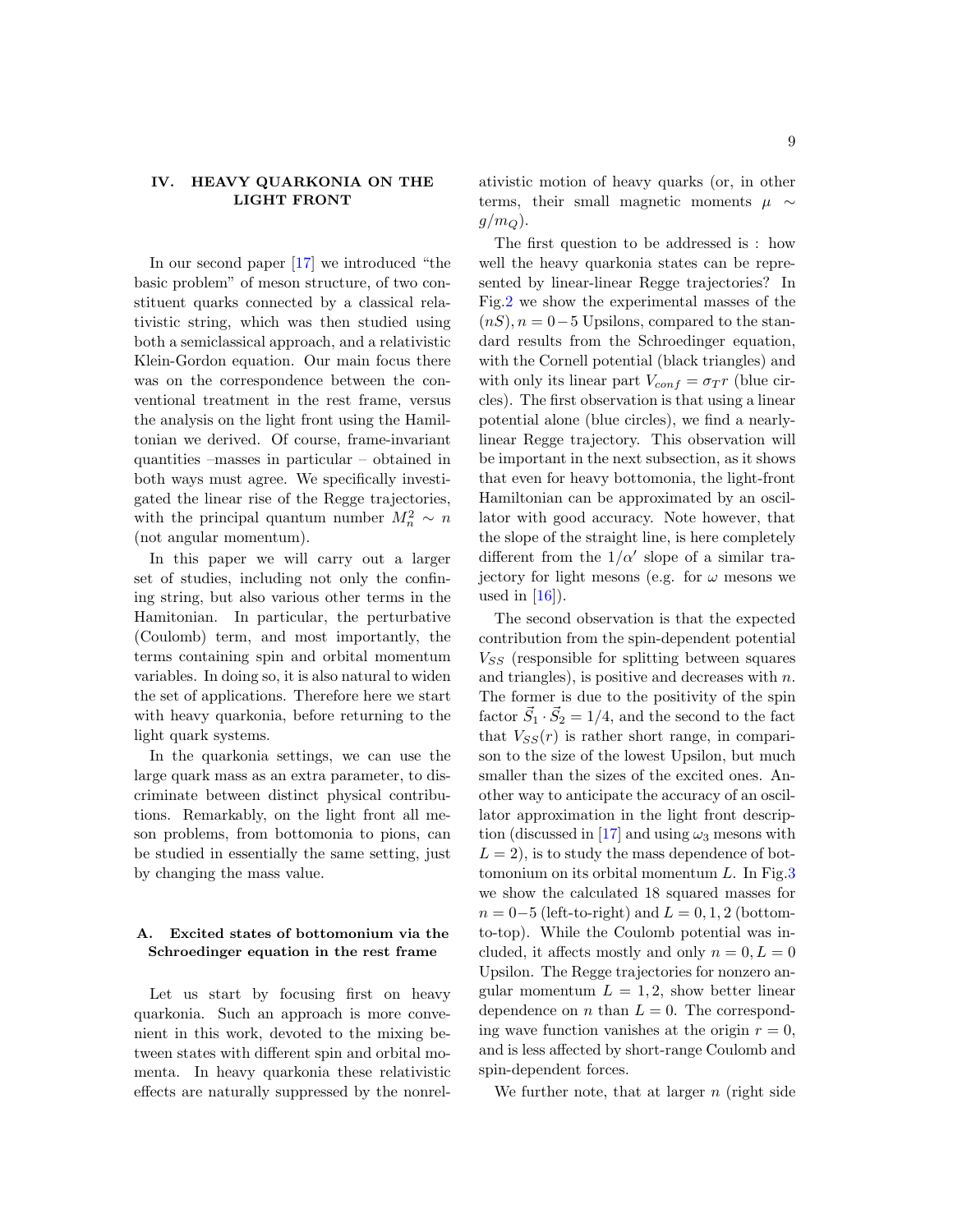## IV. HEAVY QUARKONIA ON THE LIGHT FRONT

In our second paper [17] we introduced "the basic problem" of meson structure, of two constituent quarks connected by a classical relativistic string, which was then studied using both a semiclassical approach, and a relativistic Klein-Gordon equation. Our main focus there was on the correspondence between the conventional treatment in the rest frame, versus the analysis on the light front using the Hamiltonian we derived. Of course, frame-invariant quantities –masses in particular – obtained in both ways must agree. We specifically investigated the linear rise of the Regge trajectories, with the principal quantum number $M_n^2 \sim n$ (not angular momentum).

In this paper we will carry out a larger set of studies, including not only the confining string, but also various other terms in the Hamitonian. In particular, the perturbative (Coulomb) term, and most importantly, the terms containing spin and orbital momentum variables. In doing so, it is also natural to widen the set of applications. Therefore here we start with heavy quarkonia, before returning to the light quark systems.

In the quarkonia settings, we can use the large quark mass as an extra parameter, to discriminate between distinct physical contributions. Remarkably, on the light front all meson problems, from bottomonia to pions, can be studied in essentially the same setting, just by changing the mass value.

### A. Excited states of bottomonium via the Schroedinger equation in the rest frame

Let us start by focusing first on heavy quarkonia. Such an approach is more convenient in this work, devoted to the mixing between states with different spin and orbital momenta. In heavy quarkonia these relativistic effects are naturally suppressed by the nonrelativistic motion of heavy quarks (or, in other terms, their small magnetic moments $\mu \sim g/m_Q$).

The first question to be addressed is : how well the heavy quarkonia states can be represented by linear-linear Regge trajectories? In Fig.2 we show the experimental masses of the $(nS), n = 0-5$ Upsilons, compared to the standard results from the Schroedinger equation, with the Cornell potential (black triangles) and with only its linear part $V_{conf} = \sigma_T r$ (blue circles). The first observation is that using a linear potential alone (blue circles), we find a nearly-linear Regge trajectory. This observation will be important in the next subsection, as it shows that even for heavy bottomonia, the light-front Hamiltonian can be approximated by an oscillator with good accuracy. Note however, that the slope of the straight line, is here completely different from the $1/\alpha'$ slope of a similar trajectory for light mesons (e.g. for $\omega$ mesons we used in [16]).

The second observation is that the expected contribution from the spin-dependent potential $V_{SS}$ (responsible for splitting between squares and triangles), is positive and decreases with $n$. The former is due to the positivity of the spin factor $\vec{S}_1 \cdot \vec{S}_2 = 1/4$, and the second to the fact that $V_{SS}(r)$ is rather short range, in comparison to the size of the lowest Upsilon, but much smaller than the sizes of the excited ones. Another way to anticipate the accuracy of an oscillator approximation in the light front description (discussed in [17] and using $\omega_3$ mesons with $L = 2$), is to study the mass dependence of bottomonium on its orbital momentum $L$. In Fig.3 we show the calculated 18 squared masses for $n = 0-5$ (left-to-right) and $L = 0, 1, 2$ (bottom-to-top). While the Coulomb potential was included, it affects mostly and only $n = 0, L = 0$ Upsilon. The Regge trajectories for nonzero angular momentum $L = 1, 2$, show better linear dependence on $n$ than $L = 0$. The corresponding wave function vanishes at the origin $r = 0$, and is less affected by short-range Coulomb and spin-dependent forces.

We further note, that at larger $n$ (right side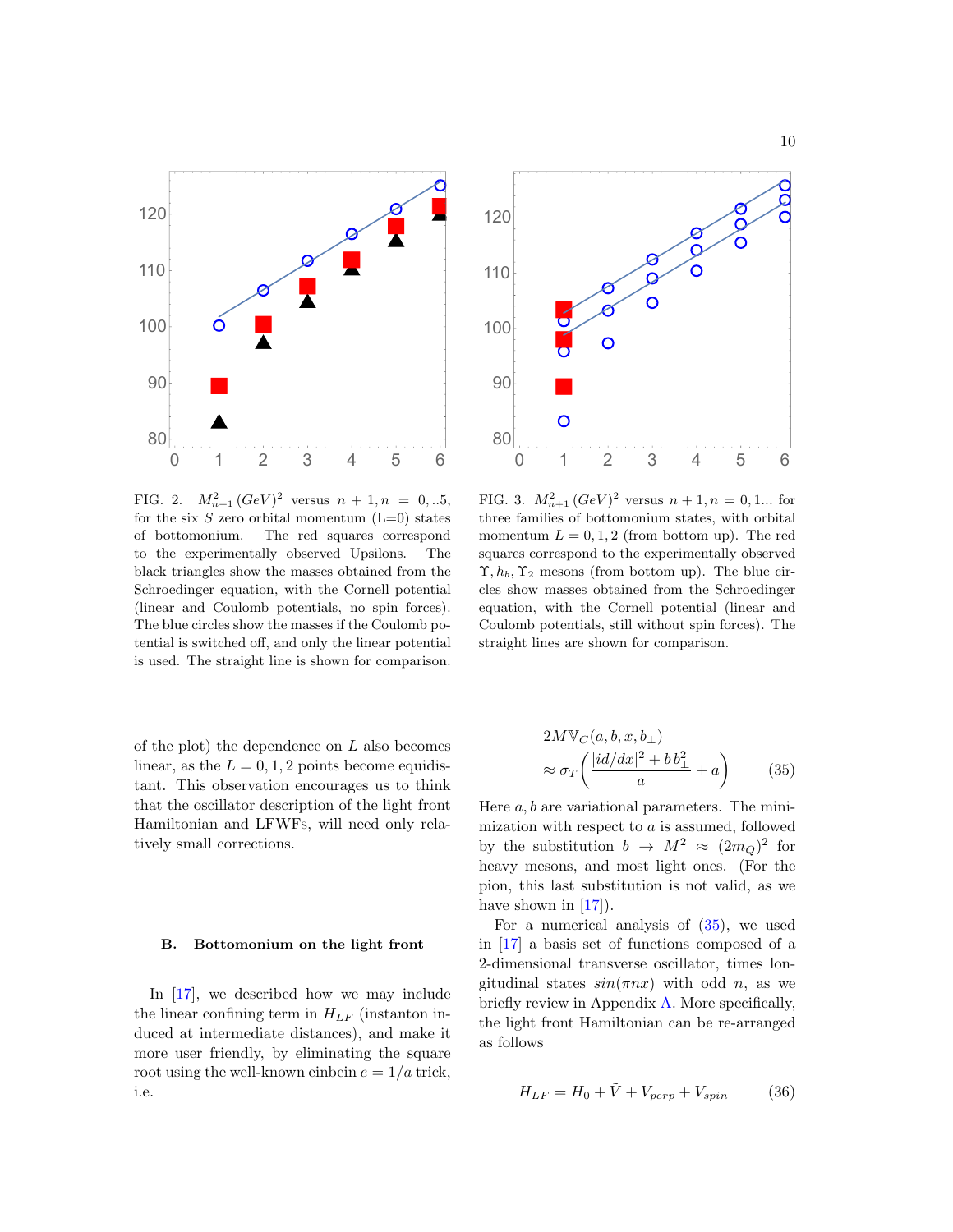FIG. 2. $M^2_{n+1}\,(GeV)^2$ versus $n+1, n = 0,..5$, for the six $S$ zero orbital momentum (L=0) states of bottomonium. The red squares correspond to the experimentally observed Upsilons. The black triangles show the masses obtained from the Schroedinger equation, with the Cornell potential (linear and Coulomb potentials, no spin forces). The blue circles show the masses if the Coulomb potential is switched off, and only the linear potential is used. The straight line is shown for comparison.

FIG. 3. $M^2_{n+1}\,(GeV)^2$ versus $n+1, n = 0, 1...$ for three families of bottomonium states, with orbital momentum $L = 0, 1, 2$ (from bottom up). The red squares correspond to the experimentally observed $\Upsilon, h_b, \Upsilon_2$ mesons (from bottom up). The blue circles show masses obtained from the Schroedinger equation, with the Cornell potential (linear and Coulomb potentials, still without spin forces). The straight lines are shown for comparison.

of the plot) the dependence on $L$ also becomes linear, as the $L = 0, 1, 2$ points become equidistant. This observation encourages us to think that the oscillator description of the light front Hamiltonian and LFWFs, will need only relatively small corrections.

### B. Bottomonium on the light front

In [17], we described how we may include the linear confining term in $H_{LF}$ (instanton induced at intermediate distances), and make it more user friendly, by eliminating the square root using the well-known einbein $e = 1/a$ trick, i.e.

$$2M\mathbb{V}_C(a, b, x, b_\perp) \approx \sigma_T\left(\frac{|id/dx|^2 + b\,b_\perp^2}{a} + a\right) \tag{35}$$

Here $a, b$ are variational parameters. The minimization with respect to $a$ is assumed, followed by the substitution $b \to M^2 \approx (2m_Q)^2$ for heavy mesons, and most light ones. (For the pion, this last substitution is not valid, as we have shown in [17]).

For a numerical analysis of (35), we used in [17] a basis set of functions composed of a 2-dimensional transverse oscillator, times longitudinal states $sin(\pi n x)$ with odd $n$, as we briefly review in Appendix A. More specifically, the light front Hamiltonian can be re-arranged as follows

$$H_{LF} = H_0 + \tilde{V} + V_{perp} + V_{spin} \tag{36}$$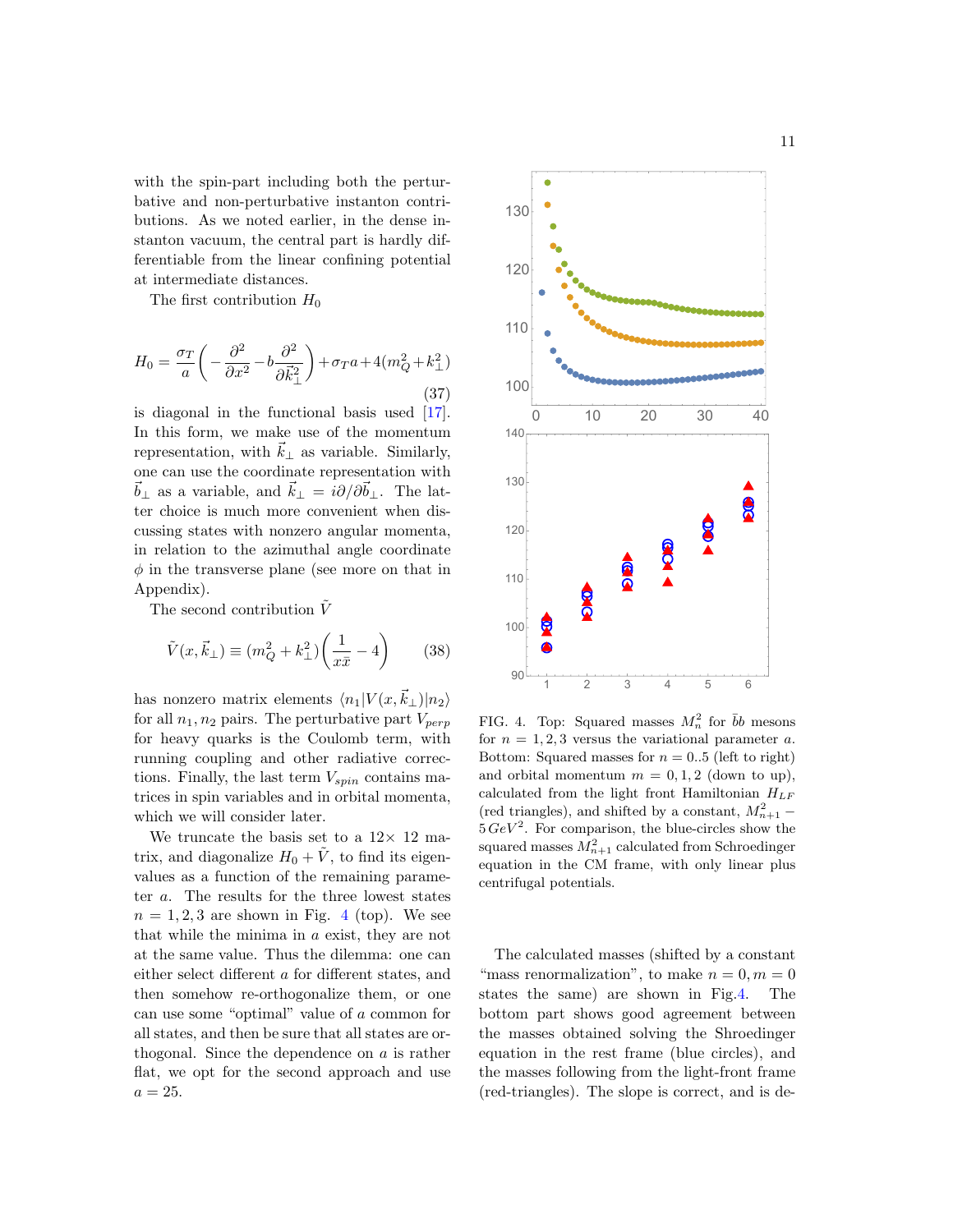with the spin-part including both the perturbative and non-perturbative instanton contributions. As we noted earlier, in the dense instanton vacuum, the central part is hardly differentiable from the linear confining potential at intermediate distances.

The first contribution $H_0$

$$H_0 = \frac{\sigma_T}{a}\left(-\frac{\partial^2}{\partial x^2} - b\frac{\partial^2}{\partial \vec{k}_\perp^2}\right) + \sigma_T a + 4(m_Q^2 + k_\perp^2) \tag{37}$$

is diagonal in the functional basis used [17]. In this form, we make use of the momentum representation, with $\vec{k}_\perp$ as variable. Similarly, one can use the coordinate representation with $\vec{b}_\perp$ as a variable, and $\vec{k}_\perp = i\partial/\partial\vec{b}_\perp$. The latter choice is much more convenient when discussing states with nonzero angular momenta, in relation to the azimuthal angle coordinate $\phi$ in the transverse plane (see more on that in Appendix).

The second contribution $\tilde{V}$

$$\tilde{V}(x, \vec{k}_\perp) \equiv (m_Q^2 + k_\perp^2)\left(\frac{1}{x\bar{x}} - 4\right) \tag{38}$$

has nonzero matrix elements $\langle n_1|V(x, \vec{k}_\perp)|n_2\rangle$ for all $n_1, n_2$ pairs. The perturbative part $V_{perp}$ for heavy quarks is the Coulomb term, with running coupling and other radiative corrections. Finally, the last term $V_{spin}$ contains matrices in spin variables and in orbital momenta, which we will consider later.

We truncate the basis set to a $12\times 12$ matrix, and diagonalize $H_0 + \tilde{V}$, to find its eigenvalues as a function of the remaining parameter $a$. The results for the three lowest states $n = 1, 2, 3$ are shown in Fig. 4 (top). We see that while the minima in $a$ exist, they are not at the same value. Thus the dilemma: one can either select different $a$ for different states, and then somehow re-orthogonalize them, or one can use some "optimal" value of $a$ common for all states, and then be sure that all states are orthogonal. Since the dependence on $a$ is rather flat, we opt for the second approach and use $a = 25$.

FIG. 4. Top: Squared masses $M_n^2$ for $\bar{b}b$ mesons for $n = 1, 2, 3$ versus the variational parameter $a$. Bottom: Squared masses for $n = 0..5$ (left to right) and orbital momentum $m = 0, 1, 2$ (down to up), calculated from the light front Hamiltonian $H_{LF}$ (red triangles), and shifted by a constant, $M_{n+1}^2 - 5\,GeV^2$. For comparison, the blue-circles show the squared masses $M_{n+1}^2$ calculated from Schroedinger equation in the CM frame, with only linear plus centrifugal potentials.

The calculated masses (shifted by a constant "mass renormalization", to make $n = 0, m = 0$ states the same) are shown in Fig.4. The bottom part shows good agreement between the masses obtained solving the Shroedinger equation in the rest frame (blue circles), and the masses following from the light-front frame (red-triangles). The slope is correct, and is de-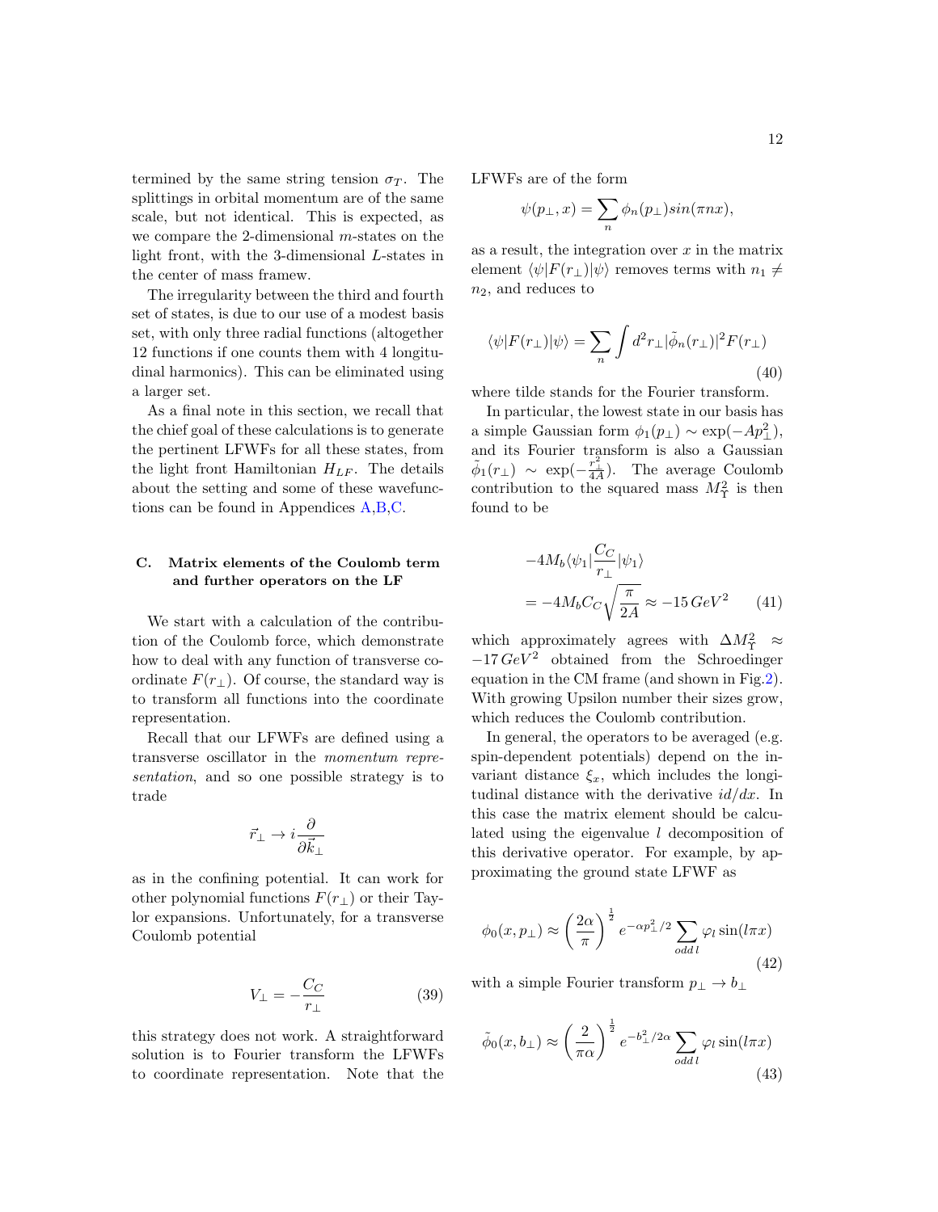termined by the same string tension $\sigma_T$. The splittings in orbital momentum are of the same scale, but not identical. This is expected, as we compare the 2-dimensional $m$-states on the light front, with the 3-dimensional $L$-states in the center of mass framew.

The irregularity between the third and fourth set of states, is due to our use of a modest basis set, with only three radial functions (altogether 12 functions if one counts them with 4 longitudinal harmonics). This can be eliminated using a larger set.

As a final note in this section, we recall that the chief goal of these calculations is to generate the pertinent LFWFs for all these states, from the light front Hamiltonian $H_{LF}$. The details about the setting and some of these wavefunctions can be found in Appendices A,B,C.

### C. Matrix elements of the Coulomb term and further operators on the LF

We start with a calculation of the contribution of the Coulomb force, which demonstrate how to deal with any function of transverse coordinate $F(r_\perp)$. Of course, the standard way is to transform all functions into the coordinate representation.

Recall that our LFWFs are defined using a transverse oscillator in the *momentum representation*, and so one possible strategy is to trade

$$\vec{r}_\perp \to i\frac{\partial}{\partial \vec{k}_\perp}$$

as in the confining potential. It can work for other polynomial functions $F(r_\perp)$ or their Taylor expansions. Unfortunately, for a transverse Coulomb potential

$$V_\perp = -\frac{C_C}{r_\perp} \tag{39}$$

this strategy does not work. A straightforward solution is to Fourier transform the LFWFs to coordinate representation. Note that the LFWFs are of the form

$$\psi(p_\perp, x) = \sum_n \phi_n(p_\perp) sin(\pi n x),$$

as a result, the integration over $x$ in the matrix element $\langle\psi|F(r_\perp)|\psi\rangle$ removes terms with $n_1 \neq n_2$, and reduces to

$$\langle\psi|F(r_\perp)|\psi\rangle = \sum_n \int d^2 r_\perp |\tilde{\phi}_n(r_\perp)|^2 F(r_\perp) \tag{40}$$

where tilde stands for the Fourier transform.

In particular, the lowest state in our basis has a simple Gaussian form $\phi_1(p_\perp) \sim \exp(-Ap_\perp^2)$, and its Fourier transform is also a Gaussian $\tilde{\phi}_1(r_\perp) \sim \exp(-\frac{r_\perp^2}{4A})$. The average Coulomb contribution to the squared mass $M_\Upsilon^2$ is then found to be

$$-4M_b\langle\psi_1|\frac{C_C}{r_\perp}|\psi_1\rangle = -4M_b C_C\sqrt{\frac{\pi}{2A}} \approx -15\, GeV^2 \tag{41}$$

which approximately agrees with $\Delta M_\Upsilon^2 \approx -17\, GeV^2$ obtained from the Schroedinger equation in the CM frame (and shown in Fig.2). With growing Upsilon number their sizes grow, which reduces the Coulomb contribution.

In general, the operators to be averaged (e.g. spin-dependent potentials) depend on the invariant distance $\xi_x$, which includes the longitudinal distance with the derivative $id/dx$. In this case the matrix element should be calculated using the eigenvalue $l$ decomposition of this derivative operator. For example, by approximating the ground state LFWF as

$$\phi_0(x, p_\perp) \approx \left(\frac{2\alpha}{\pi}\right)^{\frac{1}{2}} e^{-\alpha p_\perp^2/2} \sum_{odd\, l} \varphi_l \sin(l\pi x) \tag{42}$$

with a simple Fourier transform $p_\perp \to b_\perp$

$$\tilde{\phi}_0(x, b_\perp) \approx \left(\frac{2}{\pi\alpha}\right)^{\frac{1}{2}} e^{-b_\perp^2/2\alpha} \sum_{odd\, l} \varphi_l \sin(l\pi x) \tag{43}$$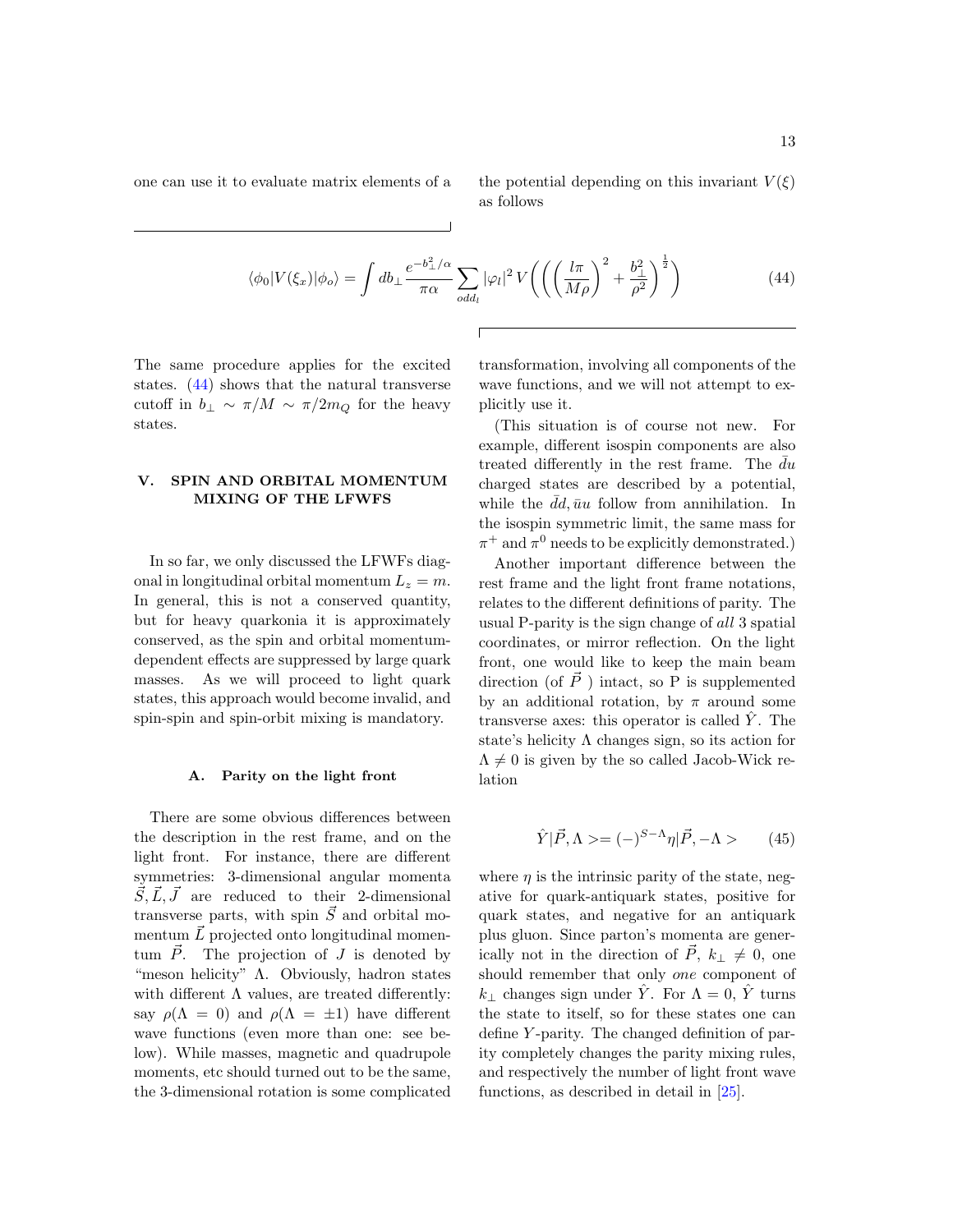one can use it to evaluate matrix elements of a the potential depending on this invariant $V(\xi)$ as follows

$$\langle\phi_0|V(\xi_x)|\phi_o\rangle = \int db_\perp \frac{e^{-b_\perp^2/\alpha}}{\pi\alpha} \sum_{odd_l} |\varphi_l|^2 \, V\left(\left(\left(\frac{l\pi}{M\rho}\right)^2 + \frac{b_\perp^2}{\rho^2}\right)^{\frac{1}{2}}\right) \tag{44}$$

The same procedure applies for the excited states. (44) shows that the natural transverse cutoff in $b_\perp \sim \pi/M \sim \pi/2m_Q$ for the heavy states.

## V. SPIN AND ORBITAL MOMENTUM MIXING OF THE LFWFS

In so far, we only discussed the LFWFs diagonal in longitudinal orbital momentum $L_z = m$. In general, this is not a conserved quantity, but for heavy quarkonia it is approximately conserved, as the spin and orbital momentum-dependent effects are suppressed by large quark masses. As we will proceed to light quark states, this approach would become invalid, and spin-spin and spin-orbit mixing is mandatory.

### A. Parity on the light front

There are some obvious differences between the description in the rest frame, and on the light front. For instance, there are different symmetries: 3-dimensional angular momenta $\vec{S}, \vec{L}, \vec{J}$ are reduced to their 2-dimensional transverse parts, with spin $\vec{S}$ and orbital momentum $\vec{L}$ projected onto longitudinal momentum $\vec{P}$. The projection of $J$ is denoted by "meson helicity" $\Lambda$. Obviously, hadron states with different $\Lambda$ values, are treated differently: say $\rho(\Lambda = 0)$ and $\rho(\Lambda = \pm 1)$ have different wave functions (even more than one: see below). While masses, magnetic and quadrupole moments, etc should turned out to be the same, the 3-dimensional rotation is some complicated transformation, involving all components of the wave functions, and we will not attempt to explicitly use it.

(This situation is of course not new. For example, different isospin components are also treated differently in the rest frame. The $\bar{d}u$ charged states are described by a potential, while the $\bar{d}d, \bar{u}u$ follow from annihilation. In the isospin symmetric limit, the same mass for $\pi^+$ and $\pi^0$ needs to be explicitly demonstrated.)

Another important difference between the rest frame and the light front frame notations, relates to the different definitions of parity. The usual P-parity is the sign change of *all* 3 spatial coordinates, or mirror reflection. On the light front, one would like to keep the main beam direction (of $\vec{P}$ ) intact, so P is supplemented by an additional rotation, by $\pi$ around some transverse axes: this operator is called $\hat{Y}$. The state's helicity $\Lambda$ changes sign, so its action for $\Lambda \neq 0$ is given by the so called Jacob-Wick relation

$$\hat{Y}|\vec{P}, \Lambda>= (-)^{S-\Lambda}\eta|\vec{P}, -\Lambda> \tag{45}$$

where $\eta$ is the intrinsic parity of the state, negative for quark-antiquark states, positive for quark states, and negative for an antiquark plus gluon. Since parton's momenta are generically not in the direction of $\vec{P}$, $k_\perp \neq 0$, one should remember that only *one* component of $k_\perp$ changes sign under $\hat{Y}$. For $\Lambda = 0$, $\hat{Y}$ turns the state to itself, so for these states one can define $Y$-parity. The changed definition of parity completely changes the parity mixing rules, and respectively the number of light front wave functions, as described in detail in [25].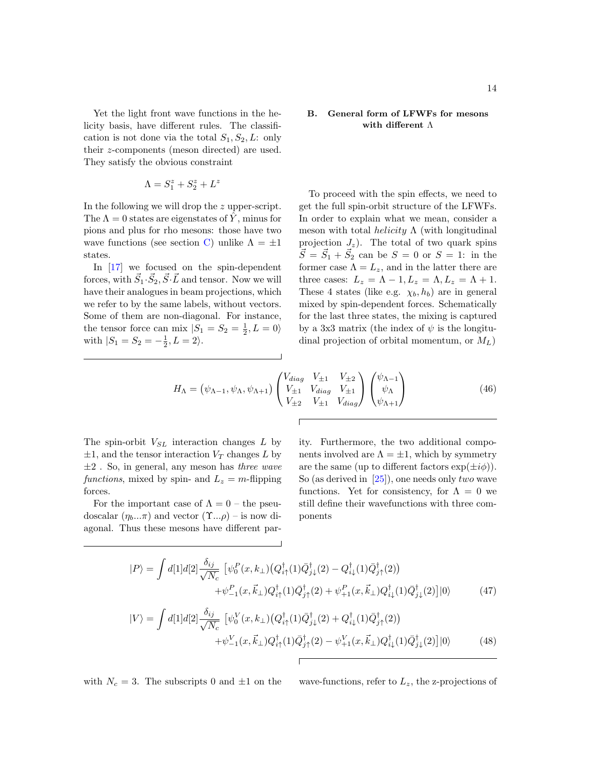Yet the light front wave functions in the helicity basis, have different rules. The classification is not done via the total $S_1, S_2, L$: only their $z$-components (meson directed) are used. They satisfy the obvious constraint

$$\Lambda = S_1^z + S_2^z + L^z$$

In the following we will drop the $z$ upper-script. The $\Lambda = 0$ states are eigenstates of $\hat{Y}$, minus for pions and plus for rho mesons: those have two wave functions (see section C) unlike $\Lambda = \pm 1$ states.

In [17] we focused on the spin-dependent forces, with $\vec{S}_1 \cdot \vec{S}_2, \vec{S} \cdot \vec{L}$ and tensor. Now we will have their analogues in beam projections, which we refer to by the same labels, without vectors. Some of them are non-diagonal. For instance, the tensor force can mix $|S_1 = S_2 = \frac{1}{2}, L = 0\rangle$ with $|S_1 = S_2 = -\frac{1}{2}, L = 2\rangle$.

### B. General form of LFWFs for mesons with different $\Lambda$

To proceed with the spin effects, we need to get the full spin-orbit structure of the LFWFs. In order to explain what we mean, consider a meson with total *helicity* $\Lambda$ (with longitudinal projection $J_z$). The total of two quark spins $\vec{S} = \vec{S}_1 + \vec{S}_2$ can be $S = 0$ or $S = 1$: in the former case $\Lambda = L_z$, and in the latter there are three cases: $L_z = \Lambda - 1, L_z = \Lambda, L_z = \Lambda + 1$. These 4 states (like e.g. $\chi_b, h_b$) are in general mixed by spin-dependent forces. Schematically for the last three states, the mixing is captured by a 3x3 matrix (the index of $\psi$ is the longitudinal projection of orbital momentum, or $M_L$)

$$H_\Lambda = \begin{pmatrix} \psi_{\Lambda-1}, \psi_\Lambda, \psi_{\Lambda+1} \end{pmatrix} \begin{pmatrix} V_{diag} & V_{\pm 1} & V_{\pm 2} \\ V_{\pm 1} & V_{diag} & V_{\pm 1} \\ V_{\pm 2} & V_{\pm 1} & V_{diag} \end{pmatrix} \begin{pmatrix} \psi_{\Lambda-1} \\ \psi_\Lambda \\ \psi_{\Lambda+1} \end{pmatrix} \tag{46}$$

The spin-orbit $V_{SL}$ interaction changes $L$ by $\pm 1$, and the tensor interaction $V_T$ changes $L$ by $\pm 2$ . So, in general, any meson has *three wave functions*, mixed by spin- and $L_z = m$-flipping forces.

For the important case of $\Lambda = 0$ – the pseudoscalar ($\eta_b ... \pi$) and vector ($\Upsilon ... \rho$) – is now diagonal. Thus these mesons have different parity. Furthermore, the two additional components involved are $\Lambda = \pm 1$, which by symmetry are the same (up to different factors $\exp(\pm i\phi)$). So (as derived in [25]), one needs only *two* wave functions. Yet for consistency, for $\Lambda = 0$ we still define their wavefunctions with three components

$$\begin{aligned}
|P\rangle = \int d[1]d[2] \frac{\delta_{ij}}{\sqrt{N_c}} \big[ &\psi_0^P(x, k_\perp) \big( Q_{i\uparrow}^\dagger(1) \bar{Q}_{j\downarrow}^\dagger(2) - Q_{i\downarrow}^\dagger(1) \bar{Q}_{j\uparrow}^\dagger(2) \big) \\
&+ \psi_{-1}^P(x, \vec{k}_\perp) Q_{i\uparrow}^\dagger(1) \bar{Q}_{j\uparrow}^\dagger(2) + \psi_{+1}^P(x, \vec{k}_\perp) Q_{i\downarrow}^\dagger(1) \bar{Q}_{j\downarrow}^\dagger(2) \big] |0\rangle
\end{aligned} \tag{47}$$

$$\begin{aligned}
|V\rangle = \int d[1]d[2] \frac{\delta_{ij}}{\sqrt{N_c}} \big[ &\psi_0^V(x, k_\perp) \big( Q_{i\uparrow}^\dagger(1) \bar{Q}_{j\downarrow}^\dagger(2) + Q_{i\downarrow}^\dagger(1) \bar{Q}_{j\uparrow}^\dagger(2) \big) \\
&+ \psi_{-1}^V(x, \vec{k}_\perp) Q_{i\uparrow}^\dagger(1) \bar{Q}_{j\uparrow}^\dagger(2) - \psi_{+1}^V(x, \vec{k}_\perp) Q_{i\downarrow}^\dagger(1) \bar{Q}_{j\downarrow}^\dagger(2) \big] |0\rangle
\end{aligned} \tag{48}$$

with $N_c = 3$. The subscripts 0 and $\pm 1$ on the wave-functions, refer to $L_z$, the z-projections of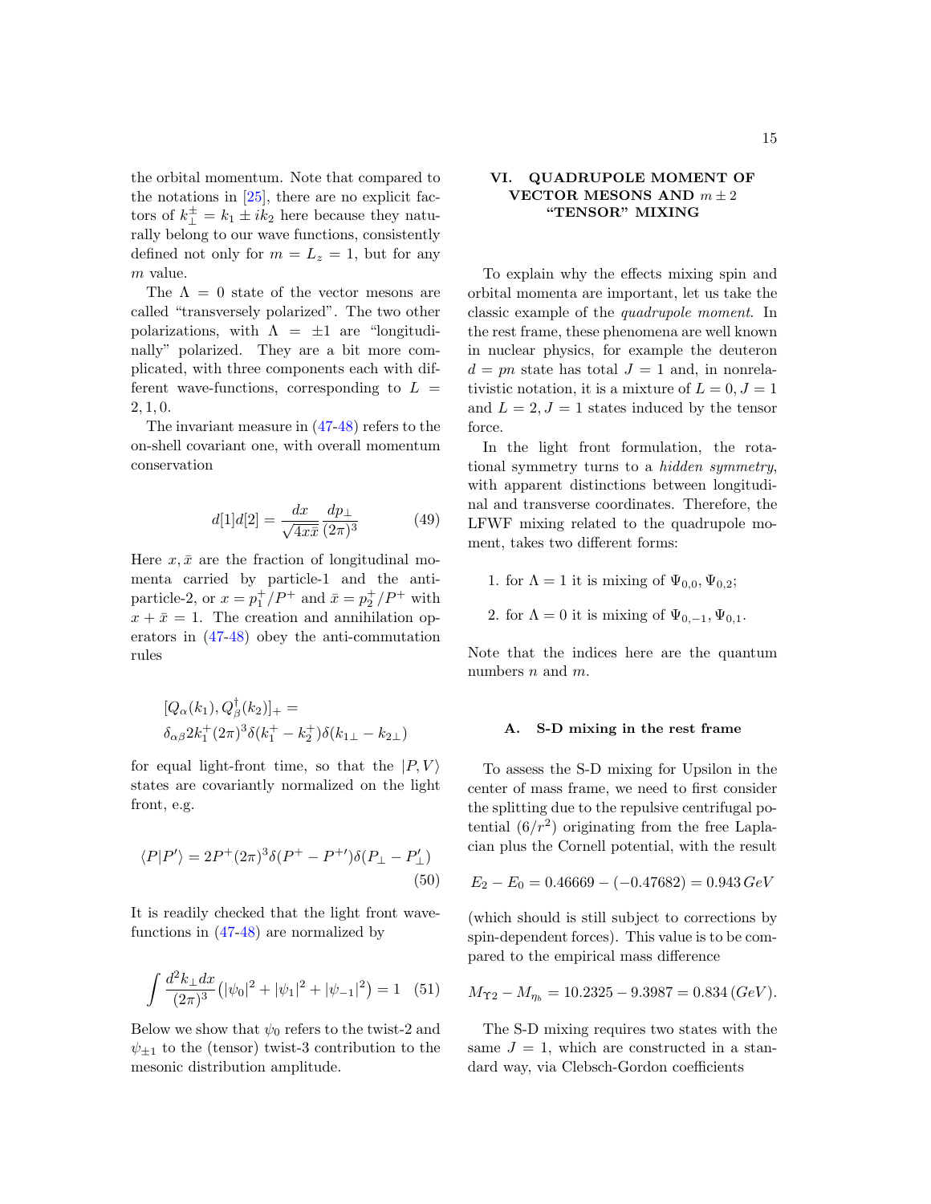the orbital momentum. Note that compared to the notations in [25], there are no explicit factors of $k_\perp^\pm = k_1 \pm i k_2$ here because they naturally belong to our wave functions, consistently defined not only for $m = L_z = 1$, but for any $m$ value.

The $\Lambda = 0$ state of the vector mesons are called "transversely polarized". The two other polarizations, with $\Lambda = \pm 1$ are "longitudinally" polarized. They are a bit more complicated, with three components each with different wave-functions, corresponding to $L = 2, 1, 0$.

The invariant measure in (47-48) refers to the on-shell covariant one, with overall momentum conservation

$$d[1]d[2] = \frac{dx}{\sqrt{4x\bar{x}}}\frac{dp_\perp}{(2\pi)^3} \tag{49}$$

Here $x, \bar{x}$ are the fraction of longitudinal momenta carried by particle-1 and the anti-particle-2, or $x = p_1^+/P^+$ and $\bar{x} = p_2^+/P^+$ with $x + \bar{x} = 1$. The creation and annihilation operators in (47-48) obey the anti-commutation rules

$$[Q_\alpha(k_1), Q_\beta^\dagger(k_2)]_+ = \delta_{\alpha\beta} 2k_1^+ (2\pi)^3 \delta(k_1^+ - k_2^+)\delta(k_{1\perp} - k_{2\perp})$$

for equal light-front time, so that the $|P, V\rangle$ states are covariantly normalized on the light front, e.g.

$$\langle P|P'\rangle = 2P^+(2\pi)^3\delta(P^+ - P^{+\prime})\delta(P_\perp - P'_\perp) \tag{50}$$

It is readily checked that the light front wavefunctions in (47-48) are normalized by

$$\int \frac{d^2k_\perp dx}{(2\pi)^3}\left(|\psi_0|^2 + |\psi_1|^2 + |\psi_{-1}|^2\right) = 1 \tag{51}$$

Below we show that $\psi_0$ refers to the twist-2 and $\psi_{\pm 1}$ to the (tensor) twist-3 contribution to the mesonic distribution amplitude.

## VI. QUADRUPOLE MOMENT OF VECTOR MESONS AND $m \pm 2$ "TENSOR" MIXING

To explain why the effects mixing spin and orbital momenta are important, let us take the classic example of the *quadrupole moment*. In the rest frame, these phenomena are well known in nuclear physics, for example the deuteron $d = pn$ state has total $J = 1$ and, in nonrelativistic notation, it is a mixture of $L = 0, J = 1$ and $L = 2, J = 1$ states induced by the tensor force.

In the light front formulation, the rotational symmetry turns to a *hidden symmetry*, with apparent distinctions between longitudinal and transverse coordinates. Therefore, the LFWF mixing related to the quadrupole moment, takes two different forms:

1. for $\Lambda = 1$ it is mixing of $\Psi_{0,0}, \Psi_{0,2}$;
2. for $\Lambda = 0$ it is mixing of $\Psi_{0,-1}, \Psi_{0,1}$.

Note that the indices here are the quantum numbers $n$ and $m$.

### A. S-D mixing in the rest frame

To assess the S-D mixing for Upsilon in the center of mass frame, we need to first consider the splitting due to the repulsive centrifugal potential $(6/r^2)$ originating from the free Laplacian plus the Cornell potential, with the result

$$E_2 - E_0 = 0.46669 - (-0.47682) = 0.943\,GeV$$

(which should is still subject to corrections by spin-dependent forces). This value is to be compared to the empirical mass difference

$$M_{\Upsilon 2} - M_{\eta_b} = 10.2325 - 9.3987 = 0.834\,(GeV).$$

The S-D mixing requires two states with the same $J = 1$, which are constructed in a standard way, via Clebsch-Gordon coefficients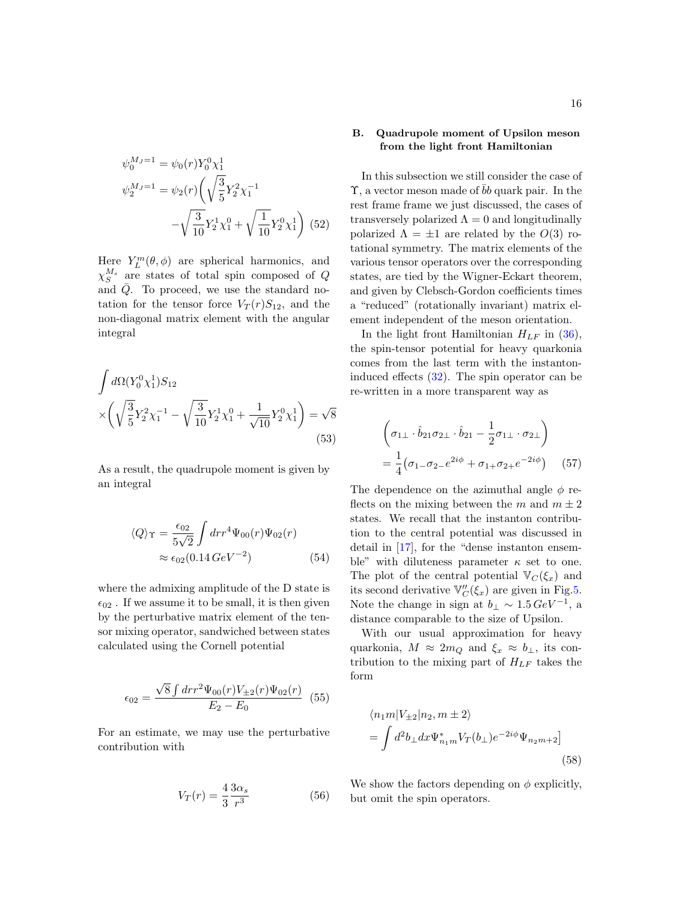$$\psi_0^{M_J=1} = \psi_0(r) Y_0^0 \chi_1^1$$
$$\psi_2^{M_J=1} = \psi_2(r)\bigg(\sqrt{\frac{3}{5}} Y_2^2 \chi_1^{-1} - \sqrt{\frac{3}{10}} Y_2^1 \chi_1^0 + \sqrt{\frac{1}{10}} Y_2^0 \chi_1^1\bigg) \quad (52)$$

Here $Y_L^m(\theta, \phi)$ are spherical harmonics, and $\chi_S^{M_s}$ are states of total spin composed of $Q$ and $\bar{Q}$. To proceed, we use the standard notation for the tensor force $V_T(r)S_{12}$, and the non-diagonal matrix element with the angular integral

$$\int d\Omega (Y_0^0 \chi_1^1) S_{12} \times\bigg(\sqrt{\frac{3}{5}} Y_2^2 \chi_1^{-1} - \sqrt{\frac{3}{10}} Y_2^1 \chi_1^0 + \frac{1}{\sqrt{10}} Y_2^0 \chi_1^1\bigg) = \sqrt{8} \quad (53)$$

As a result, the quadrupole moment is given by an integral

$$\langle Q \rangle_\Upsilon = \frac{\epsilon_{02}}{5\sqrt{2}} \int dr r^4 \Psi_{00}(r) \Psi_{02}(r) \approx \epsilon_{02}(0.14\,GeV^{-2}) \quad (54)$$

where the admixing amplitude of the D state is $\epsilon_{02}$ . If we assume it to be small, it is then given by the perturbative matrix element of the tensor mixing operator, sandwiched between states calculated using the Cornell potential

$$\epsilon_{02} = \frac{\sqrt{8} \int dr r^2 \Psi_{00}(r) V_{\pm 2}(r) \Psi_{02}(r)}{E_2 - E_0} \quad (55)$$

For an estimate, we may use the perturbative contribution with

$$V_T(r) = \frac{4}{3} \frac{3\alpha_s}{r^3} \quad (56)$$

## B. Quadrupole moment of Upsilon meson from the light front Hamiltonian

In this subsection we still consider the case of $\Upsilon$, a vector meson made of $\bar{b}b$ quark pair. In the rest frame frame we just discussed, the cases of transversely polarized $\Lambda = 0$ and longitudinally polarized $\Lambda = \pm 1$ are related by the $O(3)$ rotational symmetry. The matrix elements of the various tensor operators over the corresponding states, are tied by the Wigner-Eckart theorem, and given by Clebsch-Gordon coefficients times a "reduced" (rotationally invariant) matrix element independent of the meson orientation.

In the light front Hamiltonian $H_{LF}$ in (36), the spin-tensor potential for heavy quarkonia comes from the last term with the instanton-induced effects (32). The spin operator can be re-written in a more transparent way as

$$\bigg(\sigma_{1\perp} \cdot \hat{b}_{21} \sigma_{2\perp} \cdot \hat{b}_{21} - \frac{1}{2} \sigma_{1\perp} \cdot \sigma_{2\perp}\bigg) = \frac{1}{4}\big(\sigma_{1-}\sigma_{2-} e^{2i\phi} + \sigma_{1+}\sigma_{2+} e^{-2i\phi}\big) \quad (57)$$

The dependence on the azimuthal angle $\phi$ reflects on the mixing between the $m$ and $m \pm 2$ states. We recall that the instanton contribution to the central potential was discussed in detail in [17], for the "dense instanton ensemble" with diluteness parameter $\kappa$ set to one. The plot of the central potential $\mathbb{V}_C(\xi_x)$ and its second derivative $\mathbb{V}_C''(\xi_x)$ are given in Fig.5. Note the change in sign at $b_\perp \sim 1.5\,GeV^{-1}$, a distance comparable to the size of Upsilon.

With our usual approximation for heavy quarkonia, $M \approx 2m_Q$ and $\xi_x \approx b_\perp$, its contribution to the mixing part of $H_{LF}$ takes the form

$$\langle n_1 m | V_{\pm 2} | n_2, m \pm 2 \rangle = \int d^2 b_\perp dx \Psi_{n_1 m}^* V_T(b_\perp) e^{-2i\phi} \Psi_{n_2 m+2}] \quad (58)$$

We show the factors depending on $\phi$ explicitly, but omit the spin operators.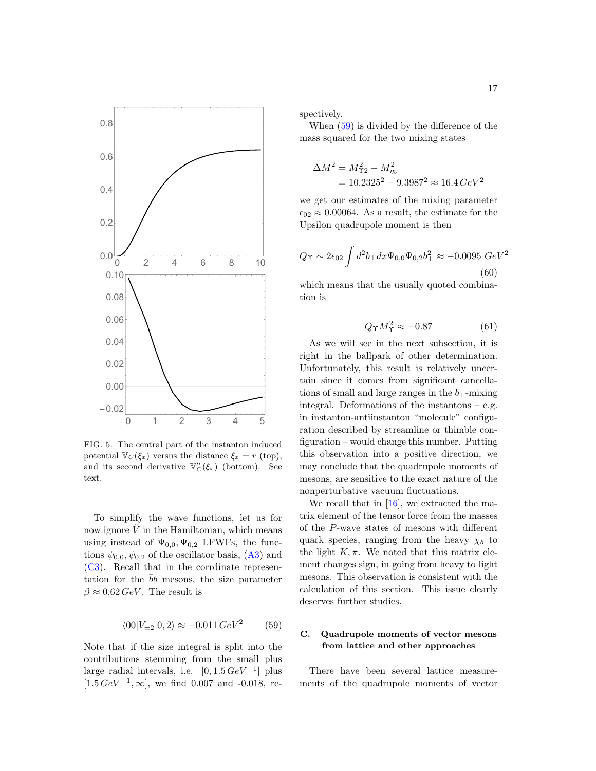FIG. 5. The central part of the instanton induced potential $\mathbb{V}_C(\xi_x)$ versus the distance $\xi_x = r$ (top), and its second derivative $\mathbb{V}''_C(\xi_x)$ (bottom). See text.

To simplify the wave functions, let us for now ignore $\tilde{V}$ in the Hamiltonian, which means using instead of $\Psi_{0,0}, \Psi_{0,2}$ LFWFs, the functions $\psi_{0,0}, \psi_{0,2}$ of the oscillator basis, (A3) and (C3). Recall that in the corrdinate representation for the $\bar{b}b$ mesons, the size parameter $\beta \approx 0.62\,GeV$. The result is

$$\langle 00|V_{\pm 2}|0,2\rangle \approx -0.011\,GeV^2 \tag{59}$$

Note that if the size integral is split into the contributions stemming from the small plus large radial intervals, i.e. $[0, 1.5\,GeV^{-1}]$ plus $[1.5\,GeV^{-1}, \infty]$, we find 0.007 and -0.018, respectively.

When (59) is divided by the difference of the mass squared for the two mixing states

$$\begin{aligned}\Delta M^2 &= M^2_{\Upsilon 2} - M^2_{\eta_b} \\ &= 10.2325^2 - 9.3987^2 \approx 16.4\,GeV^2\end{aligned}$$

we get our estimates of the mixing parameter $\epsilon_{02} \approx 0.00064$. As a result, the estimate for the Upsilon quadrupole moment is then

$$Q_\Upsilon \sim 2\epsilon_{02}\int d^2b_\perp dx \Psi_{0,0}\Psi_{0,2}b^2_\perp \approx -0.0095\ GeV^2 \tag{60}$$

which means that the usually quoted combination is

$$Q_\Upsilon M^2_\Upsilon \approx -0.87 \tag{61}$$

As we will see in the next subsection, it is right in the ballpark of other determination. Unfortunately, this result is relatively uncertain since it comes from significant cancellations of small and large ranges in the $b_\perp$-mixing integral. Deformations of the instantons – e.g. in instanton-antiinstanton "molecule" configuration described by streamline or thimble configuration – would change this number. Putting this observation into a positive direction, we may conclude that the quadrupole moments of mesons, are sensitive to the exact nature of the nonperturbative vacuum fluctuations.

We recall that in [16], we extracted the matrix element of the tensor force from the masses of the $P$-wave states of mesons with different quark species, ranging from the heavy $\chi_b$ to the light $K, \pi$. We noted that this matrix element changes sign, in going from heavy to light mesons. This observation is consistent with the calculation of this section. This issue clearly deserves further studies.

### C. Quadrupole moments of vector mesons from lattice and other approaches

There have been several lattice measurements of the quadrupole moments of vector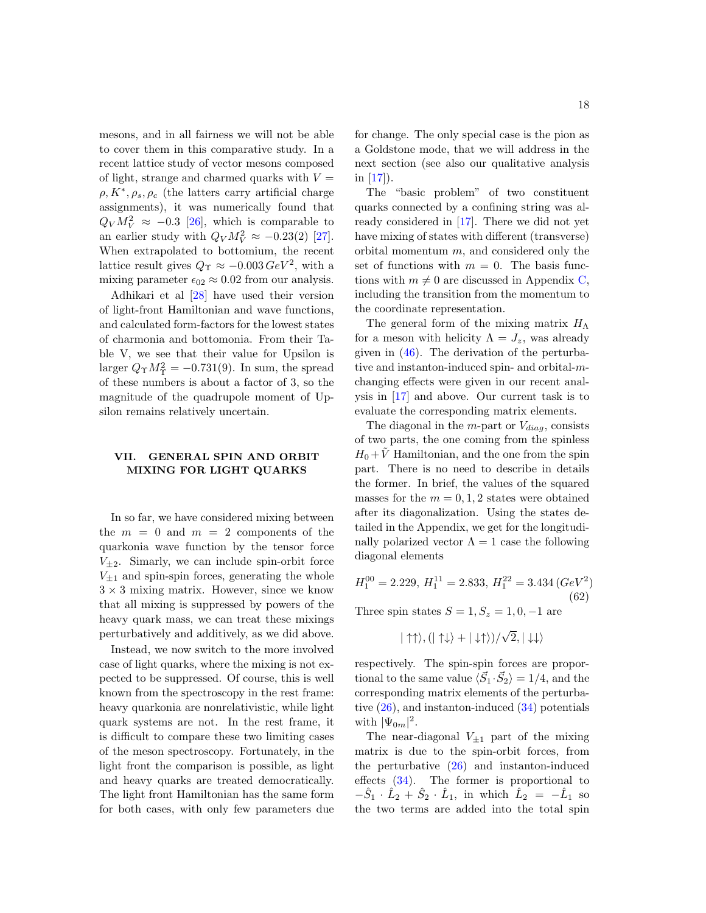mesons, and in all fairness we will not be able to cover them in this comparative study. In a recent lattice study of vector mesons composed of light, strange and charmed quarks with $V = \rho, K^*, \rho_s, \rho_c$ (the latters carry artificial charge assignments), it was numerically found that $Q_V M_V^2 \approx -0.3$ [26], which is comparable to an earlier study with $Q_V M_V^2 \approx -0.23(2)$ [27]. When extrapolated to bottomium, the recent lattice result gives $Q_\Upsilon \approx -0.003\, GeV^2$, with a mixing parameter $\epsilon_{02} \approx 0.02$ from our analysis.

Adhikari et al [28] have used their version of light-front Hamiltonian and wave functions, and calculated form-factors for the lowest states of charmonia and bottomonia. From their Table V, we see that their value for Upsilon is larger $Q_\Upsilon M_\Upsilon^2 = -0.731(9)$. In sum, the spread of these numbers is about a factor of 3, so the magnitude of the quadrupole moment of Upsilon remains relatively uncertain.

## VII. GENERAL SPIN AND ORBIT MIXING FOR LIGHT QUARKS

In so far, we have considered mixing between the $m = 0$ and $m = 2$ components of the quarkonia wave function by the tensor force $V_{\pm 2}$. Simarly, we can include spin-orbit force $V_{\pm 1}$ and spin-spin forces, generating the whole $3 \times 3$ mixing matrix. However, since we know that all mixing is suppressed by powers of the heavy quark mass, we can treat these mixings perturbatively and additively, as we did above.

Instead, we now switch to the more involved case of light quarks, where the mixing is not expected to be suppressed. Of course, this is well known from the spectroscopy in the rest frame: heavy quarkonia are nonrelativistic, while light quark systems are not. In the rest frame, it is difficult to compare these two limiting cases of the meson spectroscopy. Fortunately, in the light front the comparison is possible, as light and heavy quarks are treated democratically. The light front Hamiltonian has the same form for both cases, with only few parameters due for change. The only special case is the pion as a Goldstone mode, that we will address in the next section (see also our qualitative analysis in [17]).

The "basic problem" of two constituent quarks connected by a confining string was already considered in [17]. There we did not yet have mixing of states with different (transverse) orbital momentum $m$, and considered only the set of functions with $m = 0$. The basis functions with $m \neq 0$ are discussed in Appendix C, including the transition from the momentum to the coordinate representation.

The general form of the mixing matrix $H_\Lambda$ for a meson with helicity $\Lambda = J_z$, was already given in (46). The derivation of the perturbative and instanton-induced spin- and orbital-$m$-changing effects were given in our recent analysis in [17] and above. Our current task is to evaluate the corresponding matrix elements.

The diagonal in the $m$-part or $V_{diag}$, consists of two parts, the one coming from the spinless $H_0 + \tilde{V}$ Hamiltonian, and the one from the spin part. There is no need to describe in details the former. In brief, the values of the squared masses for the $m = 0, 1, 2$ states were obtained after its diagonalization. Using the states detailed in the Appendix, we get for the longitudinally polarized vector $\Lambda = 1$ case the following diagonal elements

$$H_1^{00} = 2.229,\ H_1^{11} = 2.833,\ H_1^{22} = 3.434\, (GeV^2) \tag{62}$$

Three spin states $S = 1, S_z = 1, 0, -1$ are

$$|\uparrow\uparrow\rangle, (|\uparrow\downarrow\rangle + |\downarrow\uparrow\rangle)/\sqrt{2}, |\downarrow\downarrow\rangle$$

respectively. The spin-spin forces are proportional to the same value $\langle \vec{S}_1 \cdot \vec{S}_2 \rangle = 1/4$, and the corresponding matrix elements of the perturbative (26), and instanton-induced (34) potentials with $|\Psi_{0m}|^2$.

The near-diagonal $V_{\pm 1}$ part of the mixing matrix is due to the spin-orbit forces, from the perturbative (26) and instanton-induced effects (34). The former is proportional to $-\hat{S}_1 \cdot \hat{L}_2 + \hat{S}_2 \cdot \hat{L}_1$, in which $\hat{L}_2 = -\hat{L}_1$ so the two terms are added into the total spin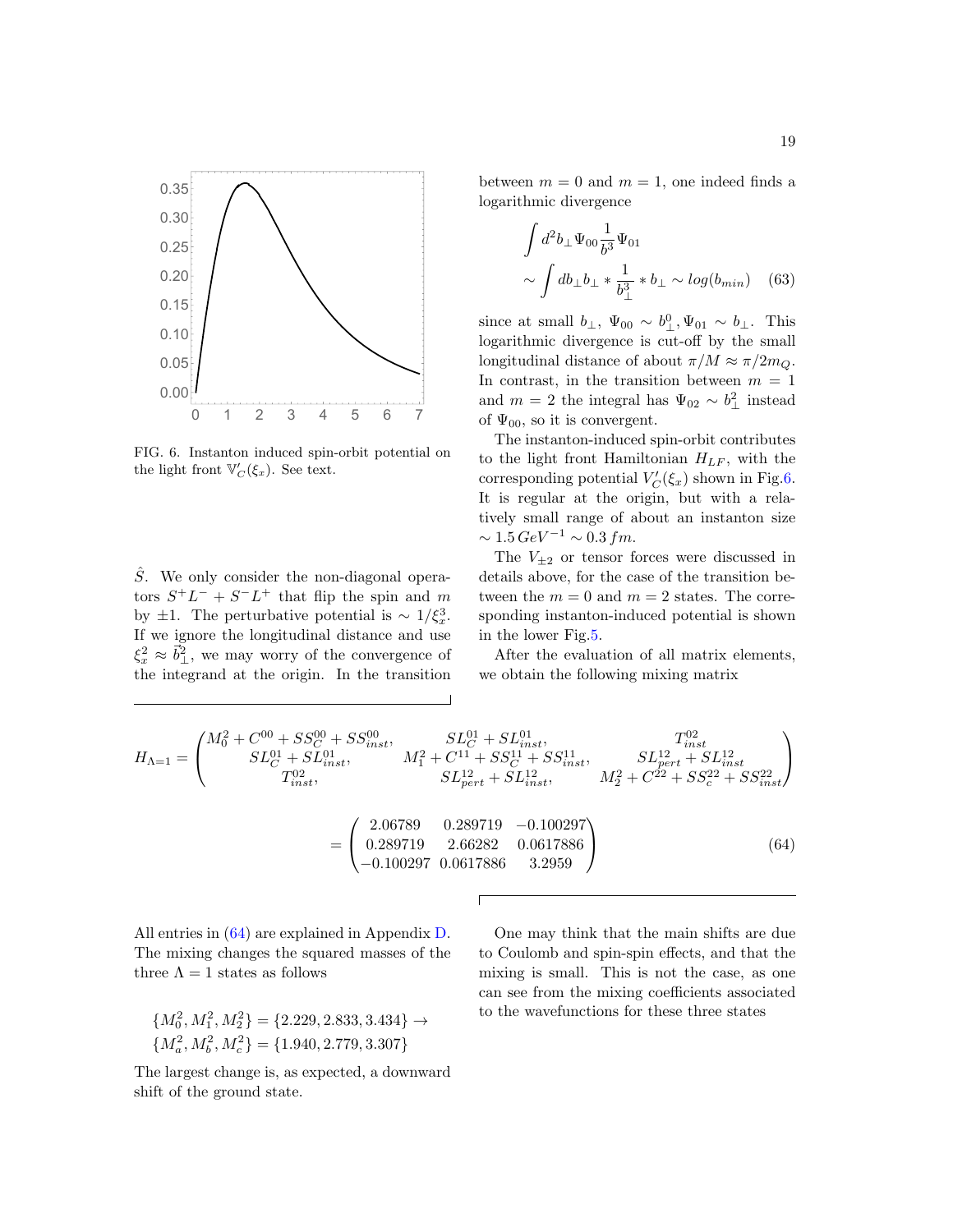FIG. 6. Instanton induced spin-orbit potential on the light front $\mathbb{V}'_C(\xi_x)$. See text.

$\hat{S}$. We only consider the non-diagonal operators $S^+L^- + S^-L^+$ that flip the spin and $m$ by $\pm 1$. The perturbative potential is $\sim 1/\xi_x^3$. If we ignore the longitudinal distance and use $\xi_x^2 \approx \vec{b}_\perp^2$, we may worry of the convergence of the integrand at the origin. In the transition between $m=0$ and $m=1$, one indeed finds a logarithmic divergence

$$\int d^2 b_\perp \Psi_{00} \frac{1}{b^3} \Psi_{01} \sim \int db_\perp b_\perp * \frac{1}{b_\perp^3} * b_\perp \sim log(b_{min}) \quad (63)$$

since at small $b_\perp$, $\Psi_{00} \sim b_\perp^0, \Psi_{01} \sim b_\perp$. This logarithmic divergence is cut-off by the small longitudinal distance of about $\pi/M \approx \pi/2m_Q$. In contrast, in the transition between $m=1$ and $m=2$ the integral has $\Psi_{02} \sim b_\perp^2$ instead of $\Psi_{00}$, so it is convergent.

The instanton-induced spin-orbit contributes to the light front Hamiltonian $H_{LF}$, with the corresponding potential $V'_C(\xi_x)$ shown in Fig.6. It is regular at the origin, but with a relatively small range of about an instanton size $\sim 1.5\,GeV^{-1} \sim 0.3\,fm$.

The $V_{\pm 2}$ or tensor forces were discussed in details above, for the case of the transition between the $m=0$ and $m=2$ states. The corresponding instanton-induced potential is shown in the lower Fig.5.

After the evaluation of all matrix elements, we obtain the following mixing matrix

$$H_{\Lambda=1} = \begin{pmatrix} M_0^2 + C^{00} + SS_C^{00} + SS_{inst}^{00}, & SL_C^{01} + SL_{inst}^{01}, & T_{inst}^{02} \\ SL_C^{01} + SL_{inst}^{01}, & M_1^2 + C^{11} + SS_C^{11} + SS_{inst}^{11}, & SL_{pert}^{12} + SL_{inst}^{12} \\ T_{inst}^{02}, & SL_{pert}^{12} + SL_{inst}^{12}, & M_2^2 + C^{22} + SS_c^{22} + SS_{inst}^{22} \end{pmatrix}$$

$$= \begin{pmatrix} 2.06789 & 0.289719 & -0.100297 \\ 0.289719 & 2.66282 & 0.0617886 \\ -0.100297 & 0.0617886 & 3.2959 \end{pmatrix} \quad (64)$$

All entries in (64) are explained in Appendix D. The mixing changes the squared masses of the three $\Lambda=1$ states as follows

$$\{M_0^2, M_1^2, M_2^2\} = \{2.229, 2.833, 3.434\} \rightarrow \{M_a^2, M_b^2, M_c^2\} = \{1.940, 2.779, 3.307\}$$

The largest change is, as expected, a downward shift of the ground state.

One may think that the main shifts are due to Coulomb and spin-spin effects, and that the mixing is small. This is not the case, as one can see from the mixing coefficients associated to the wavefunctions for these three states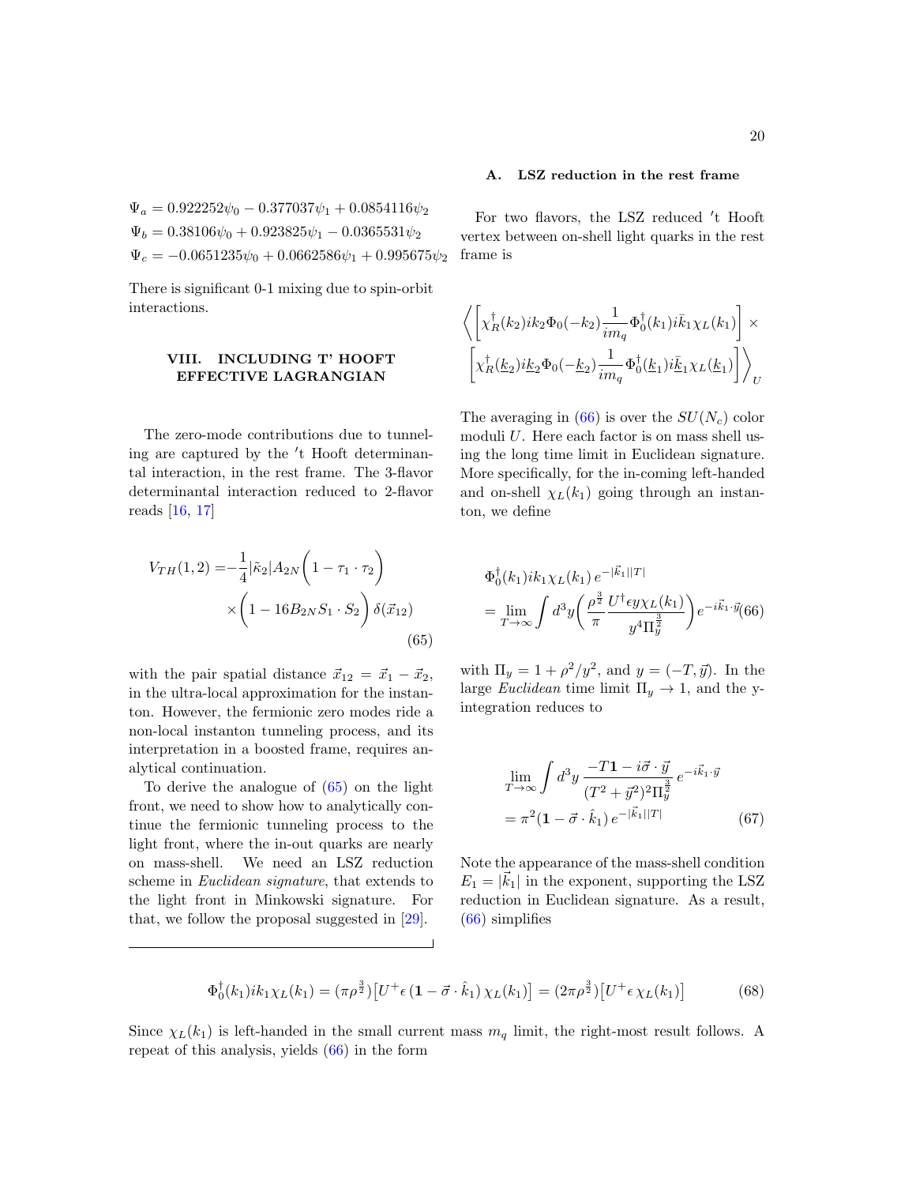$$\Psi_a = 0.922252\psi_0 - 0.377037\psi_1 + 0.0854116\psi_2$$
$$\Psi_b = 0.38106\psi_0 + 0.923825\psi_1 - 0.0365531\psi_2$$
$$\Psi_c = -0.0651235\psi_0 + 0.0662586\psi_1 + 0.995675\psi_2$$

There is significant 0-1 mixing due to spin-orbit interactions.

## VIII. INCLUDING T' HOOFT EFFECTIVE LAGRANGIAN

The zero-mode contributions due to tunneling are captured by the $'$t Hooft determinantal interaction, in the rest frame. The 3-flavor determinantal interaction reduced to 2-flavor reads [16, 17]

$$V_{TH}(1,2) = -\frac{1}{4}|\tilde{\kappa}_2| A_{2N}\bigg(1 - \tau_1\cdot\tau_2\bigg) \times \bigg(1 - 16B_{2N} S_1\cdot S_2\bigg)\,\delta(\vec{x}_{12}) \tag{65}$$

with the pair spatial distance $\vec{x}_{12} = \vec{x}_1 - \vec{x}_2$, in the ultra-local approximation for the instanton. However, the fermionic zero modes ride a non-local instanton tunneling process, and its interpretation in a boosted frame, requires analytical continuation.

To derive the analogue of (65) on the light front, we need to show how to analytically continue the fermionic tunneling process to the light front, where the in-out quarks are nearly on mass-shell. We need an LSZ reduction scheme in *Euclidean signature*, that extends to the light front in Minkowski signature. For that, we follow the proposal suggested in [29].

### A. LSZ reduction in the rest frame

For two flavors, the LSZ reduced $'$t Hooft vertex between on-shell light quarks in the rest frame is

$$\bigg\langle \bigg[\chi_R^\dagger(k_2) ik_2 \Phi_0(-k_2)\frac{1}{im_q}\Phi_0^\dagger(k_1) i\bar{k}_1\chi_L(k_1)\bigg] \times \bigg[\chi_R^\dagger(\underline{k}_2) i\underline{k}_2 \Phi_0(-\underline{k}_2)\frac{1}{im_q}\Phi_0^\dagger(\underline{k}_1) i\underline{\bar{k}}_1\chi_L(\underline{k}_1)\bigg]\bigg\rangle_U$$

The averaging in (66) is over the $SU(N_c)$ color moduli $U$. Here each factor is on mass shell using the long time limit in Euclidean signature. More specifically, for the in-coming left-handed and on-shell $\chi_L(k_1)$ going through an instanton, we define

$$\Phi_0^\dagger(k_1) ik_1 \chi_L(k_1)\, e^{-|\vec{k}_1||T|} = \lim_{T\to\infty}\int d^3y \bigg(\frac{\rho^{\frac{3}{2}}}{\pi}\frac{U^\dagger\epsilon y\chi_L(k_1)}{y^4\Pi_y^{\frac{3}{2}}}\bigg) e^{-i\vec{k}_1\cdot\vec{y}} \tag{66}$$

with $\Pi_y = 1 + \rho^2/y^2$, and $y = (-T, \vec{y})$. In the large *Euclidean* time limit $\Pi_y \to 1$, and the y-integration reduces to

$$\lim_{T\to\infty}\int d^3y\,\frac{-T\mathbf{1} - i\vec{\sigma}\cdot\vec{y}}{(T^2+\vec{y}^2)^2\Pi_y^{\frac{3}{2}}}\,e^{-i\vec{k}_1\cdot\vec{y}} = \pi^2(\mathbf{1} - \vec{\sigma}\cdot\hat{k}_1)\,e^{-|\vec{k}_1||T|} \tag{67}$$

Note the appearance of the mass-shell condition $E_1 = |\vec{k}_1|$ in the exponent, supporting the LSZ reduction in Euclidean signature. As a result, (66) simplifies

$$\Phi_0^\dagger(k_1) ik_1\chi_L(k_1) = (\pi\rho^{\frac{3}{2}})\big[U^+\epsilon\,(\mathbf{1} - \vec{\sigma}\cdot\hat{k}_1)\,\chi_L(k_1)\big] = (2\pi\rho^{\frac{3}{2}})\big[U^+\epsilon\,\chi_L(k_1)\big] \tag{68}$$

Since $\chi_L(k_1)$ is left-handed in the small current mass $m_q$ limit, the right-most result follows. A repeat of this analysis, yields (66) in the form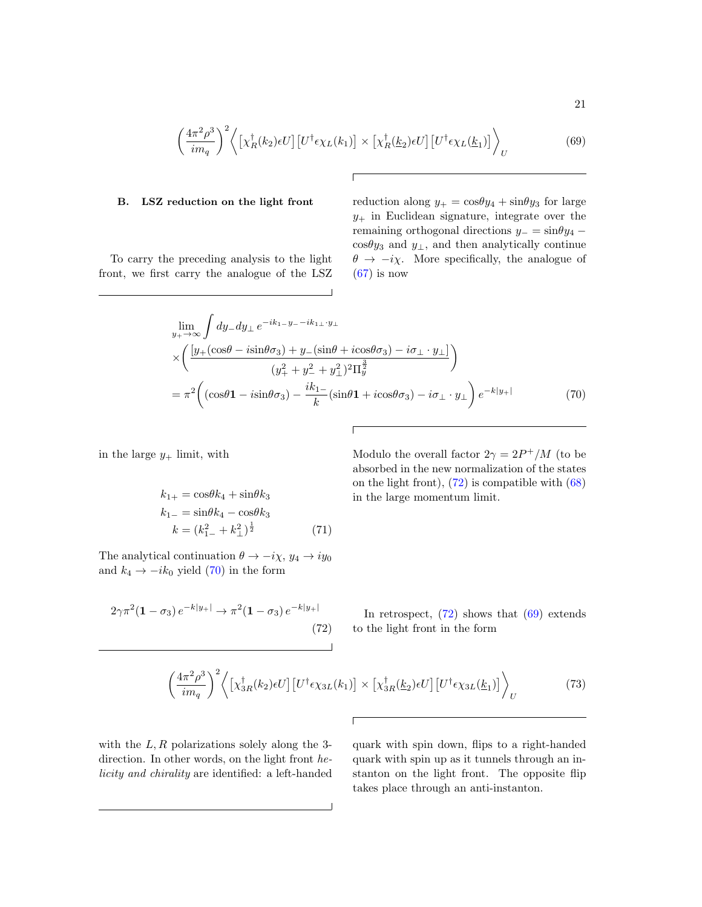$$\left(\frac{4\pi^2\rho^3}{im_q}\right)^2 \left\langle \left[\chi_R^\dagger(k_2)\epsilon U\right]\left[U^\dagger \epsilon\chi_L(k_1)\right] \times \left[\chi_R^\dagger(\underline{k}_2)\epsilon U\right]\left[U^\dagger \epsilon\chi_L(\underline{k}_1)\right] \right\rangle_U \tag{69}$$

### B. LSZ reduction on the light front

To carry the preceding analysis to the light front, we first carry the analogue of the LSZ reduction along $y_+ = \cos\theta y_4 + \sin\theta y_3$ for large $y_+$ in Euclidean signature, integrate over the remaining orthogonal directions $y_- = \sin\theta y_4 - \cos\theta y_3$ and $y_\perp$, and then analytically continue $\theta \to -i\chi$. More specifically, the analogue of (67) is now

$$\begin{aligned}
&\lim_{y_+\to\infty}\int dy_- dy_\perp\, e^{-ik_{1-}y_- - ik_{1\perp}\cdot y_\perp} \\
&\times\left(\frac{\left[y_+(\cos\theta - i\sin\theta\sigma_3) + y_-(\sin\theta + i\cos\theta\sigma_3) - i\sigma_\perp\cdot y_\perp\right]}{(y_+^2+y_-^2+y_\perp^2)^2\Pi_y^{\frac{3}{2}}}\right) \\
&= \pi^2\left((\cos\theta\mathbf{1} - i\sin\theta\sigma_3) - \frac{ik_{1-}}{k}(\sin\theta\mathbf{1} + i\cos\theta\sigma_3) - i\sigma_\perp\cdot y_\perp\right)e^{-k|y_+|}
\end{aligned} \tag{70}$$

in the large $y_+$ limit, with

$$\begin{aligned}
k_{1+} &= \cos\theta k_4 + \sin\theta k_3 \\
k_{1-} &= \sin\theta k_4 - \cos\theta k_3 \\
k &= (k_{1-}^2 + k_\perp^2)^{\frac{1}{2}}
\end{aligned} \tag{71}$$

The analytical continuation $\theta \to -i\chi$, $y_4 \to iy_0$ and $k_4 \to -ik_0$ yield (70) in the form

$$2\gamma\pi^2(\mathbf{1} - \sigma_3)\, e^{-k|y_+|} \to \pi^2(\mathbf{1} - \sigma_3)\, e^{-k|y_+|} \tag{72}$$

Modulo the overall factor $2\gamma = 2P^+/M$ (to be absorbed in the new normalization of the states on the light front), (72) is compatible with (68) in the large momentum limit.

In retrospect, (72) shows that (69) extends to the light front in the form

$$\left(\frac{4\pi^2\rho^3}{im_q}\right)^2 \left\langle \left[\chi_{3R}^\dagger(k_2)\epsilon U\right]\left[U^\dagger \epsilon\chi_{3L}(k_1)\right] \times \left[\chi_{3R}^\dagger(\underline{k}_2)\epsilon U\right]\left[U^\dagger \epsilon\chi_{3L}(\underline{k}_1)\right] \right\rangle_U \tag{73}$$

with the $L, R$ polarizations solely along the 3-direction. In other words, on the light front *helicity and chirality* are identified: a left-handed quark with spin down, flips to a right-handed quark with spin up as it tunnels through an instanton on the light front. The opposite flip takes place through an anti-instanton.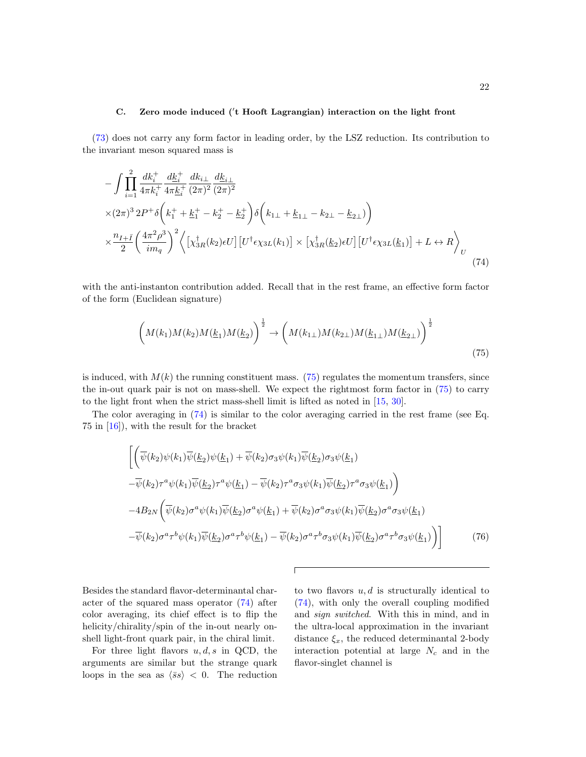### C. Zero mode induced ('t Hooft Lagrangian) interaction on the light front

(73) does not carry any form factor in leading order, by the LSZ reduction. Its contribution to the invariant meson squared mass is

$$
\begin{aligned}
&-\int \prod_{i=1}^{2} \frac{dk_i^+}{4\pi k_i^+}\frac{d\underline{k}_i^+}{4\pi \underline{k}_i^+}\frac{dk_{i\perp}}{(2\pi)^2}\frac{d\underline{k}_{i\perp}}{(2\pi)^2} \\
&\times (2\pi)^3\, 2P^+ \delta\bigg(k_1^+ + \underline{k}_1^+ - k_2^+ - \underline{k}_2^+\bigg)\delta\bigg(k_{1\perp} + \underline{k}_{1\perp} - k_{2\perp} - \underline{k}_{2\perp})\bigg) \\
&\times \frac{n_{I+\bar{I}}}{2}\bigg(\frac{4\pi^2\rho^3}{im_q}\bigg)^2 \bigg\langle \big[\chi_{3R}^\dagger(k_2)\epsilon U\big]\big[U^\dagger\epsilon\chi_{3L}(k_1)\big] \times \big[\chi_{3R}^\dagger(\underline{k}_2)\epsilon U\big]\big[U^\dagger\epsilon\chi_{3L}(\underline{k}_1)\big] + L \leftrightarrow R \bigg\rangle_U
\end{aligned}
\tag{74}
$$

with the anti-instanton contribution added. Recall that in the rest frame, an effective form factor of the form (Euclidean signature)

$$
\bigg(M(k_1)M(k_2)M(\underline{k}_1)M(\underline{k}_2)\bigg)^{\frac{1}{2}} \to \bigg(M(k_{1\perp})M(k_{2\perp})M(\underline{k}_{1\perp})M(\underline{k}_{2\perp})\bigg)^{\frac{1}{2}}
\tag{75}
$$

is induced, with $M(k)$ the running constituent mass. (75) regulates the momentum transfers, since the in-out quark pair is not on mass-shell. We expect the rightmost form factor in (75) to carry to the light front when the strict mass-shell limit is lifted as noted in [15, 30].

The color averaging in (74) is similar to the color averaging carried in the rest frame (see Eq. 75 in [16]), with the result for the bracket

$$
\begin{aligned}
&\Bigg[\bigg(\overline{\psi}(k_2)\psi(k_1)\overline{\psi}(\underline{k}_2)\psi(\underline{k}_1) + \overline{\psi}(k_2)\sigma_3\psi(k_1)\overline{\psi}(\underline{k}_2)\sigma_3\psi(\underline{k}_1) \\
&-\overline{\psi}(k_2)\tau^a\psi(k_1)\overline{\psi}(\underline{k}_2)\tau^a\psi(\underline{k}_1) - \overline{\psi}(k_2)\tau^a\sigma_3\psi(k_1)\overline{\psi}(\underline{k}_2)\tau^a\sigma_3\psi(\underline{k}_1)\bigg) \\
&-4B_{2N}\bigg(\overline{\psi}(k_2)\sigma^a\psi(k_1)\overline{\psi}(\underline{k}_2)\sigma^a\psi(\underline{k}_1) + \overline{\psi}(k_2)\sigma^a\sigma_3\psi(k_1)\overline{\psi}(\underline{k}_2)\sigma^a\sigma_3\psi(\underline{k}_1) \\
&-\overline{\psi}(k_2)\sigma^a\tau^b\psi(k_1)\overline{\psi}(\underline{k}_2)\sigma^a\tau^b\psi(\underline{k}_1) - \overline{\psi}(k_2)\sigma^a\tau^b\sigma_3\psi(k_1)\overline{\psi}(\underline{k}_2)\sigma^a\tau^b\sigma_3\psi(\underline{k}_1)\bigg)\Bigg]
\end{aligned}
\tag{76}
$$

Besides the standard flavor-determinantal character of the squared mass operator (74) after color averaging, its chief effect is to flip the helicity/chirality/spin of the in-out nearly on-shell light-front quark pair, in the chiral limit.

For three light flavors $u, d, s$ in QCD, the arguments are similar but the strange quark loops in the sea as $\langle\bar{s}s\rangle < 0$. The reduction to two flavors $u, d$ is structurally identical to (74), with only the overall coupling modified and *sign switched*. With this in mind, and in the ultra-local approximation in the invariant distance $\xi_x$, the reduced determinantal 2-body interaction potential at large $N_c$ and in the flavor-singlet channel is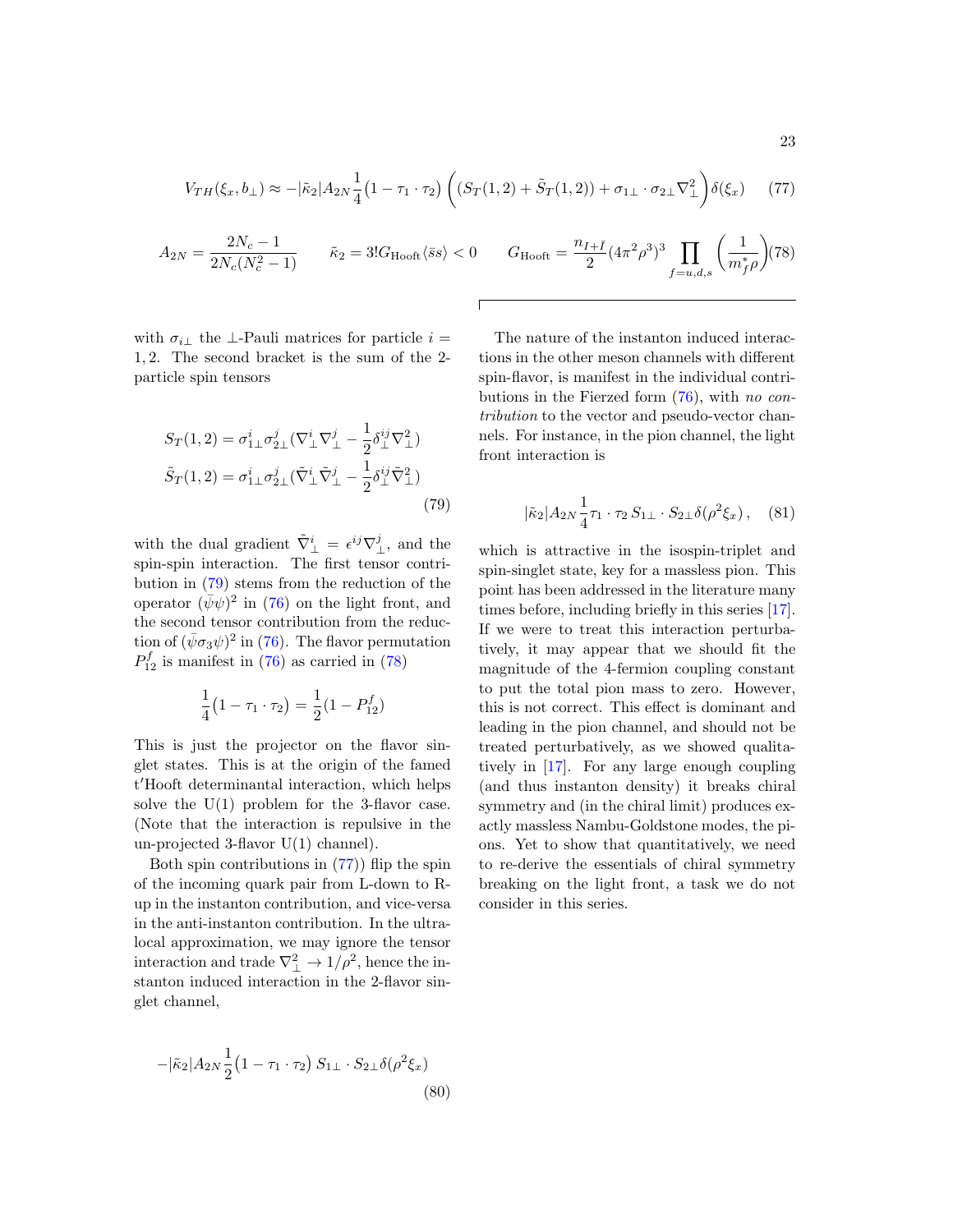$$V_{TH}(\xi_x, b_\perp) \approx -|\tilde{\kappa}_2| A_{2N} \frac{1}{4}\big(1 - \tau_1\cdot\tau_2\big)\left((S_T(1,2) + \tilde{S}_T(1,2)) + \sigma_{1\perp}\cdot\sigma_{2\perp}\nabla_\perp^2\right)\delta(\xi_x) \tag{77}$$

$$A_{2N} = \frac{2N_c - 1}{2N_c(N_c^2-1)} \qquad \tilde{\kappa}_2 = 3!G_{\rm Hooft}\langle\bar{s}s\rangle < 0 \qquad G_{\rm Hooft} = \frac{n_{I+\bar{I}}}{2}(4\pi^2\rho^3)^3 \prod_{f=u,d,s}\left(\frac{1}{m_f^*\rho}\right) \tag{78}$$

with $\sigma_{i\perp}$ the $\perp$-Pauli matrices for particle $i = 1, 2$. The second bracket is the sum of the 2-particle spin tensors

$$\begin{aligned} S_T(1,2) &= \sigma_{1\perp}^i\sigma_{2\perp}^j(\nabla_\perp^i\nabla_\perp^j - \frac{1}{2}\delta_\perp^{ij}\nabla_\perp^2) \\ \tilde{S}_T(1,2) &= \sigma_{1\perp}^i\sigma_{2\perp}^j(\tilde{\nabla}_\perp^i\tilde{\nabla}_\perp^j - \frac{1}{2}\delta_\perp^{ij}\tilde{\nabla}_\perp^2) \end{aligned} \tag{79}$$

with the dual gradient $\tilde{\nabla}_\perp^i = \epsilon^{ij}\nabla_\perp^j$, and the spin-spin interaction. The first tensor contribution in (79) stems from the reduction of the operator $(\bar{\psi}\psi)^2$ in (76) on the light front, and the second tensor contribution from the reduction of $(\bar{\psi}\sigma_3\psi)^2$ in (76). The flavor permutation $P_{12}^f$ is manifest in (76) as carried in (78)

$$\frac{1}{4}\big(1 - \tau_1\cdot\tau_2\big) = \frac{1}{2}(1 - P_{12}^f)$$

This is just the projector on the flavor singlet states. This is at the origin of the famed t′Hooft determinantal interaction, which helps solve the U(1) problem for the 3-flavor case. (Note that the interaction is repulsive in the un-projected 3-flavor U(1) channel).

Both spin contributions in (77)) flip the spin of the incoming quark pair from L-down to R-up in the instanton contribution, and vice-versa in the anti-instanton contribution. In the ultra-local approximation, we may ignore the tensor interaction and trade $\nabla_\perp^2 \to 1/\rho^2$, hence the instanton induced interaction in the 2-flavor singlet channel,

$$-|\tilde{\kappa}_2| A_{2N}\frac{1}{2}\big(1 - \tau_1\cdot\tau_2\big)\, S_{1\perp}\cdot S_{2\perp}\delta(\rho^2\xi_x) \tag{80}$$

The nature of the instanton induced interactions in the other meson channels with different spin-flavor, is manifest in the individual contributions in the Fierzed form (76), with *no contribution* to the vector and pseudo-vector channels. For instance, in the pion channel, the light front interaction is

$$|\tilde{\kappa}_2| A_{2N}\frac{1}{4}\tau_1\cdot\tau_2\, S_{1\perp}\cdot S_{2\perp}\delta(\rho^2\xi_x)\,, \tag{81}$$

which is attractive in the isospin-triplet and spin-singlet state, key for a massless pion. This point has been addressed in the literature many times before, including briefly in this series [17]. If we were to treat this interaction perturbatively, it may appear that we should fit the magnitude of the 4-fermion coupling constant to put the total pion mass to zero. However, this is not correct. This effect is dominant and leading in the pion channel, and should not be treated perturbatively, as we showed qualitatively in [17]. For any large enough coupling (and thus instanton density) it breaks chiral symmetry and (in the chiral limit) produces exactly massless Nambu-Goldstone modes, the pions. Yet to show that quantitatively, we need to re-derive the essentials of chiral symmetry breaking on the light front, a task we do not consider in this series.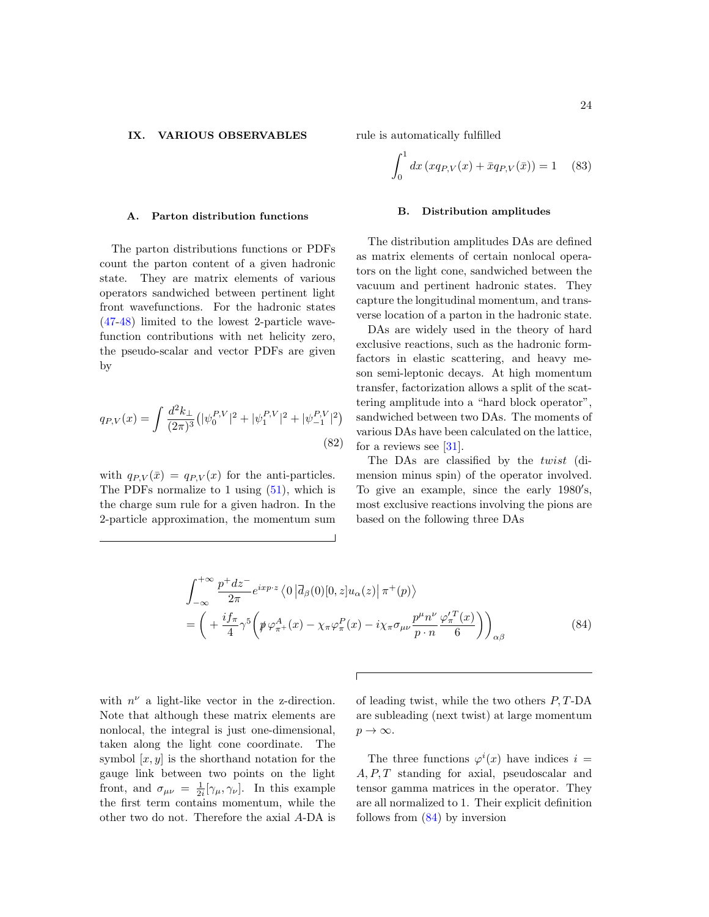## IX. VARIOUS OBSERVABLES

### A. Parton distribution functions

The parton distributions functions or PDFs count the parton content of a given hadronic state. They are matrix elements of various operators sandwiched between pertinent light front wavefunctions. For the hadronic states (47-48) limited to the lowest 2-particle wavefunction contributions with net helicity zero, the pseudo-scalar and vector PDFs are given by

$$q_{P,V}(x) = \int \frac{d^2k_\perp}{(2\pi)^3}\left(|\psi_0^{P,V}|^2 + |\psi_1^{P,V}|^2 + |\psi_{-1}^{P,V}|^2\right) \tag{82}$$

with $q_{P,V}(\bar{x}) = q_{P,V}(x)$ for the anti-particles. The PDFs normalize to 1 using (51), which is the charge sum rule for a given hadron. In the 2-particle approximation, the momentum sum rule is automatically fulfilled

$$\int_0^1 dx\,(xq_{P,V}(x) + \bar{x}q_{P,V}(\bar{x})) = 1 \tag{83}$$

### B. Distribution amplitudes

The distribution amplitudes DAs are defined as matrix elements of certain nonlocal operators on the light cone, sandwiched between the vacuum and pertinent hadronic states. They capture the longitudinal momentum, and transverse location of a parton in the hadronic state.

DAs are widely used in the theory of hard exclusive reactions, such as the hadronic form-factors in elastic scattering, and heavy meson semi-leptonic decays. At high momentum transfer, factorization allows a split of the scattering amplitude into a "hard block operator", sandwiched between two DAs. The moments of various DAs have been calculated on the lattice, for a reviews see [31].

The DAs are classified by the *twist* (dimension minus spin) of the operator involved. To give an example, since the early 1980′s, most exclusive reactions involving the pions are based on the following three DAs

$$\begin{aligned}
&\int_{-\infty}^{+\infty} \frac{p^+ dz^-}{2\pi} e^{ixp\cdot z} \left\langle 0 \left| \overline{d}_\beta(0)[0,z]u_\alpha(z) \right| \pi^+(p) \right\rangle \\
&= \left( + \frac{if_\pi}{4}\gamma^5 \left( \not{p}\,\varphi^A_{\pi^+}(x) - \chi_\pi \varphi^P_\pi(x) - i\chi_\pi \sigma_{\mu\nu}\frac{p^\mu n^\nu}{p\cdot n}\frac{\varphi'^T_\pi(x)}{6}\right)\right)_{\alpha\beta}
\end{aligned} \tag{84}$$

with $n^\nu$ a light-like vector in the z-direction. Note that although these matrix elements are nonlocal, the integral is just one-dimensional, taken along the light cone coordinate. The symbol $[x,y]$ is the shorthand notation for the gauge link between two points on the light front, and $\sigma_{\mu\nu} = \frac{1}{2i}[\gamma_\mu, \gamma_\nu]$. In this example the first term contains momentum, while the other two do not. Therefore the axial $A$-DA is of leading twist, while the two others $P,T$-DA are subleading (next twist) at large momentum $p \to \infty$.

The three functions $\varphi^i(x)$ have indices $i = A, P, T$ standing for axial, pseudoscalar and tensor gamma matrices in the operator. They are all normalized to 1. Their explicit definition follows from (84) by inversion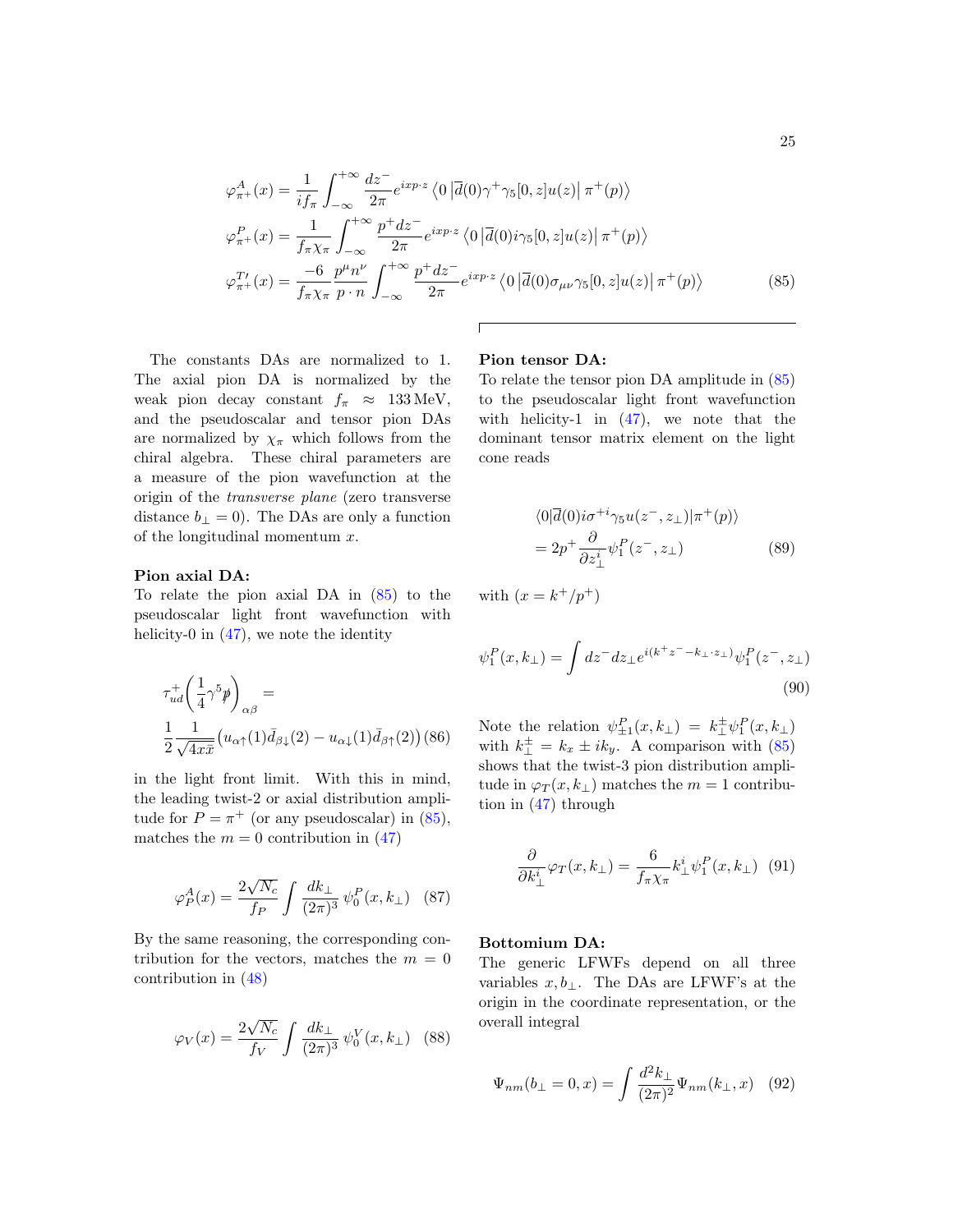$$
\begin{aligned}
\varphi^{A}_{\pi^+}(x) &= \frac{1}{if_\pi}\int_{-\infty}^{+\infty}\frac{dz^-}{2\pi}e^{ixp\cdot z}\left\langle 0\left|\overline{d}(0)\gamma^+\gamma_5[0,z]u(z)\right|\pi^+(p)\right\rangle \\
\varphi^{P}_{\pi^+}(x) &= \frac{1}{f_\pi\chi_\pi}\int_{-\infty}^{+\infty}\frac{p^+dz^-}{2\pi}e^{ixp\cdot z}\left\langle 0\left|\overline{d}(0)i\gamma_5[0,z]u(z)\right|\pi^+(p)\right\rangle \\
\varphi^{T\prime}_{\pi^+}(x) &= \frac{-6}{f_\pi\chi_\pi}\frac{p^\mu n^\nu}{p\cdot n}\int_{-\infty}^{+\infty}\frac{p^+dz^-}{2\pi}e^{ixp\cdot z}\left\langle 0\left|\overline{d}(0)\sigma_{\mu\nu}\gamma_5[0,z]u(z)\right|\pi^+(p)\right\rangle
\end{aligned}
\tag{85}
$$

The constants DAs are normalized to 1. The axial pion DA is normalized by the weak pion decay constant $f_\pi \approx 133\,\text{MeV}$, and the pseudoscalar and tensor pion DAs are normalized by $\chi_\pi$ which follows from the chiral algebra. These chiral parameters are a measure of the pion wavefunction at the origin of the *transverse plane* (zero transverse distance $b_\perp = 0$). The DAs are only a function of the longitudinal momentum $x$.

**Pion axial DA:**
To relate the pion axial DA in (85) to the pseudoscalar light front wavefunction with helicity-0 in (47), we note the identity

$$
\tau^+_{ud}\left(\frac{1}{4}\gamma^5\not{p}\right)_{\alpha\beta} = \frac{1}{2}\frac{1}{\sqrt{4x\bar{x}}}\left(u_{\alpha\uparrow}(1)\bar{d}_{\beta\downarrow}(2) - u_{\alpha\downarrow}(1)\bar{d}_{\beta\uparrow}(2)\right) \tag{86}
$$

in the light front limit. With this in mind, the leading twist-2 or axial distribution amplitude for $P = \pi^+$ (or any pseudoscalar) in (85), matches the $m = 0$ contribution in (47)

$$
\varphi^A_P(x) = \frac{2\sqrt{N_c}}{f_P}\int\frac{dk_\perp}{(2\pi)^3}\,\psi^P_0(x,k_\perp) \tag{87}
$$

By the same reasoning, the corresponding contribution for the vectors, matches the $m = 0$ contribution in (48)

$$
\varphi_V(x) = \frac{2\sqrt{N_c}}{f_V}\int\frac{dk_\perp}{(2\pi)^3}\,\psi^V_0(x,k_\perp) \tag{88}
$$

**Pion tensor DA:**
To relate the tensor pion DA amplitude in (85) to the pseudoscalar light front wavefunction with helicity-1 in (47), we note that the dominant tensor matrix element on the light cone reads

$$
\begin{aligned}
&\langle 0|\overline{d}(0)i\sigma^{+i}\gamma_5 u(z^-,z_\perp)|\pi^+(p)\rangle \\
&= 2p^+\frac{\partial}{\partial z^i_\perp}\psi^P_1(z^-,z_\perp)
\end{aligned}
\tag{89}
$$

with ($x = k^+/p^+$)

$$
\psi^P_1(x,k_\perp) = \int dz^- dz_\perp e^{i(k^+z^- - k_\perp\cdot z_\perp)}\psi^P_1(z^-,z_\perp) \tag{90}
$$

Note the relation $\psi^P_{\pm 1}(x,k_\perp) = k^\pm_\perp\psi^P_1(x,k_\perp)$ with $k^\pm_\perp = k_x \pm ik_y$. A comparison with (85) shows that the twist-3 pion distribution amplitude in $\varphi_T(x,k_\perp)$ matches the $m = 1$ contribution in (47) through

$$
\frac{\partial}{\partial k^i_\perp}\varphi_T(x,k_\perp) = \frac{6}{f_\pi\chi_\pi}k^i_\perp\psi^P_1(x,k_\perp) \tag{91}
$$

**Bottomium DA:**
The generic LFWFs depend on all three variables $x, b_\perp$. The DAs are LFWF's at the origin in the coordinate representation, or the overall integral

$$
\Psi_{nm}(b_\perp = 0, x) = \int\frac{d^2k_\perp}{(2\pi)^2}\Psi_{nm}(k_\perp, x) \tag{92}
$$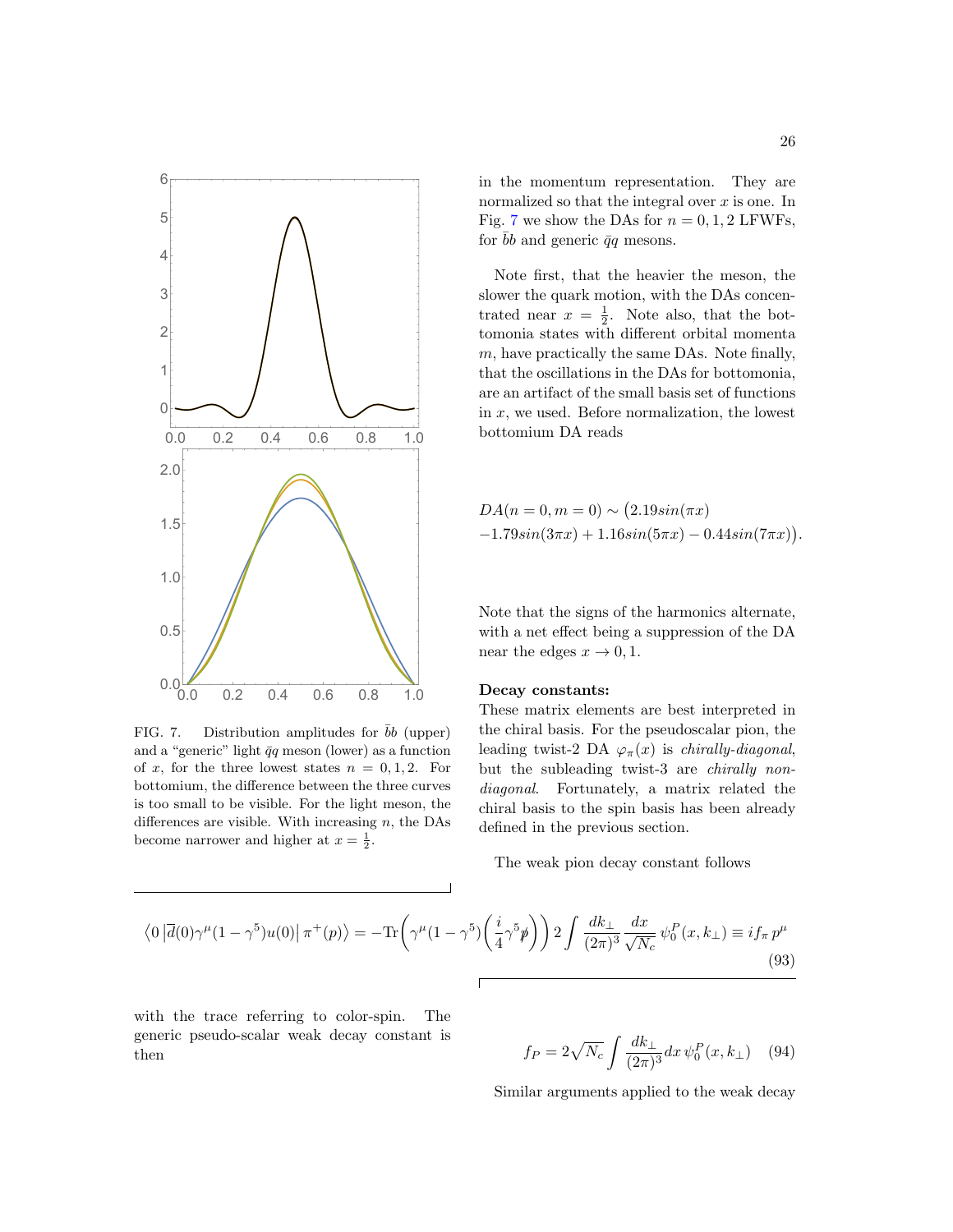FIG. 7. Distribution amplitudes for $\bar{b}b$ (upper) and a "generic" light $\bar{q}q$ meson (lower) as a function of $x$, for the three lowest states $n = 0, 1, 2$. For bottomium, the difference between the three curves is too small to be visible. For the light meson, the differences are visible. With increasing $n$, the DAs become narrower and higher at $x = \frac{1}{2}$.

in the momentum representation. They are normalized so that the integral over $x$ is one. In Fig. 7 we show the DAs for $n = 0, 1, 2$ LFWFs, for $\bar{b}b$ and generic $\bar{q}q$ mesons.

Note first, that the heavier the meson, the slower the quark motion, with the DAs concentrated near $x = \frac{1}{2}$. Note also, that the bottomonia states with different orbital momenta $m$, have practically the same DAs. Note finally, that the oscillations in the DAs for bottomonia, are an artifact of the small basis set of functions in $x$, we used. Before normalization, the lowest bottomium DA reads

$$
DA(n=0, m=0) \sim \big(2.19 sin(\pi x) \\
-1.79 sin(3\pi x) + 1.16 sin(5\pi x) - 0.44 sin(7\pi x)\big).
$$

Note that the signs of the harmonics alternate, with a net effect being a suppression of the DA near the edges $x \to 0, 1$.

**Decay constants:**
These matrix elements are best interpreted in the chiral basis. For the pseudoscalar pion, the leading twist-2 DA $\varphi_\pi(x)$ is *chirally-diagonal*, but the subleading twist-3 are *chirally non-diagonal*. Fortunately, a matrix related the chiral basis to the spin basis has been already defined in the previous section.

The weak pion decay constant follows

$$
\left\langle 0 \left| \overline{d}(0)\gamma^\mu(1-\gamma^5)u(0) \right| \pi^+(p) \right\rangle = -\mathrm{Tr}\left(\gamma^\mu(1-\gamma^5)\left(\frac{i}{4}\gamma^5 \not{p}\right)\right) 2 \int \frac{dk_\perp}{(2\pi)^3}\frac{dx}{\sqrt{N_c}}\,\psi_0^P(x,k_\perp) \equiv i f_\pi\, p^\mu \tag{93}
$$

with the trace referring to color-spin. The generic pseudo-scalar weak decay constant is then

$$
f_P = 2\sqrt{N_c}\int \frac{dk_\perp}{(2\pi)^3}dx\,\psi_0^P(x,k_\perp) \tag{94}
$$

Similar arguments applied to the weak decay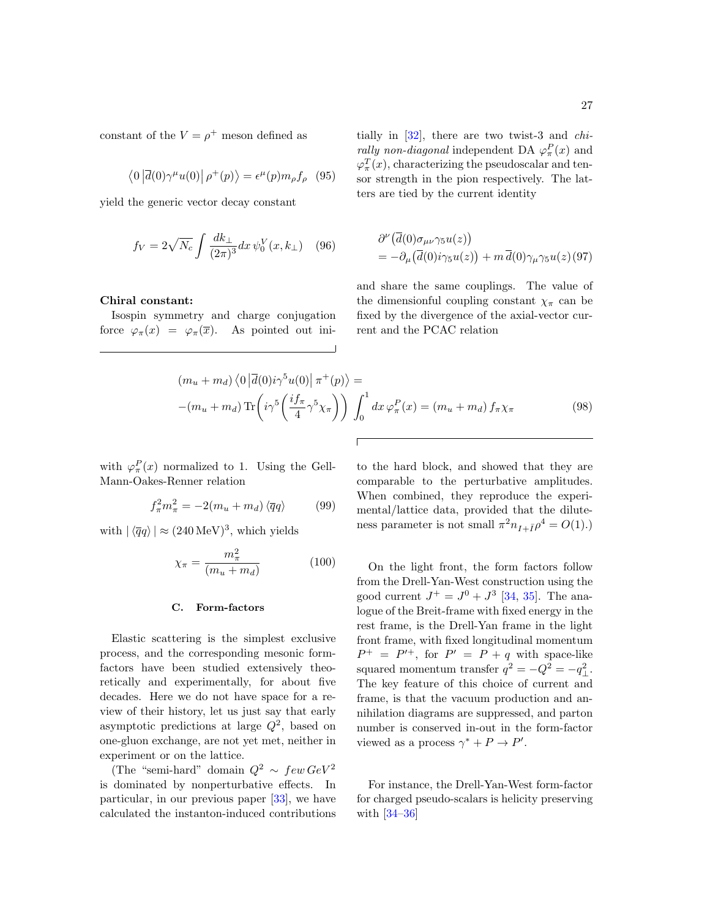constant of the $V=\rho^+$ meson defined as

$$\left\langle 0\left|\overline{d}(0)\gamma^\mu u(0)\right|\rho^+(p)\right\rangle=\epsilon^\mu(p)m_\rho f_\rho \quad (95)$$

yield the generic vector decay constant

$$f_V=2\sqrt{N_c}\int\frac{dk_\perp}{(2\pi)^3}dx\,\psi_0^V(x,k_\perp) \quad (96)$$

**Chiral constant:**

Isospin symmetry and charge conjugation force $\varphi_\pi(x)=\varphi_\pi(\overline{x})$. As pointed out initially in [32], there are two twist-3 and *chirally non-diagonal* independent DA $\varphi_\pi^P(x)$ and $\varphi_\pi^T(x)$, characterizing the pseudoscalar and tensor strength in the pion respectively. The latters are tied by the current identity

$$\begin{aligned}&\partial^\nu\big(\overline{d}(0)\sigma_{\mu\nu}\gamma_5 u(z)\big)\\&=-\partial_\mu\big(\overline{d}(0)i\gamma_5 u(z)\big)+m\,\overline{d}(0)\gamma_\mu\gamma_5 u(z)\end{aligned} \quad (97)$$

and share the same couplings. The value of the dimensionful coupling constant $\chi_\pi$ can be fixed by the divergence of the axial-vector current and the PCAC relation

$$\begin{aligned}&(m_u+m_d)\left\langle 0\left|\overline{d}(0)i\gamma^5u(0)\right|\pi^+(p)\right\rangle=\\&-(m_u+m_d)\,\mathrm{Tr}\bigg(i\gamma^5\bigg(\frac{if_\pi}{4}\gamma^5\chi_\pi\bigg)\bigg)\int_0^1dx\,\varphi_\pi^P(x)=(m_u+m_d)\,f_\pi\chi_\pi\end{aligned} \quad (98)$$

with $\varphi_\pi^P(x)$ normalized to 1. Using the Gell-Mann-Oakes-Renner relation

$$f_\pi^2m_\pi^2=-2(m_u+m_d)\left\langle\overline{q}q\right\rangle \quad (99)$$

with $|\left\langle\overline{q}q\right\rangle|\approx(240\,\mathrm{MeV})^3$, which yields

$$\chi_\pi=\frac{m_\pi^2}{(m_u+m_d)} \quad (100)$$

### C. Form-factors

Elastic scattering is the simplest exclusive process, and the corresponding mesonic form-factors have been studied extensively theoretically and experimentally, for about five decades. Here we do not have space for a review of their history, let us just say that early asymptotic predictions at large $Q^2$, based on one-gluon exchange, are not yet met, neither in experiment or on the lattice.

(The "semi-hard" domain $Q^2\sim few\,GeV^2$ is dominated by nonperturbative effects. In particular, in our previous paper [33], we have calculated the instanton-induced contributions to the hard block, and showed that they are comparable to the perturbative amplitudes. When combined, they reproduce the experimental/lattice data, provided that the diluteness parameter is not small $\pi^2 n_{I+\bar{I}}\rho^4=O(1)$.)

On the light front, the form factors follow from the Drell-Yan-West construction using the good current $J^+=J^0+J^3$ [34, 35]. The analogue of the Breit-frame with fixed energy in the rest frame, is the Drell-Yan frame in the light front frame, with fixed longitudinal momentum $P^+=P'^+$, for $P'=P+q$ with space-like squared momentum transfer $q^2=-Q^2=-q_\perp^2$. The key feature of this choice of current and frame, is that the vacuum production and annihilation diagrams are suppressed, and parton number is conserved in-out in the form-factor viewed as a process $\gamma^*+P\to P'$.

For instance, the Drell-Yan-West form-factor for charged pseudo-scalars is helicity preserving with [34–36]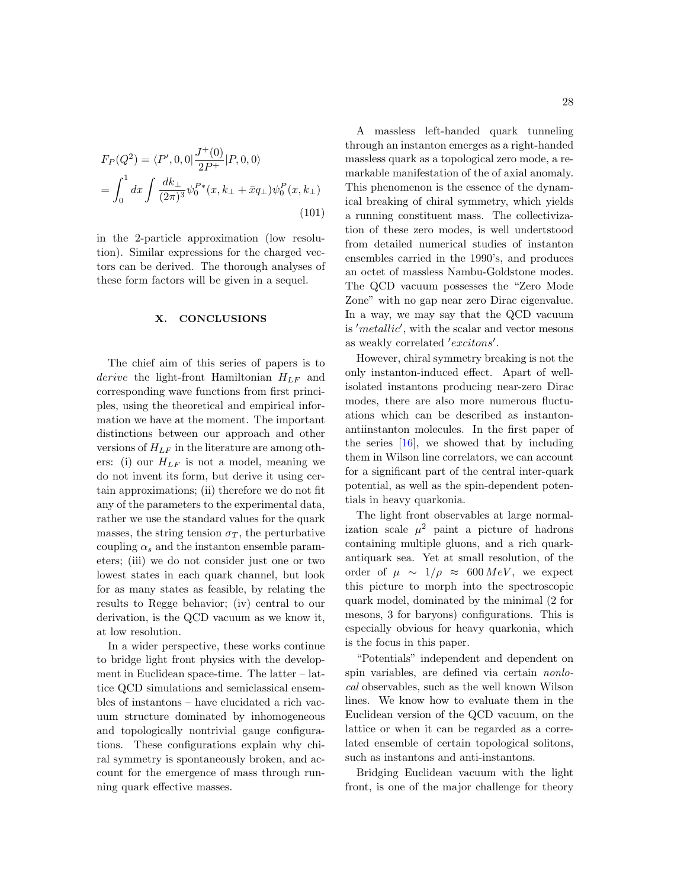$$
\begin{aligned}
F_P(Q^2) &= \langle P', 0, 0| \frac{J^+(0)}{2P^+} |P, 0, 0\rangle \\
&= \int_0^1 dx \int \frac{dk_\perp}{(2\pi)^3} \psi_0^{P*}(x, k_\perp + \bar{x} q_\perp) \psi_0^P(x, k_\perp)
\end{aligned}
\tag{101}
$$

in the 2-particle approximation (low resolution). Similar expressions for the charged vectors can be derived. The thorough analyses of these form factors will be given in a sequel.

## X. CONCLUSIONS

The chief aim of this series of papers is to *derive* the light-front Hamiltonian $H_{LF}$ and corresponding wave functions from first principles, using the theoretical and empirical information we have at the moment. The important distinctions between our approach and other versions of $H_{LF}$ in the literature are among others: (i) our $H_{LF}$ is not a model, meaning we do not invent its form, but derive it using certain approximations; (ii) therefore we do not fit any of the parameters to the experimental data, rather we use the standard values for the quark masses, the string tension $\sigma_T$, the perturbative coupling $\alpha_s$ and the instanton ensemble parameters; (iii) we do not consider just one or two lowest states in each quark channel, but look for as many states as feasible, by relating the results to Regge behavior; (iv) central to our derivation, is the QCD vacuum as we know it, at low resolution.

In a wider perspective, these works continue to bridge light front physics with the development in Euclidean space-time. The latter – lattice QCD simulations and semiclassical ensembles of instantons – have elucidated a rich vacuum structure dominated by inhomogeneous and topologically nontrivial gauge configurations. These configurations explain why chiral symmetry is spontaneously broken, and account for the emergence of mass through running quark effective masses.

A massless left-handed quark tunneling through an instanton emerges as a right-handed massless quark as a topological zero mode, a remarkable manifestation of the of axial anomaly. This phenomenon is the essence of the dynamical breaking of chiral symmetry, which yields a running constituent mass. The collectivization of these zero modes, is well undertstood from detailed numerical studies of instanton ensembles carried in the 1990's, and produces an octet of massless Nambu-Goldstone modes. The QCD vacuum possesses the "Zero Mode Zone" with no gap near zero Dirac eigenvalue. In a way, we may say that the QCD vacuum is $'metallic'$, with the scalar and vector mesons as weakly correlated $'excitons'$.

However, chiral symmetry breaking is not the only instanton-induced effect. Apart of well-isolated instantons producing near-zero Dirac modes, there are also more numerous fluctuations which can be described as instanton-antiinstanton molecules. In the first paper of the series [16], we showed that by including them in Wilson line correlators, we can account for a significant part of the central inter-quark potential, as well as the spin-dependent potentials in heavy quarkonia.

The light front observables at large normalization scale $\mu^2$ paint a picture of hadrons containing multiple gluons, and a rich quark-antiquark sea. Yet at small resolution, of the order of $\mu \sim 1/\rho \approx 600\,MeV$, we expect this picture to morph into the spectroscopic quark model, dominated by the minimal (2 for mesons, 3 for baryons) configurations. This is especially obvious for heavy quarkonia, which is the focus in this paper.

"Potentials" independent and dependent on spin variables, are defined via certain *nonlocal* observables, such as the well known Wilson lines. We know how to evaluate them in the Euclidean version of the QCD vacuum, on the lattice or when it can be regarded as a correlated ensemble of certain topological solitons, such as instantons and anti-instantons.

Bridging Euclidean vacuum with the light front, is one of the major challenge for theory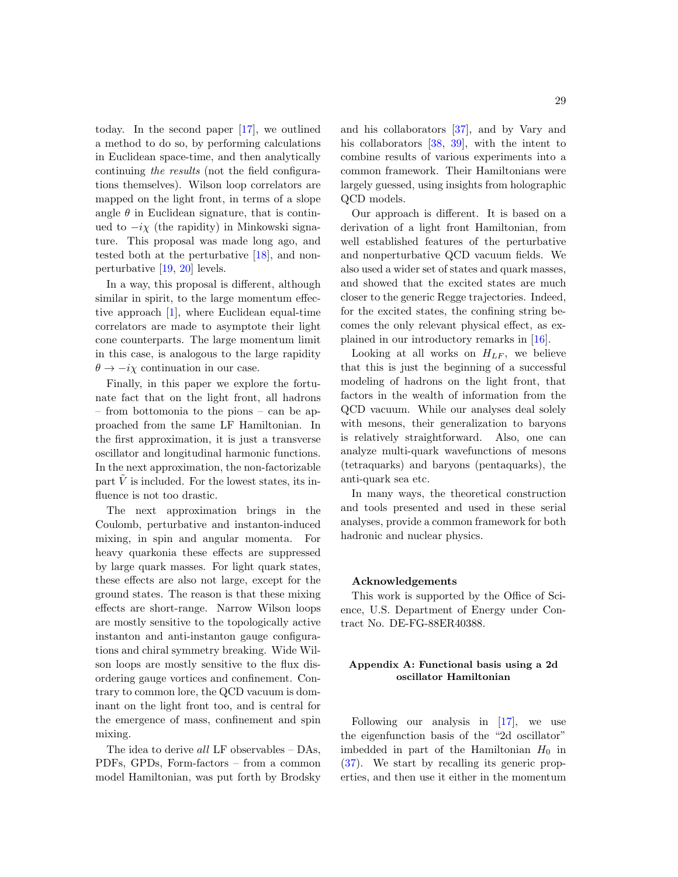today. In the second paper [17], we outlined a method to do so, by performing calculations in Euclidean space-time, and then analytically continuing *the results* (not the field configurations themselves). Wilson loop correlators are mapped on the light front, in terms of a slope angle $\theta$ in Euclidean signature, that is continued to $-i\chi$ (the rapidity) in Minkowski signature. This proposal was made long ago, and tested both at the perturbative [18], and nonperturbative [19, 20] levels.

In a way, this proposal is different, although similar in spirit, to the large momentum effective approach [1], where Euclidean equal-time correlators are made to asymptote their light cone counterparts. The large momentum limit in this case, is analogous to the large rapidity $\theta \to -i\chi$ continuation in our case.

Finally, in this paper we explore the fortunate fact that on the light front, all hadrons – from bottomonia to the pions – can be approached from the same LF Hamiltonian. In the first approximation, it is just a transverse oscillator and longitudinal harmonic functions. In the next approximation, the non-factorizable part $\tilde{V}$ is included. For the lowest states, its influence is not too drastic.

The next approximation brings in the Coulomb, perturbative and instanton-induced mixing, in spin and angular momenta. For heavy quarkonia these effects are suppressed by large quark masses. For light quark states, these effects are also not large, except for the ground states. The reason is that these mixing effects are short-range. Narrow Wilson loops are mostly sensitive to the topologically active instanton and anti-instanton gauge configurations and chiral symmetry breaking. Wide Wilson loops are mostly sensitive to the flux disordering gauge vortices and confinement. Contrary to common lore, the QCD vacuum is dominant on the light front too, and is central for the emergence of mass, confinement and spin mixing.

The idea to derive *all* LF observables – DAs, PDFs, GPDs, Form-factors – from a common model Hamiltonian, was put forth by Brodsky and his collaborators [37], and by Vary and his collaborators [38, 39], with the intent to combine results of various experiments into a common framework. Their Hamiltonians were largely guessed, using insights from holographic QCD models.

Our approach is different. It is based on a derivation of a light front Hamiltonian, from well established features of the perturbative and nonperturbative QCD vacuum fields. We also used a wider set of states and quark masses, and showed that the excited states are much closer to the generic Regge trajectories. Indeed, for the excited states, the confining string becomes the only relevant physical effect, as explained in our introductory remarks in [16].

Looking at all works on $H_{LF}$, we believe that this is just the beginning of a successful modeling of hadrons on the light front, that factors in the wealth of information from the QCD vacuum. While our analyses deal solely with mesons, their generalization to baryons is relatively straightforward. Also, one can analyze multi-quark wavefunctions of mesons (tetraquarks) and baryons (pentaquarks), the anti-quark sea etc.

In many ways, the theoretical construction and tools presented and used in these serial analyses, provide a common framework for both hadronic and nuclear physics.

### Acknowledgements

This work is supported by the Office of Science, U.S. Department of Energy under Contract No. DE-FG-88ER40388.

### Appendix A: Functional basis using a 2d oscillator Hamiltonian

Following our analysis in [17], we use the eigenfunction basis of the "2d oscillator" imbedded in part of the Hamiltonian $H_0$ in (37). We start by recalling its generic properties, and then use it either in the momentum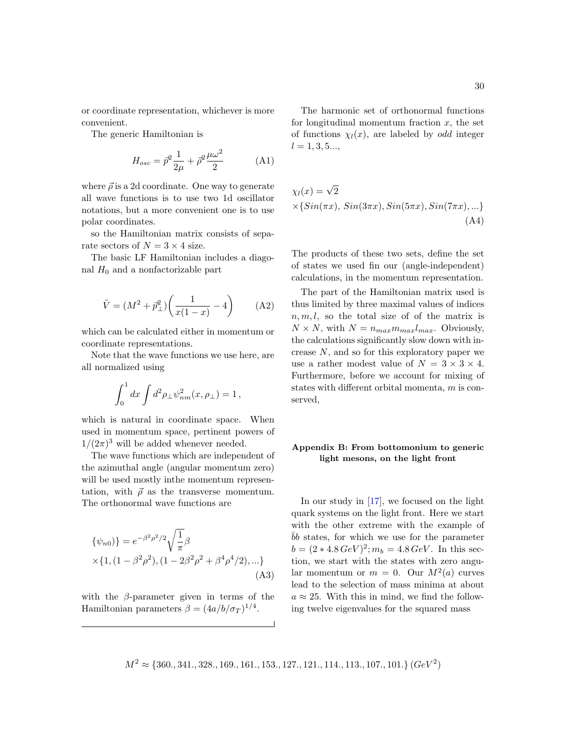or coordinate representation, whichever is more convenient.

The generic Hamiltonian is

$$H_{osc} = \vec{p}^2 \frac{1}{2\mu} + \vec{\rho}^2 \frac{\mu\omega^2}{2} \qquad \text{(A1)}$$

where $\vec{\rho}$ is a 2d coordinate. One way to generate all wave functions is to use two 1d oscillator notations, but a more convenient one is to use polar coordinates.

so the Hamiltonian matrix consists of separate sectors of $N = 3 \times 4$ size.

The basic LF Hamiltonian includes a diagonal $H_0$ and a nonfactorizable part

$$\tilde{V} = (M^2 + \vec{p}_\perp^2)\left(\frac{1}{x(1-x)} - 4\right) \qquad \text{(A2)}$$

which can be calculated either in momentum or coordinate representations.

Note that the wave functions we use here, are all normalized using

$$\int_0^1 dx \int d^2\rho_\perp \psi_{nm}^2(x, \rho_\perp) = 1\,,$$

which is natural in coordinate space. When used in momentum space, pertinent powers of $1/(2\pi)^3$ will be added whenever needed.

The wave functions which are independent of the azimuthal angle (angular momentum zero) will be used mostly inthe momentum representation, with $\vec{\rho}$ as the transverse momentum. The orthonormal wave functions are

$$\begin{aligned}&\{\psi_{n0})\} = e^{-\beta^2\rho^2/2}\sqrt{\frac{1}{\pi}}\beta \\ &\times\{1, (1-\beta^2\rho^2), (1-2\beta^2\rho^2+\beta^4\rho^4/2), ...\}\end{aligned} \qquad \text{(A3)}$$

with the $\beta$-parameter given in terms of the Hamiltonian parameters $\beta = (4a/b/\sigma_T)^{1/4}$.

The harmonic set of orthonormal functions for longitudinal momentum fraction $x$, the set of functions $\chi_l(x)$, are labeled by *odd* integer $l = 1, 3, 5...$,

$$\begin{aligned}&\chi_l(x) = \sqrt{2} \\ &\times\{Sin(\pi x),\ Sin(3\pi x), Sin(5\pi x), Sin(7\pi x), ...\}\end{aligned} \qquad \text{(A4)}$$

The products of these two sets, define the set of states we used fin our (angle-independent) calculations, in the momentum representation.

The part of the Hamiltonian matrix used is thus limited by three maximal values of indices $n, m, l$, so the total size of of the matrix is $N \times N$, with $N = n_{max}m_{max}l_{max}$. Obviously, the calculations significantly slow down with increase $N$, and so for this exploratory paper we use a rather modest value of $N = 3 \times 3 \times 4$. Furthermore, before we account for mixing of states with different orbital momenta, $m$ is conserved,

## Appendix B: From bottomonium to generic light mesons, on the light front

In our study in [17], we focused on the light quark systems on the light front. Here we start with the other extreme with the example of $\bar{b}b$ states, for which we use for the parameter $b = (2 * 4.8\,GeV)^2; m_b = 4.8\,GeV$. In this section, we start with the states with zero angular momentum or $m = 0$. Our $M^2(a)$ curves lead to the selection of mass minima at about $a \approx 25$. With this in mind, we find the following twelve eigenvalues for the squared mass

$$M^2 \approx \{360., 341., 328., 169., 161., 153., 127., 121., 114., 113., 107., 101.\}\,(GeV^2)$$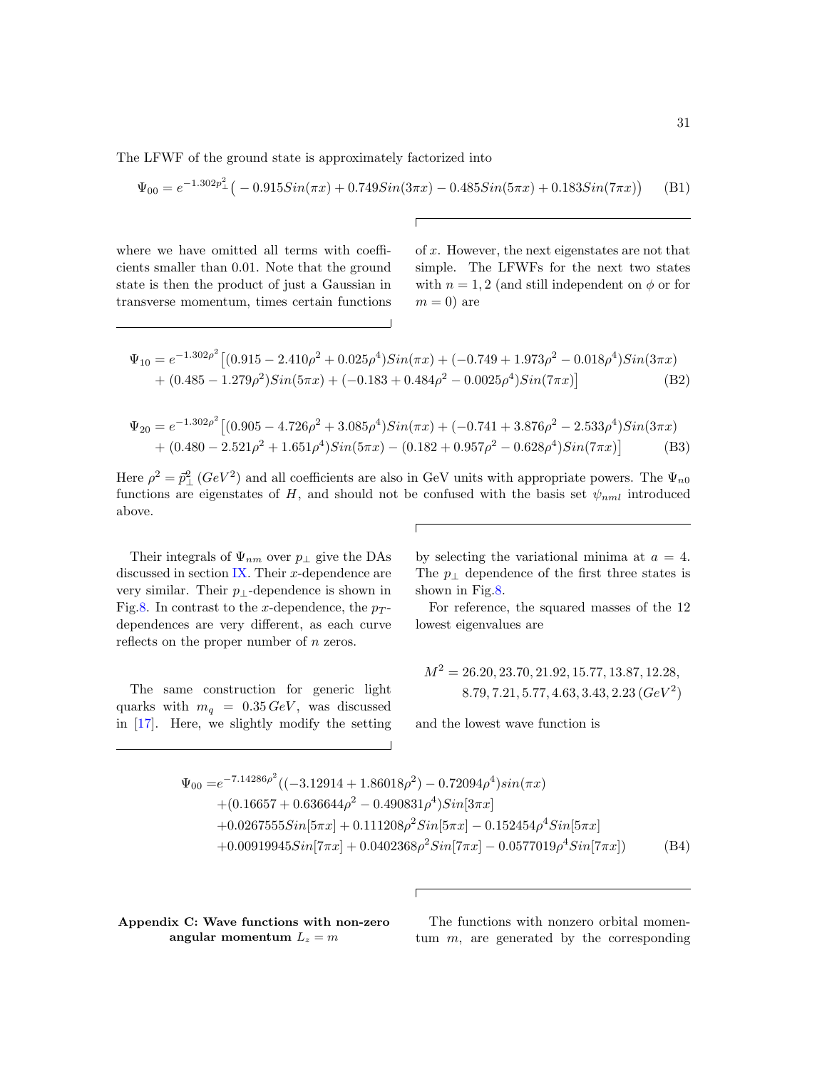The LFWF of the ground state is approximately factorized into

$$\Psi_{00} = e^{-1.302 p_\perp^2}\big( -0.915 Sin(\pi x) + 0.749 Sin(3\pi x) - 0.485 Sin(5\pi x) + 0.183 Sin(7\pi x)\big) \tag{B1}$$

where we have omitted all terms with coefficients smaller than 0.01. Note that the ground state is then the product of just a Gaussian in transverse momentum, times certain functions of $x$. However, the next eigenstates are not that simple. The LFWFs for the next two states with $n = 1, 2$ (and still independent on $\phi$ or for $m = 0$) are

$$\begin{aligned}\Psi_{10} = e^{-1.302\rho^2}\big[&(0.915 - 2.410\rho^2 + 0.025\rho^4) Sin(\pi x) + (-0.749 + 1.973\rho^2 - 0.018\rho^4) Sin(3\pi x) \\ &+ (0.485 - 1.279\rho^2) Sin(5\pi x) + (-0.183 + 0.484\rho^2 - 0.0025\rho^4) Sin(7\pi x)\big]\end{aligned} \tag{B2}$$

$$\begin{aligned}\Psi_{20} = e^{-1.302\rho^2}\big[&(0.905 - 4.726\rho^2 + 3.085\rho^4) Sin(\pi x) + (-0.741 + 3.876\rho^2 - 2.533\rho^4) Sin(3\pi x) \\ &+ (0.480 - 2.521\rho^2 + 1.651\rho^4) Sin(5\pi x) - (0.182 + 0.957\rho^2 - 0.628\rho^4) Sin(7\pi x)\big]\end{aligned} \tag{B3}$$

Here $\rho^2 = \vec{p}_\perp^{\,2}$ $(GeV^2)$ and all coefficients are also in GeV units with appropriate powers. The $\Psi_{n0}$ functions are eigenstates of $H$, and should not be confused with the basis set $\psi_{nml}$ introduced above.

Their integrals of $\Psi_{nm}$ over $p_\perp$ give the DAs discussed in section IX. Their $x$-dependence are very similar. Their $p_\perp$-dependence is shown in Fig.8. In contrast to the $x$-dependence, the $p_T$-dependences are very different, as each curve reflects on the proper number of $n$ zeros.

The same construction for generic light quarks with $m_q = 0.35\, GeV$, was discussed in [17]. Here, we slightly modify the setting by selecting the variational minima at $a = 4$. The $p_\perp$ dependence of the first three states is shown in Fig.8.

For reference, the squared masses of the 12 lowest eigenvalues are

$$\begin{aligned}M^2 = &\,26.20, 23.70, 21.92, 15.77, 13.87, 12.28, \\ &\,8.79, 7.21, 5.77, 4.63, 3.43, 2.23\, (GeV^2)\end{aligned}$$

and the lowest wave function is

$$\begin{aligned}\Psi_{00} =& e^{-7.14286\rho^2}((-3.12914 + 1.86018\rho^2) - 0.72094\rho^4) sin(\pi x) \\ &+ (0.16657 + 0.636644\rho^2 - 0.490831\rho^4) Sin[3\pi x] \\ &+ 0.0267555 Sin[5\pi x] + 0.111208\rho^2 Sin[5\pi x] - 0.152454\rho^4 Sin[5\pi x] \\ &+ 0.00919945 Sin[7\pi x] + 0.0402368\rho^2 Sin[7\pi x] - 0.0577019\rho^4 Sin[7\pi x])\end{aligned} \tag{B4}$$

## Appendix C: Wave functions with non-zero angular momentum $L_z = m$

The functions with nonzero orbital momentum $m$, are generated by the corresponding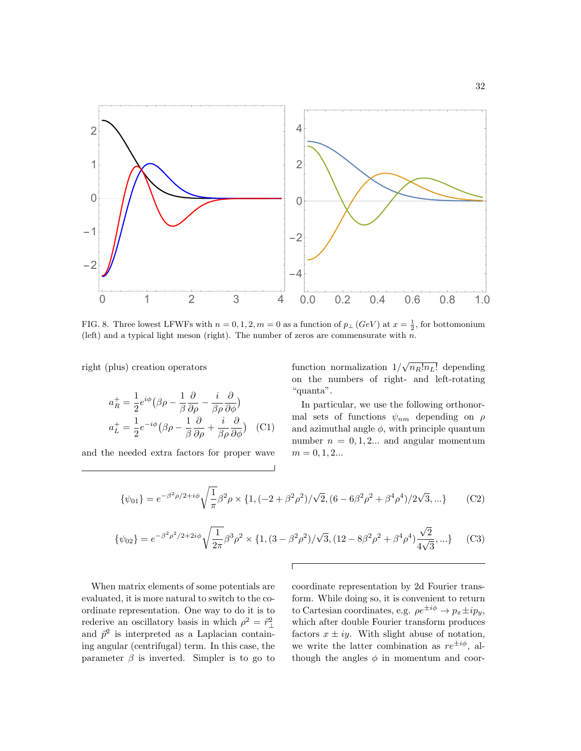FIG. 8. Three lowest LFWFs with $n = 0, 1, 2, m = 0$ as a function of $p_\perp$ $(GeV)$ at $x = \frac{1}{2}$, for bottomonium (left) and a typical light meson (right). The number of zeros are commensurate with $n$.

right (plus) creation operators

$$a_R^+ = \frac{1}{2}e^{i\phi}\big(\beta\rho - \frac{1}{\beta}\frac{\partial}{\partial\rho} - \frac{i}{\beta\rho}\frac{\partial}{\partial\phi}\big)$$
$$a_L^+ = \frac{1}{2}e^{-i\phi}\big(\beta\rho - \frac{1}{\beta}\frac{\partial}{\partial\rho} + \frac{i}{\beta\rho}\frac{\partial}{\partial\phi}\big) \quad \text{(C1)}$$

and the needed extra factors for proper wave function normalization $1/\sqrt{n_R! n_L!}$ depending on the numbers of right- and left-rotating "quanta".

In particular, we use the following orthonormal sets of functions $\psi_{nm}$ depending on $\rho$ and azimuthal angle $\phi$, with principle quantum number $n = 0, 1, 2...$ and angular momentum $m = 0, 1, 2...$

$$\{\psi_{01}\} = e^{-\beta^2\rho/2 + i\phi}\sqrt{\frac{1}{\pi}}\beta^2\rho \times \{1, (-2+\beta^2\rho^2)/\sqrt{2}, (6 - 6\beta^2\rho^2 + \beta^4\rho^4)/2\sqrt{3}, ...\} \quad \text{(C2)}$$

$$\{\psi_{02}\} = e^{-\beta^2\rho^2/2 + 2i\phi}\sqrt{\frac{1}{2\pi}}\beta^3\rho^2 \times \{1, (3 - \beta^2\rho^2)/\sqrt{3}, (12 - 8\beta^2\rho^2 + \beta^4\rho^4)\frac{\sqrt{2}}{4\sqrt{3}}, ...\} \quad \text{(C3)}$$

When matrix elements of some potentials are evaluated, it is more natural to switch to the coordinate representation. One way to do it is to rederive an oscillatory basis in which $\rho^2 = \vec{r}_\perp^2$ and $\vec{p}^2$ is interpreted as a Laplacian containing angular (centrifugal) term. In this case, the parameter $\beta$ is inverted. Simpler is to go to coordinate representation by 2d Fourier transform. While doing so, it is convenient to return to Cartesian coordinates, e.g. $\rho e^{\pm i\phi} \to p_x \pm i p_y$, which after double Fourier transform produces factors $x \pm iy$. With slight abuse of notation, we write the latter combination as $re^{\pm i\phi}$, although the angles $\phi$ in momentum and coor-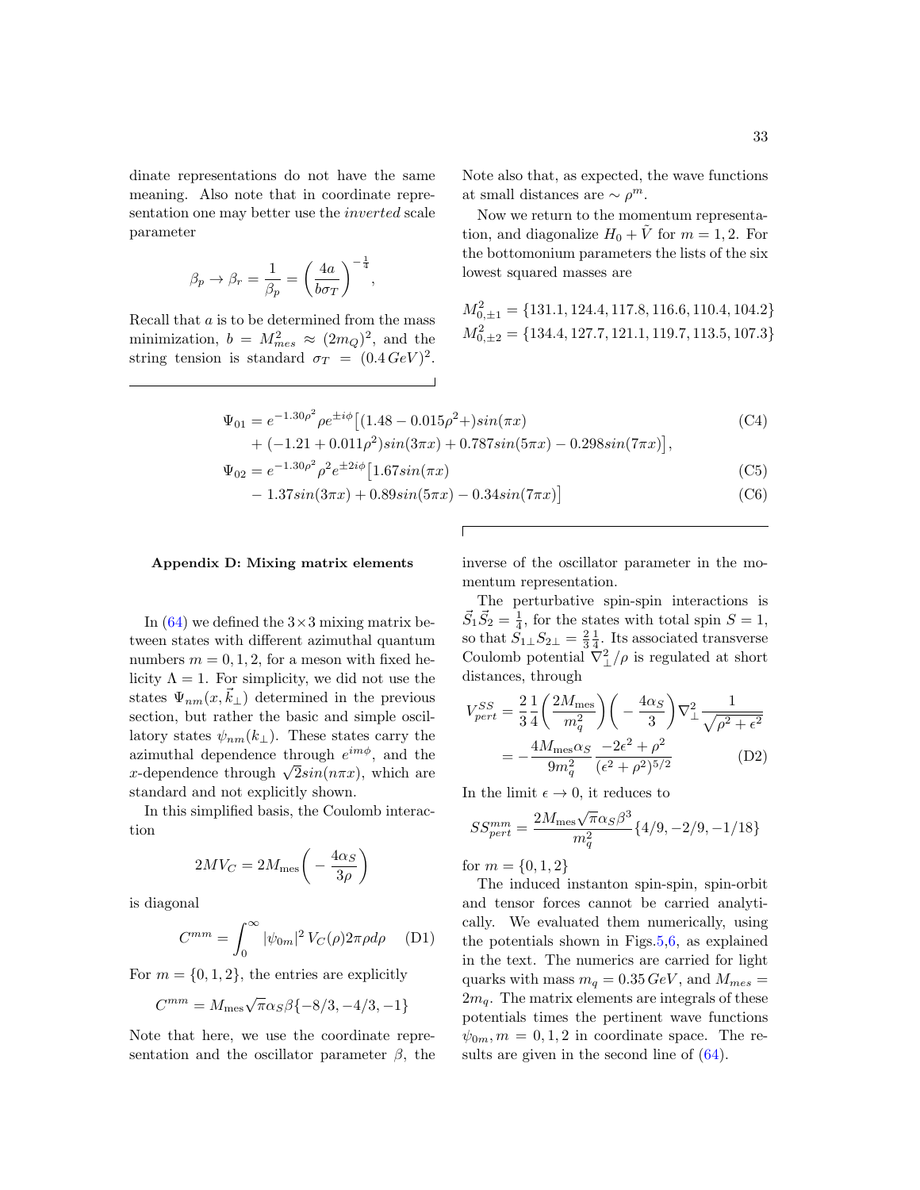dinate representations do not have the same meaning. Also note that in coordinate representation one may better use the *inverted* scale parameter

$$\beta_p \to \beta_r = \frac{1}{\beta_p} = \left(\frac{4a}{b\sigma_T}\right)^{-\frac{1}{4}},$$

Recall that $a$ is to be determined from the mass minimization, $b = M_{mes}^2 \approx (2m_Q)^2$, and the string tension is standard $\sigma_T = (0.4\,GeV)^2$.

Note also that, as expected, the wave functions at small distances are $\sim \rho^m$.

Now we return to the momentum representation, and diagonalize $H_0 + \tilde{V}$ for $m = 1, 2$. For the bottomonium parameters the lists of the six lowest squared masses are

$$M_{0,\pm 1}^2 = \{131.1, 124.4, 117.8, 116.6, 110.4, 104.2\}$$
$$M_{0,\pm 2}^2 = \{134.4, 127.7, 121.1, 119.7, 113.5, 107.3\}$$

$$\Psi_{01} = e^{-1.30\rho^2}\rho e^{\pm i\phi}\big[(1.48 - 0.015\rho^2 +)sin(\pi x) + (-1.21 + 0.011\rho^2)sin(3\pi x) + 0.787sin(5\pi x) - 0.298sin(7\pi x)\big], \tag{C4}$$

$$\Psi_{02} = e^{-1.30\rho^2}\rho^2 e^{\pm 2i\phi}\big[1.67sin(\pi x) \tag{C5}$$

$$- 1.37sin(3\pi x) + 0.89sin(5\pi x) - 0.34sin(7\pi x)\big] \tag{C6}$$

## Appendix D: Mixing matrix elements

In (64) we defined the $3\times 3$ mixing matrix between states with different azimuthal quantum numbers $m = 0, 1, 2$, for a meson with fixed helicity $\Lambda = 1$. For simplicity, we did not use the states $\Psi_{nm}(x, \vec{k}_\perp)$ determined in the previous section, but rather the basic and simple oscillatory states $\psi_{nm}(k_\perp)$. These states carry the azimuthal dependence through $e^{im\phi}$, and the $x$-dependence through $\sqrt{2}sin(n\pi x)$, which are standard and not explicitly shown.

In this simplified basis, the Coulomb interaction

$$2MV_C = 2M_{\rm mes}\bigg(-\frac{4\alpha_S}{3\rho}\bigg)$$

is diagonal

$$C^{mm} = \int_0^\infty |\psi_{0m}|^2\, V_C(\rho) 2\pi\rho d\rho \tag{D1}$$

For $m = \{0, 1, 2\}$, the entries are explicitly

$$C^{mm} = M_{\rm mes}\sqrt{\pi}\alpha_S\beta\{-8/3, -4/3, -1\}$$

Note that here, we use the coordinate representation and the oscillator parameter $\beta$, the inverse of the oscillator parameter in the momentum representation.

The perturbative spin-spin interactions is $\vec{S}_1\vec{S}_2 = \frac{1}{4}$, for the states with total spin $S = 1$, so that $S_{1\perp}S_{2\perp} = \frac{2}{3}\frac{1}{4}$. Its associated transverse Coulomb potential $\nabla_\perp^2/\rho$ is regulated at short distances, through

$$V_{pert}^{SS} = \frac{2}{3}\frac{1}{4}\bigg(\frac{2M_{\rm mes}}{m_q^2}\bigg)\bigg(-\frac{4\alpha_S}{3}\bigg)\nabla_\perp^2\frac{1}{\sqrt{\rho^2+\epsilon^2}}$$
$$= -\frac{4M_{\rm mes}\alpha_S}{9m_q^2}\frac{-2\epsilon^2+\rho^2}{(\epsilon^2+\rho^2)^{5/2}} \tag{D2}$$

In the limit $\epsilon \to 0$, it reduces to

$$SS_{pert}^{mm} = \frac{2M_{\rm mes}\sqrt{\pi}\alpha_S\beta^3}{m_q^2}\{4/9, -2/9, -1/18\}$$

for $m = \{0, 1, 2\}$

The induced instanton spin-spin, spin-orbit and tensor forces cannot be carried analytically. We evaluated them numerically, using the potentials shown in Figs.5,6, as explained in the text. The numerics are carried for light quarks with mass $m_q = 0.35\,GeV$, and $M_{mes} = 2m_q$. The matrix elements are integrals of these potentials times the pertinent wave functions $\psi_{0m}, m = 0, 1, 2$ in coordinate space. The results are given in the second line of (64).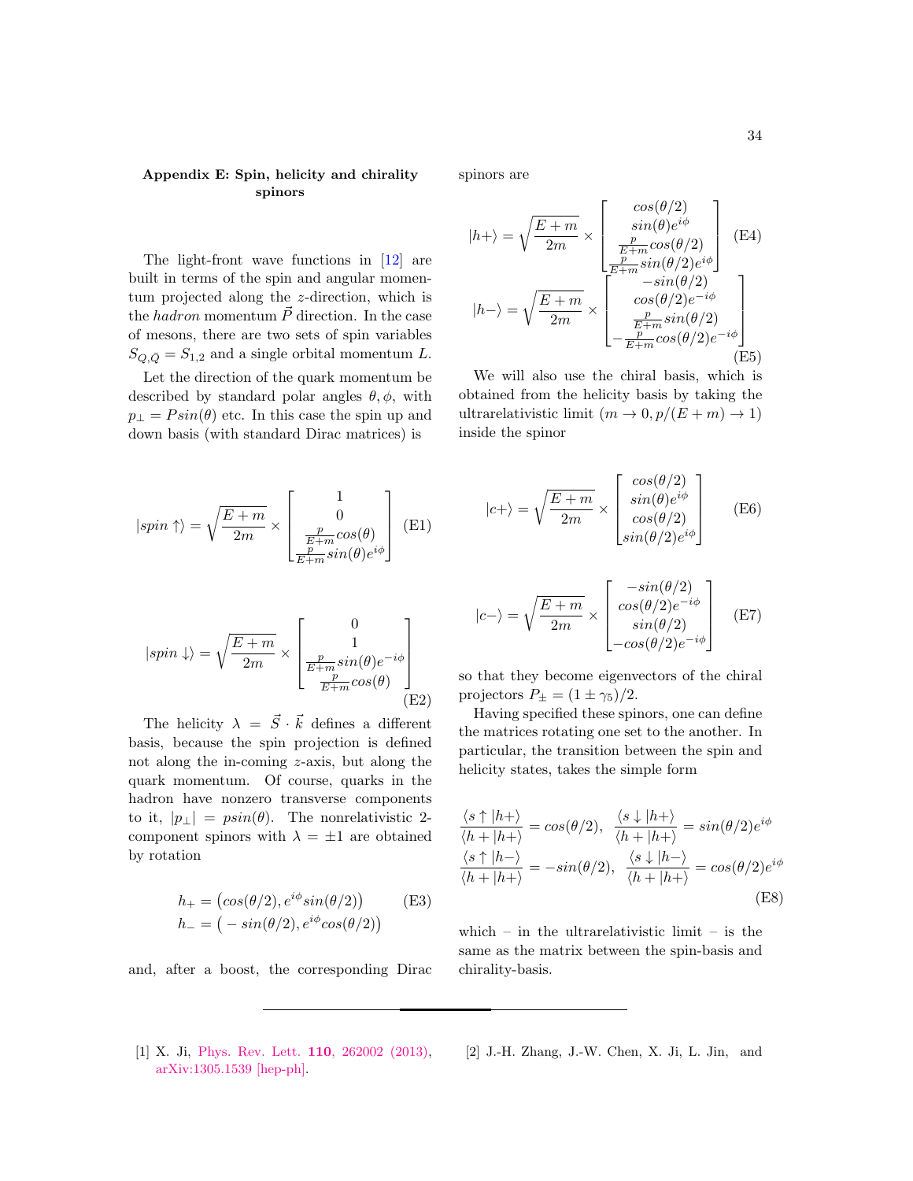## Appendix E: Spin, helicity and chirality spinors

The light-front wave functions in [12] are built in terms of the spin and angular momentum projected along the $z$-direction, which is the *hadron* momentum $\vec{P}$ direction. In the case of mesons, there are two sets of spin variables $S_{Q,\bar{Q}} = S_{1,2}$ and a single orbital momentum $L$.

Let the direction of the quark momentum be described by standard polar angles $\theta, \phi$, with $p_\perp = Psin(\theta)$ etc. In this case the spin up and down basis (with standard Dirac matrices) is

$$|spin \uparrow\rangle = \sqrt{\frac{E+m}{2m}} \times \begin{bmatrix} 1 \\ 0 \\ \frac{p}{E+m}cos(\theta) \\ \frac{p}{E+m}sin(\theta)e^{i\phi} \end{bmatrix} \tag{E1}$$

$$|spin \downarrow\rangle = \sqrt{\frac{E+m}{2m}} \times \begin{bmatrix} 0 \\ 1 \\ \frac{p}{E+m}sin(\theta)e^{-i\phi} \\ \frac{p}{E+m}cos(\theta) \end{bmatrix} \tag{E2}$$

The helicity $\lambda = \vec{S} \cdot \vec{k}$ defines a different basis, because the spin projection is defined not along the in-coming $z$-axis, but along the quark momentum. Of course, quarks in the hadron have nonzero transverse components to it, $|p_\perp| = psin(\theta)$. The nonrelativistic 2-component spinors with $\lambda = \pm 1$ are obtained by rotation

$$\begin{aligned} h_+ &= \big(cos(\theta/2), e^{i\phi}sin(\theta/2)\big) \\ h_- &= \big(-sin(\theta/2), e^{i\phi}cos(\theta/2)\big) \end{aligned} \tag{E3}$$

and, after a boost, the corresponding Dirac spinors are

$$|h+\rangle = \sqrt{\frac{E+m}{2m}} \times \begin{bmatrix} cos(\theta/2) \\ sin(\theta)e^{i\phi} \\ \frac{p}{E+m}cos(\theta/2) \\ \frac{p}{E+m}sin(\theta/2)e^{i\phi} \end{bmatrix} \tag{E4}$$

$$|h-\rangle = \sqrt{\frac{E+m}{2m}} \times \begin{bmatrix} -sin(\theta/2) \\ cos(\theta/2)e^{-i\phi} \\ \frac{p}{E+m}sin(\theta/2) \\ -\frac{p}{E+m}cos(\theta/2)e^{-i\phi} \end{bmatrix} \tag{E5}$$

We will also use the chiral basis, which is obtained from the helicity basis by taking the ultrarelativistic limit ($m \to 0, p/(E+m) \to 1$) inside the spinor

$$|c+\rangle = \sqrt{\frac{E+m}{2m}} \times \begin{bmatrix} cos(\theta/2) \\ sin(\theta)e^{i\phi} \\ cos(\theta/2) \\ sin(\theta/2)e^{i\phi} \end{bmatrix} \tag{E6}$$

$$|c-\rangle = \sqrt{\frac{E+m}{2m}} \times \begin{bmatrix} -sin(\theta/2) \\ cos(\theta/2)e^{-i\phi} \\ sin(\theta/2) \\ -cos(\theta/2)e^{-i\phi} \end{bmatrix} \tag{E7}$$

so that they become eigenvectors of the chiral projectors $P_\pm = (1 \pm \gamma_5)/2$.

Having specified these spinors, one can define the matrices rotating one set to the another. In particular, the transition between the spin and helicity states, takes the simple form

$$\begin{aligned} &\frac{\langle s\uparrow|h+\rangle}{\langle h+|h+\rangle} = cos(\theta/2), \quad \frac{\langle s\downarrow|h+\rangle}{\langle h+|h+\rangle} = sin(\theta/2)e^{i\phi} \\ &\frac{\langle s\uparrow|h-\rangle}{\langle h+|h+\rangle} = -sin(\theta/2), \quad \frac{\langle s\downarrow|h-\rangle}{\langle h+|h+\rangle} = cos(\theta/2)e^{i\phi} \end{aligned} \tag{E8}$$

which – in the ultrarelativistic limit – is the same as the matrix between the spin-basis and chirality-basis.

---

[1] X. Ji, Phys. Rev. Lett. **110**, 262002 (2013), arXiv:1305.1539 [hep-ph].

[2] J.-H. Zhang, J.-W. Chen, X. Ji, L. Jin, and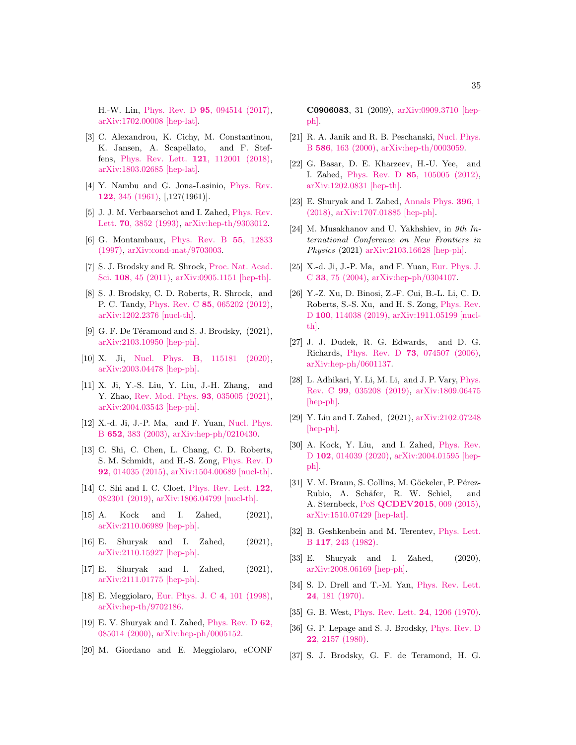H.-W. Lin, Phys. Rev. D **95**, 094514 (2017), arXiv:1702.00008 [hep-lat].

[3] C. Alexandrou, K. Cichy, M. Constantinou, K. Jansen, A. Scapellato, and F. Steffens, Phys. Rev. Lett. **121**, 112001 (2018), arXiv:1803.02685 [hep-lat].

[4] Y. Nambu and G. Jona-Lasinio, Phys. Rev. **122**, 345 (1961), [,127(1961)].

[5] J. J. M. Verbaarschot and I. Zahed, Phys. Rev. Lett. **70**, 3852 (1993), arXiv:hep-th/9303012.

[6] G. Montambaux, Phys. Rev. B **55**, 12833 (1997), arXiv:cond-mat/9703003.

[7] S. J. Brodsky and R. Shrock, Proc. Nat. Acad. Sci. **108**, 45 (2011), arXiv:0905.1151 [hep-th].

[8] S. J. Brodsky, C. D. Roberts, R. Shrock, and P. C. Tandy, Phys. Rev. C **85**, 065202 (2012), arXiv:1202.2376 [nucl-th].

[9] G. F. De Téramond and S. J. Brodsky, (2021), arXiv:2103.10950 [hep-ph].

[10] X. Ji, Nucl. Phys. **B**, 115181 (2020), arXiv:2003.04478 [hep-ph].

[11] X. Ji, Y.-S. Liu, Y. Liu, J.-H. Zhang, and Y. Zhao, Rev. Mod. Phys. **93**, 035005 (2021), arXiv:2004.03543 [hep-ph].

[12] X.-d. Ji, J.-P. Ma, and F. Yuan, Nucl. Phys. B **652**, 383 (2003), arXiv:hep-ph/0210430.

[13] C. Shi, C. Chen, L. Chang, C. D. Roberts, S. M. Schmidt, and H.-S. Zong, Phys. Rev. D **92**, 014035 (2015), arXiv:1504.00689 [nucl-th].

[14] C. Shi and I. C. Cloet, Phys. Rev. Lett. **122**, 082301 (2019), arXiv:1806.04799 [nucl-th].

[15] A. Kock and I. Zahed, (2021), arXiv:2110.06989 [hep-ph].

[16] E. Shuryak and I. Zahed, (2021), arXiv:2110.15927 [hep-ph].

[17] E. Shuryak and I. Zahed, (2021), arXiv:2111.01775 [hep-ph].

[18] E. Meggiolaro, Eur. Phys. J. C **4**, 101 (1998), arXiv:hep-th/9702186.

[19] E. V. Shuryak and I. Zahed, Phys. Rev. D **62**, 085014 (2000), arXiv:hep-ph/0005152.

[20] M. Giordano and E. Meggiolaro, eCONF **C0906083**, 31 (2009), arXiv:0909.3710 [hep-ph].

[21] R. A. Janik and R. B. Peschanski, Nucl. Phys. B **586**, 163 (2000), arXiv:hep-th/0003059.

[22] G. Basar, D. E. Kharzeev, H.-U. Yee, and I. Zahed, Phys. Rev. D **85**, 105005 (2012), arXiv:1202.0831 [hep-th].

[23] E. Shuryak and I. Zahed, Annals Phys. **396**, 1 (2018), arXiv:1707.01885 [hep-ph].

[24] M. Musakhanov and U. Yakhshiev, in *9th International Conference on New Frontiers in Physics* (2021) arXiv:2103.16628 [hep-ph].

[25] X.-d. Ji, J.-P. Ma, and F. Yuan, Eur. Phys. J. C **33**, 75 (2004), arXiv:hep-ph/0304107.

[26] Y.-Z. Xu, D. Binosi, Z.-F. Cui, B.-L. Li, C. D. Roberts, S.-S. Xu, and H. S. Zong, Phys. Rev. D **100**, 114038 (2019), arXiv:1911.05199 [nucl-th].

[27] J. J. Dudek, R. G. Edwards, and D. G. Richards, Phys. Rev. D **73**, 074507 (2006), arXiv:hep-ph/0601137.

[28] L. Adhikari, Y. Li, M. Li, and J. P. Vary, Phys. Rev. C **99**, 035208 (2019), arXiv:1809.06475 [hep-ph].

[29] Y. Liu and I. Zahed, (2021), arXiv:2102.07248 [hep-ph].

[30] A. Kock, Y. Liu, and I. Zahed, Phys. Rev. D **102**, 014039 (2020), arXiv:2004.01595 [hep-ph].

[31] V. M. Braun, S. Collins, M. Göckeler, P. Pérez-Rubio, A. Schäfer, R. W. Schiel, and A. Sternbeck, PoS **QCDEV2015**, 009 (2015), arXiv:1510.07429 [hep-lat].

[32] B. Geshkenbein and M. Terentev, Phys. Lett. B **117**, 243 (1982).

[33] E. Shuryak and I. Zahed, (2020), arXiv:2008.06169 [hep-ph].

[34] S. D. Drell and T.-M. Yan, Phys. Rev. Lett. **24**, 181 (1970).

[35] G. B. West, Phys. Rev. Lett. **24**, 1206 (1970).

[36] G. P. Lepage and S. J. Brodsky, Phys. Rev. D **22**, 2157 (1980).

[37] S. J. Brodsky, G. F. de Teramond, H. G.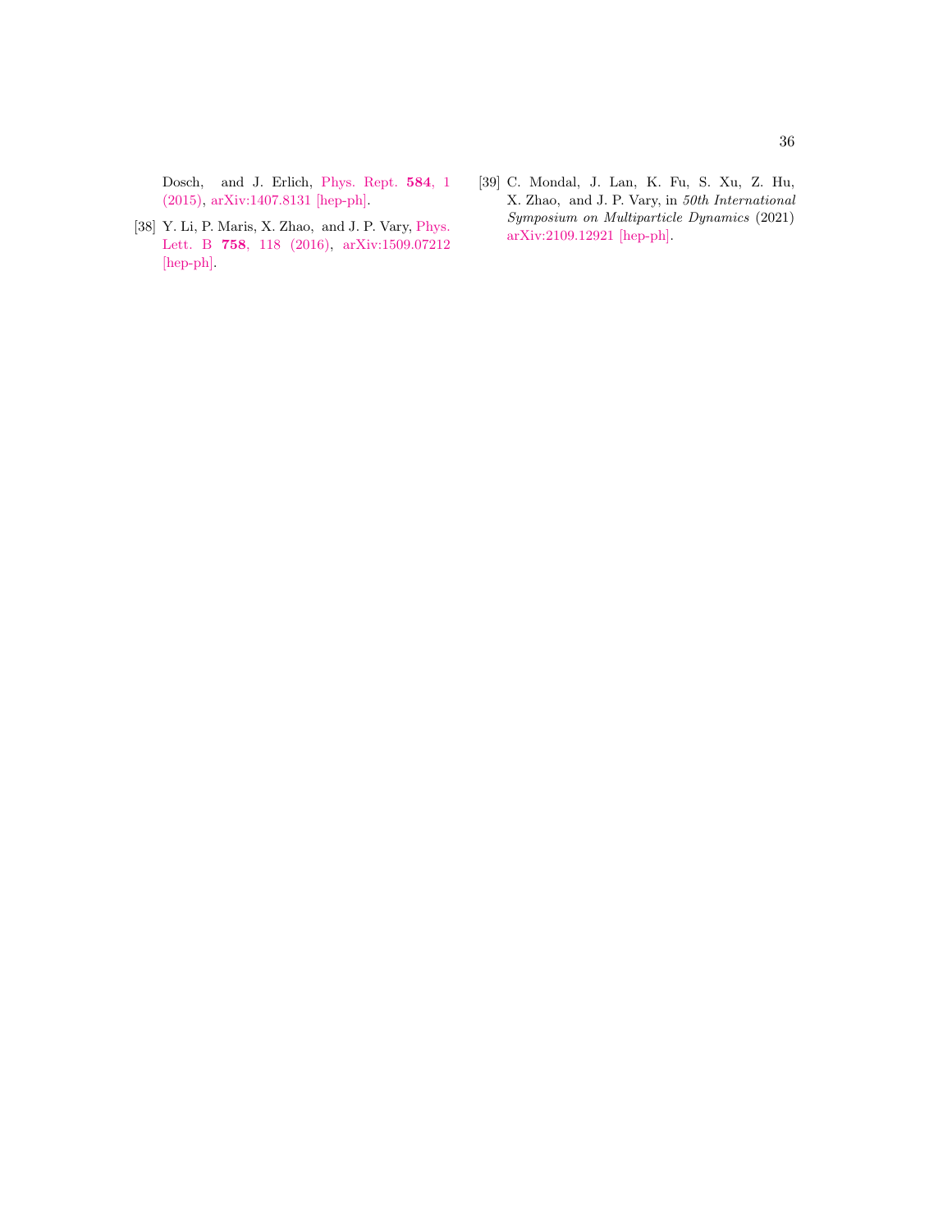Dosch, and J. Erlich, Phys. Rept. **584**, 1 (2015), arXiv:1407.8131 [hep-ph].

[38] Y. Li, P. Maris, X. Zhao, and J. P. Vary, Phys. Lett. B **758**, 118 (2016), arXiv:1509.07212 [hep-ph].

[39] C. Mondal, J. Lan, K. Fu, S. Xu, Z. Hu, X. Zhao, and J. P. Vary, in *50th International Symposium on Multiparticle Dynamics* (2021) arXiv:2109.12921 [hep-ph].